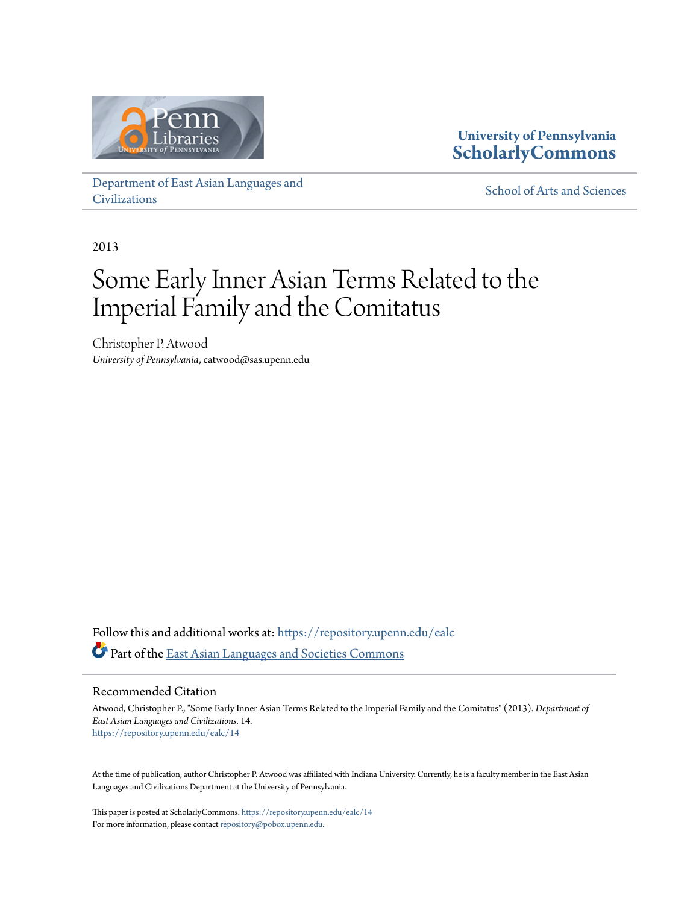University of Pennsylvania
**ScholarlyCommons**

Department of East Asian Languages and Civilizations

School of Arts and Sciences

2013

# Some Early Inner Asian Terms Related to the Imperial Family and the Comitatus

Christopher P. Atwood
*University of Pennsylvania*, catwood@sas.upenn.edu

Follow this and additional works at: https://repository.upenn.edu/ealc

Part of the East Asian Languages and Societies Commons

## Recommended Citation

Atwood, Christopher P., "Some Early Inner Asian Terms Related to the Imperial Family and the Comitatus" (2013). *Department of East Asian Languages and Civilizations*. 14.
https://repository.upenn.edu/ealc/14

At the time of publication, author Christopher P. Atwood was affiliated with Indiana University. Currently, he is a faculty member in the East Asian Languages and Civilizations Department at the University of Pennsylvania.

This paper is posted at ScholarlyCommons. https://repository.upenn.edu/ealc/14
For more information, please contact repository@pobox.upenn.edu.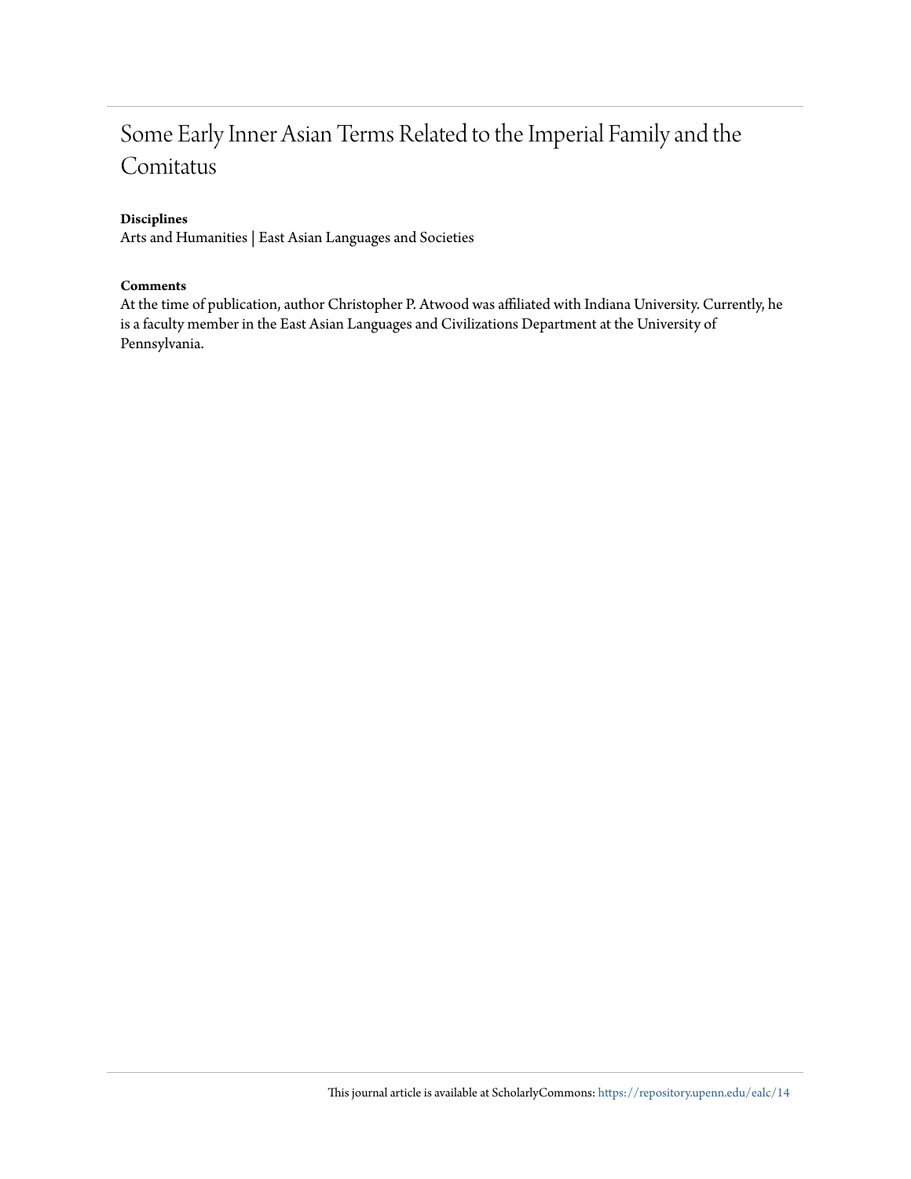# Some Early Inner Asian Terms Related to the Imperial Family and the Comitatus

**Disciplines**

Arts and Humanities | East Asian Languages and Societies

**Comments**

At the time of publication, author Christopher P. Atwood was affiliated with Indiana University. Currently, he is a faculty member in the East Asian Languages and Civilizations Department at the University of Pennsylvania.

This journal article is available at ScholarlyCommons: https://repository.upenn.edu/ealc/14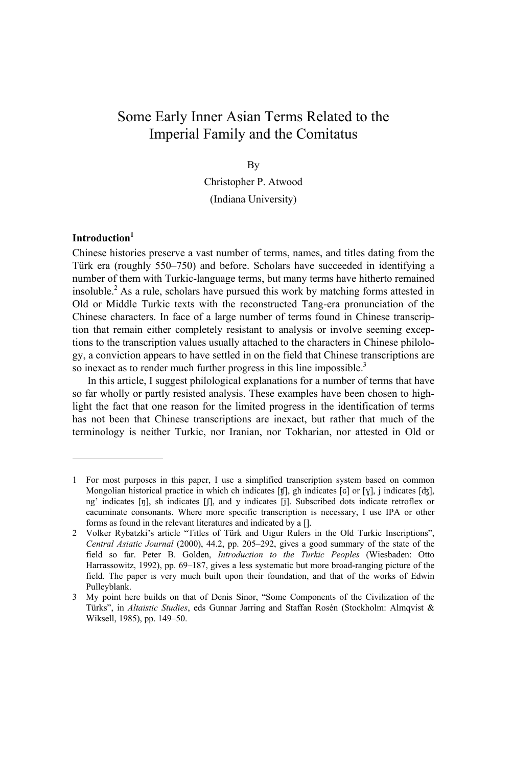# Some Early Inner Asian Terms Related to the Imperial Family and the Comitatus

By

Christopher P. Atwood

(Indiana University)

## Introduction[1]

Chinese histories preserve a vast number of terms, names, and titles dating from the Türk era (roughly 550–750) and before. Scholars have succeeded in identifying a number of them with Turkic-language terms, but many terms have hitherto remained insoluble.[2] As a rule, scholars have pursued this work by matching forms attested in Old or Middle Turkic texts with the reconstructed Tang-era pronunciation of the Chinese characters. In face of a large number of terms found in Chinese transcription that remain either completely resistant to analysis or involve seeming exceptions to the transcription values usually attached to the characters in Chinese philology, a conviction appears to have settled in on the field that Chinese transcriptions are so inexact as to render much further progress in this line impossible.[3]

In this article, I suggest philological explanations for a number of terms that have so far wholly or partly resisted analysis. These examples have been chosen to highlight the fact that one reason for the limited progress in the identification of terms has not been that Chinese transcriptions are inexact, but rather that much of the terminology is neither Turkic, nor Iranian, nor Tokharian, nor attested in Old or

---

1 For most purposes in this paper, I use a simplified transcription system based on common Mongolian historical practice in which ch indicates [ʧ], gh indicates [ɢ] or [ɣ], j indicates [ʤ], ng' indicates [ŋ], sh indicates [ʃ], and y indicates [j]. Subscribed dots indicate retroflex or cacuminate consonants. Where more specific transcription is necessary, I use IPA or other forms as found in the relevant literatures and indicated by a [].

2 Volker Rybatzki's article "Titles of Türk and Uigur Rulers in the Old Turkic Inscriptions", *Central Asiatic Journal* (2000), 44.2, pp. 205–292, gives a good summary of the state of the field so far. Peter B. Golden, *Introduction to the Turkic Peoples* (Wiesbaden: Otto Harrassowitz, 1992), pp. 69–187, gives a less systematic but more broad-ranging picture of the field. The paper is very much built upon their foundation, and that of the works of Edwin Pulleyblank.

3 My point here builds on that of Denis Sinor, "Some Components of the Civilization of the Türks", in *Altaistic Studies*, eds Gunnar Jarring and Staffan Rosén (Stockholm: Almqvist & Wiksell, 1985), pp. 149–50.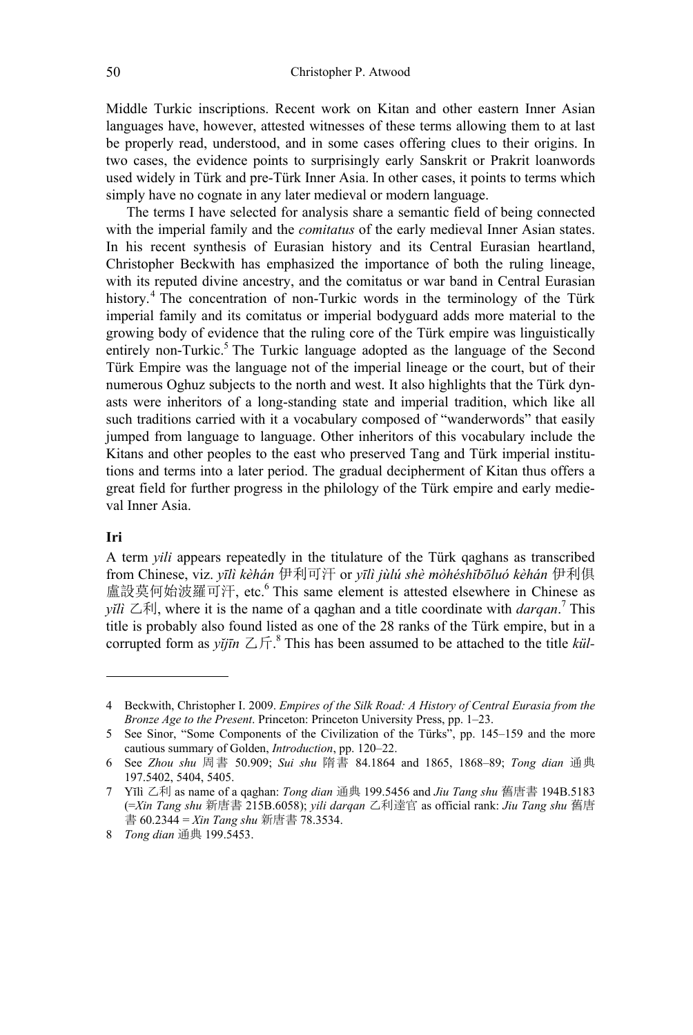Middle Turkic inscriptions. Recent work on Kitan and other eastern Inner Asian languages have, however, attested witnesses of these terms allowing them to at last be properly read, understood, and in some cases offering clues to their origins. In two cases, the evidence points to surprisingly early Sanskrit or Prakrit loanwords used widely in Türk and pre-Türk Inner Asia. In other cases, it points to terms which simply have no cognate in any later medieval or modern language.

The terms I have selected for analysis share a semantic field of being connected with the imperial family and the *comitatus* of the early medieval Inner Asian states. In his recent synthesis of Eurasian history and its Central Eurasian heartland, Christopher Beckwith has emphasized the importance of both the ruling lineage, with its reputed divine ancestry, and the comitatus or war band in Central Eurasian history.[4] The concentration of non-Turkic words in the terminology of the Türk imperial family and its comitatus or imperial bodyguard adds more material to the growing body of evidence that the ruling core of the Türk empire was linguistically entirely non-Turkic.[5] The Turkic language adopted as the language of the Second Türk Empire was the language not of the imperial lineage or the court, but of their numerous Oghuz subjects to the north and west. It also highlights that the Türk dynasts were inheritors of a long-standing state and imperial tradition, which like all such traditions carried with it a vocabulary composed of "wanderwords" that easily jumped from language to language. Other inheritors of this vocabulary include the Kitans and other peoples to the east who preserved Tang and Türk imperial institutions and terms into a later period. The gradual decipherment of Kitan thus offers a great field for further progress in the philology of the Türk empire and early medieval Inner Asia.

**Iri**

A term *yili* appears repeatedly in the titulature of the Türk qaghans as transcribed from Chinese, viz. *yīlì kèhán* 伊利可汗 or *yīlì jùlú shè mòhéshǐbōluó kèhán* 伊利俱盧設莫何始波羅可汗, etc.[6] This same element is attested elsewhere in Chinese as *yǐlì* 乙利, where it is the name of a qaghan and a title coordinate with *darqan*.[7] This title is probably also found listed as one of the 28 ranks of the Türk empire, but in a corrupted form as *yǐjīn* 乙斤.[8] This has been assumed to be attached to the title *kül-*

---

4 Beckwith, Christopher I. 2009. *Empires of the Silk Road: A History of Central Eurasia from the Bronze Age to the Present*. Princeton: Princeton University Press, pp. 1–23.

5 See Sinor, "Some Components of the Civilization of the Türks", pp. 145–159 and the more cautious summary of Golden, *Introduction*, pp. 120–22.

6 See *Zhou shu* 周書 50.909; *Sui shu* 隋書 84.1864 and 1865, 1868–89; *Tong dian* 通典 197.5402, 5404, 5405.

7 Yǐlì 乙利 as name of a qaghan: *Tong dian* 通典 199.5456 and *Jiu Tang shu* 舊唐書 194B.5183 (=*Xin Tang shu* 新唐書 215B.6058); *yili darqan* 乙利達官 as official rank: *Jiu Tang shu* 舊唐書 60.2344 = *Xin Tang shu* 新唐書 78.3534.

8 *Tong dian* 通典 199.5453.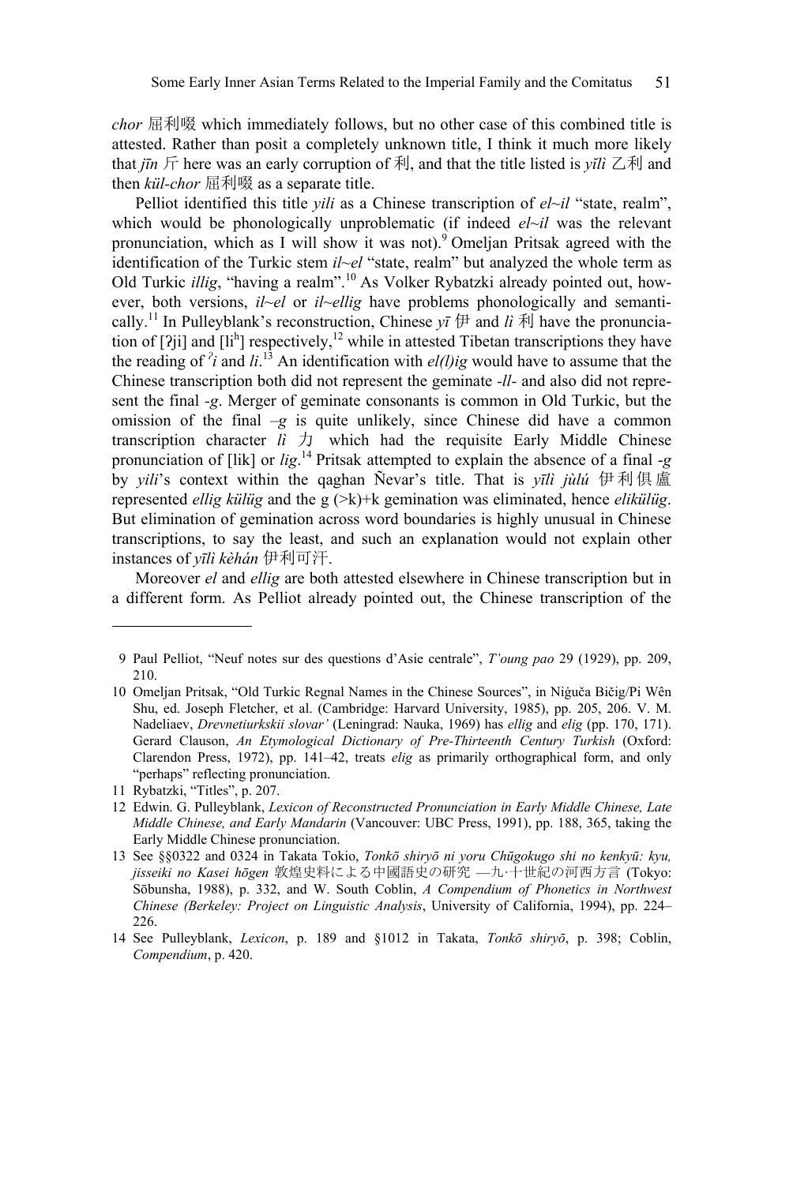*chor* 屈利啜 which immediately follows, but no other case of this combined title is attested. Rather than posit a completely unknown title, I think it much more likely that *jīn* 斤 here was an early corruption of 利, and that the title listed is *yīlì* 乙利 and then *kül-chor* 屈利啜 as a separate title.

Pelliot identified this title *yili* as a Chinese transcription of *el~il* "state, realm", which would be phonologically unproblematic (if indeed *el~il* was the relevant pronunciation, which as I will show it was not).[9] Omeljan Pritsak agreed with the identification of the Turkic stem *il~el* "state, realm" but analyzed the whole term as Old Turkic *illig*, "having a realm".[10] As Volker Rybatzki already pointed out, however, both versions, *il~el* or *il~ellig* have problems phonologically and semantically.[11] In Pulleyblank's reconstruction, Chinese *yī* 伊 and *lì* 利 have the pronunciation of [ʔji] and [lih] respectively,[12] while in attested Tibetan transcriptions they have the reading of *ʔi* and *li*.[13] An identification with *el(l)ig* would have to assume that the Chinese transcription both did not represent the geminate *-ll-* and also did not represent the final *-g*. Merger of geminate consonants is common in Old Turkic, but the omission of the final *–g* is quite unlikely, since Chinese did have a common transcription character *lì* 力 which had the requisite Early Middle Chinese pronunciation of [lik] or *lig*.[14] Pritsak attempted to explain the absence of a final *-g* by *yili*'s context within the qaghan Ñevar's title. That is *yīlì jùlú* 伊利俱盧 represented *ellig külüg* and the g (>k)+k gemination was eliminated, hence *eliküliüg*. But elimination of gemination across word boundaries is highly unusual in Chinese transcriptions, to say the least, and such an explanation would not explain other instances of *yīlì kèhán* 伊利可汗.

Moreover *el* and *ellig* are both attested elsewhere in Chinese transcription but in a different form. As Pelliot already pointed out, the Chinese transcription of the

---

9 Paul Pelliot, "Neuf notes sur des questions d'Asie centrale", *T'oung pao* 29 (1929), pp. 209, 210.

10 Omeljan Pritsak, "Old Turkic Regnal Names in the Chinese Sources", in Niġuča Bičig/Pi Wên Shu, ed. Joseph Fletcher, et al. (Cambridge: Harvard University, 1985), pp. 205, 206. V. M. Nadeliaev, *Drevnetiurkskii slovar'* (Leningrad: Nauka, 1969) has *ellig* and *elig* (pp. 170, 171). Gerard Clauson, *An Etymological Dictionary of Pre-Thirteenth Century Turkish* (Oxford: Clarendon Press, 1972), pp. 141–42, treats *elig* as primarily orthographical form, and only "perhaps" reflecting pronunciation.

11 Rybatzki, "Titles", p. 207.

12 Edwin. G. Pulleyblank, *Lexicon of Reconstructed Pronunciation in Early Middle Chinese, Late Middle Chinese, and Early Mandarin* (Vancouver: UBC Press, 1991), pp. 188, 365, taking the Early Middle Chinese pronunciation.

13 See §§0322 and 0324 in Takata Tokio, *Tonkō shiryō ni yoru Chūgokugo shi no kenkyū: kyu, jisseiki no Kasei hōgen* 敦煌史料による中國語史の研究 —九·十世紀の河西方言 (Tokyo: Sōbunsha, 1988), p. 332, and W. South Coblin, *A Compendium of Phonetics in Northwest Chinese (Berkeley: Project on Linguistic Analysis*, University of California, 1994), pp. 224–226.

14 See Pulleyblank, *Lexicon*, p. 189 and §1012 in Takata, *Tonkō shiryō*, p. 398; Coblin, *Compendium*, p. 420.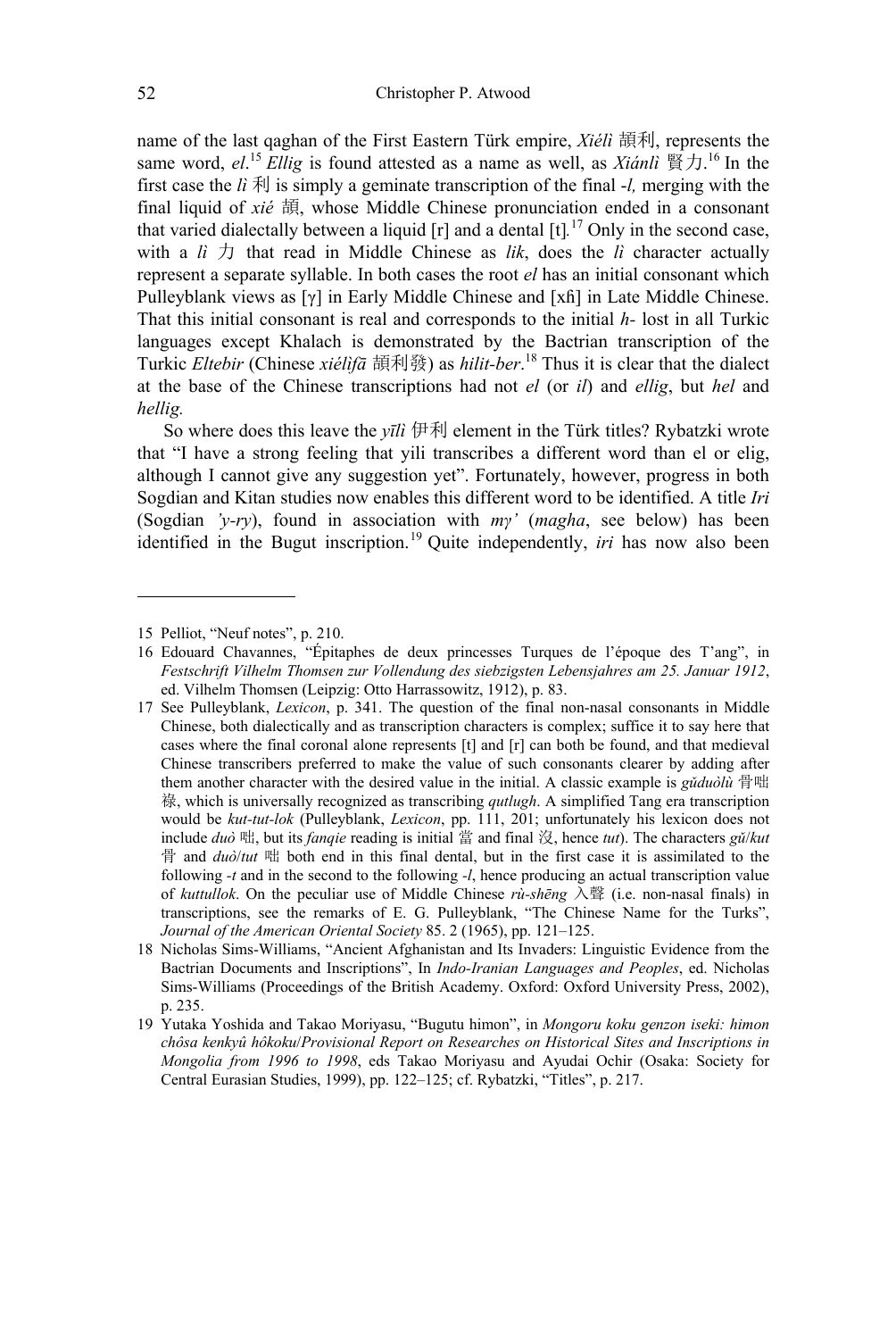name of the last qaghan of the First Eastern Türk empire, *Xiélì* 頡利, represents the same word, *el*.[15] *Ellig* is found attested as a name as well, as *Xiánlì* 賢力.[16] In the first case the *lì* 利 is simply a geminate transcription of the final -*l,* merging with the final liquid of *xié* 頡, whose Middle Chinese pronunciation ended in a consonant that varied dialectally between a liquid [r] and a dental [t].[17] Only in the second case, with a *lì* 力 that read in Middle Chinese as *lik*, does the *lì* character actually represent a separate syllable. In both cases the root *el* has an initial consonant which Pulleyblank views as [ɣ] in Early Middle Chinese and [xɦ] in Late Middle Chinese. That this initial consonant is real and corresponds to the initial *h-* lost in all Turkic languages except Khalach is demonstrated by the Bactrian transcription of the Turkic *Eltebir* (Chinese *xiélìfā* 頡利發) as *hilit-ber*.[18] Thus it is clear that the dialect at the base of the Chinese transcriptions had not *el* (or *il*) and *ellig*, but *hel* and *hellig.*

So where does this leave the *yīlì* 伊利 element in the Türk titles? Rybatzki wrote that "I have a strong feeling that yili transcribes a different word than el or elig, although I cannot give any suggestion yet". Fortunately, however, progress in both Sogdian and Kitan studies now enables this different word to be identified. A title *Iri* (Sogdian *'y-ry*), found in association with *mγ'* (*magha*, see below) has been identified in the Bugut inscription.[19] Quite independently, *iri* has now also been

---

15 Pelliot, "Neuf notes", p. 210.

16 Edouard Chavannes, "Épitaphes de deux princesses Turques de l'époque des T'ang", in *Festschrift Vilhelm Thomsen zur Vollendung des siebzigsten Lebensjahres am 25. Januar 1912*, ed. Vilhelm Thomsen (Leipzig: Otto Harrassowitz, 1912), p. 83.

17 See Pulleyblank, *Lexicon*, p. 341. The question of the final non-nasal consonants in Middle Chinese, both dialectically and as transcription characters is complex; suffice it to say here that cases where the final coronal alone represents [t] and [r] can both be found, and that medieval Chinese transcribers preferred to make the value of such consonants clearer by adding after them another character with the desired value in the initial. A classic example is *gǔduòlù* 骨咄祿, which is universally recognized as transcribing *qutlugh*. A simplified Tang era transcription would be *kut-tut-lok* (Pulleyblank, *Lexicon*, pp. 111, 201; unfortunately his lexicon does not include *duò* 咄, but its *fanqie* reading is initial 當 and final 沒, hence *tut*). The characters *gǔ*/*kut* 骨 and *duò*/*tut* 咄 both end in this final dental, but in the first case it is assimilated to the following *-t* and in the second to the following *-l*, hence producing an actual transcription value of *kuttullok*. On the peculiar use of Middle Chinese *rù-shēng* 入聲 (i.e. non-nasal finals) in transcriptions, see the remarks of E. G. Pulleyblank, "The Chinese Name for the Turks", *Journal of the American Oriental Society* 85. 2 (1965), pp. 121–125.

18 Nicholas Sims-Williams, "Ancient Afghanistan and Its Invaders: Linguistic Evidence from the Bactrian Documents and Inscriptions", In *Indo-Iranian Languages and Peoples*, ed. Nicholas Sims-Williams (Proceedings of the British Academy. Oxford: Oxford University Press, 2002), p. 235.

19 Yutaka Yoshida and Takao Moriyasu, "Bugutu himon", in *Mongoru koku genzon iseki: himon chôsa kenkyû hôkoku*/*Provisional Report on Researches on Historical Sites and Inscriptions in Mongolia from 1996 to 1998*, eds Takao Moriyasu and Ayudai Ochir (Osaka: Society for Central Eurasian Studies, 1999), pp. 122–125; cf. Rybatzki, "Titles", p. 217.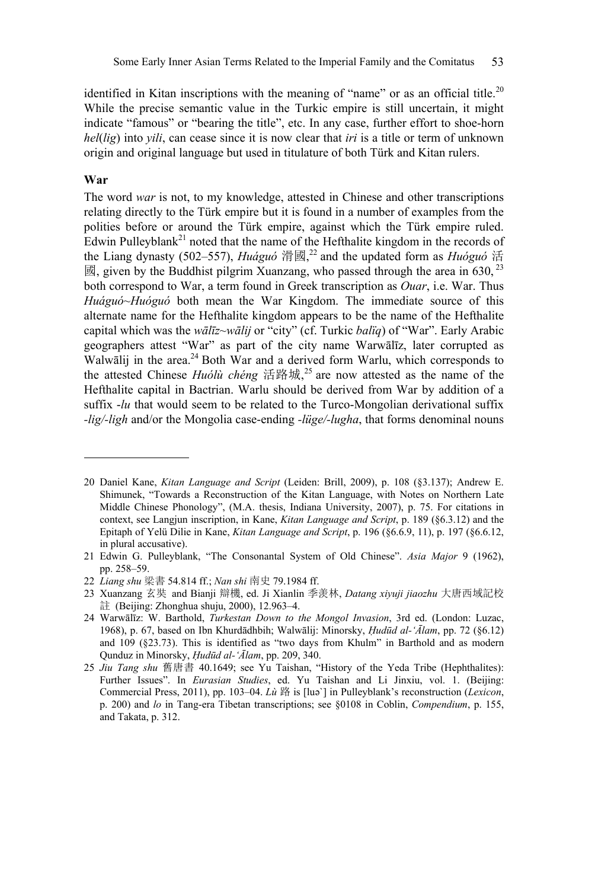identified in Kitan inscriptions with the meaning of "name" or as an official title.[20] While the precise semantic value in the Turkic empire is still uncertain, it might indicate "famous" or "bearing the title", etc. In any case, further effort to shoe-horn *hel*(*lig*) into *yili*, can cease since it is now clear that *iri* is a title or term of unknown origin and original language but used in titulature of both Türk and Kitan rulers.

### War

The word *war* is not, to my knowledge, attested in Chinese and other transcriptions relating directly to the Türk empire but it is found in a number of examples from the polities before or around the Türk empire, against which the Türk empire ruled. Edwin Pulleyblank[21] noted that the name of the Hefthalite kingdom in the records of the Liang dynasty (502–557), *Huáguó* 滑國,[22] and the updated form as *Huóguó* 活國, given by the Buddhist pilgrim Xuanzang, who passed through the area in 630,[23] both correspond to War, a term found in Greek transcription as *Ouar*, i.e. War. Thus *Huáguó*~*Huóguó* both mean the War Kingdom. The immediate source of this alternate name for the Hefthalite kingdom appears to be the name of the Hefthalite capital which was the *wālīz*~*wālij* or "city" (cf. Turkic *balïq*) of "War". Early Arabic geographers attest "War" as part of the city name Warwālīz, later corrupted as Walwālij in the area.[24] Both War and a derived form Warlu, which corresponds to the attested Chinese *Huólù chéng* 活路城,[25] are now attested as the name of the Hefthalite capital in Bactrian. Warlu should be derived from War by addition of a suffix *-lu* that would seem to be related to the Turco-Mongolian derivational suffix *-lig*/*-ligh* and/or the Mongolia case-ending *-lüge*/*-lugha*, that forms denominal nouns

---

20 Daniel Kane, *Kitan Language and Script* (Leiden: Brill, 2009), p. 108 (§3.137); Andrew E. Shimunek, "Towards a Reconstruction of the Kitan Language, with Notes on Northern Late Middle Chinese Phonology", (M.A. thesis, Indiana University, 2007), p. 75. For citations in context, see Langjun inscription, in Kane, *Kitan Language and Script*, p. 189 (§6.3.12) and the Epitaph of Yelü Dilie in Kane, *Kitan Language and Script*, p. 196 (§6.6.9, 11), p. 197 (§6.6.12, in plural accusative).

21 Edwin G. Pulleyblank, "The Consonantal System of Old Chinese". *Asia Major* 9 (1962), pp. 258–59.

22 *Liang shu* 梁書 54.814 ff.; *Nan shi* 南史 79.1984 ff.

23 Xuanzang 玄奘 and Bianji 辯機, ed. Ji Xianlin 季羡林, *Datang xiyuji jiaozhu* 大唐西域記校註 (Beijing: Zhonghua shuju, 2000), 12.963–4.

24 Warwālīz: W. Barthold, *Turkestan Down to the Mongol Invasion*, 3rd ed. (London: Luzac, 1968), p. 67, based on Ibn Khurdādhbih; Walwālij: Minorsky, *Ḥudūd al-ʻĀlam*, pp. 72 (§6.12) and 109 (§23.73). This is identified as "two days from Khulm" in Barthold and as modern Qunduz in Minorsky, *Ḥudūd al-ʻĀlam*, pp. 209, 340.

25 *Jiu Tang shu* 舊唐書 40.1649; see Yu Taishan, "History of the Yeda Tribe (Hephthalites): Further Issues". In *Eurasian Studies*, ed. Yu Taishan and Li Jinxiu, vol. 1. (Beijing: Commercial Press, 2011), pp. 103–04. *Lù* 路 is [luə`] in Pulleyblank's reconstruction (*Lexicon*, p. 200) and *lo* in Tang-era Tibetan transcriptions; see §0108 in Coblin, *Compendium*, p. 155, and Takata, p. 312.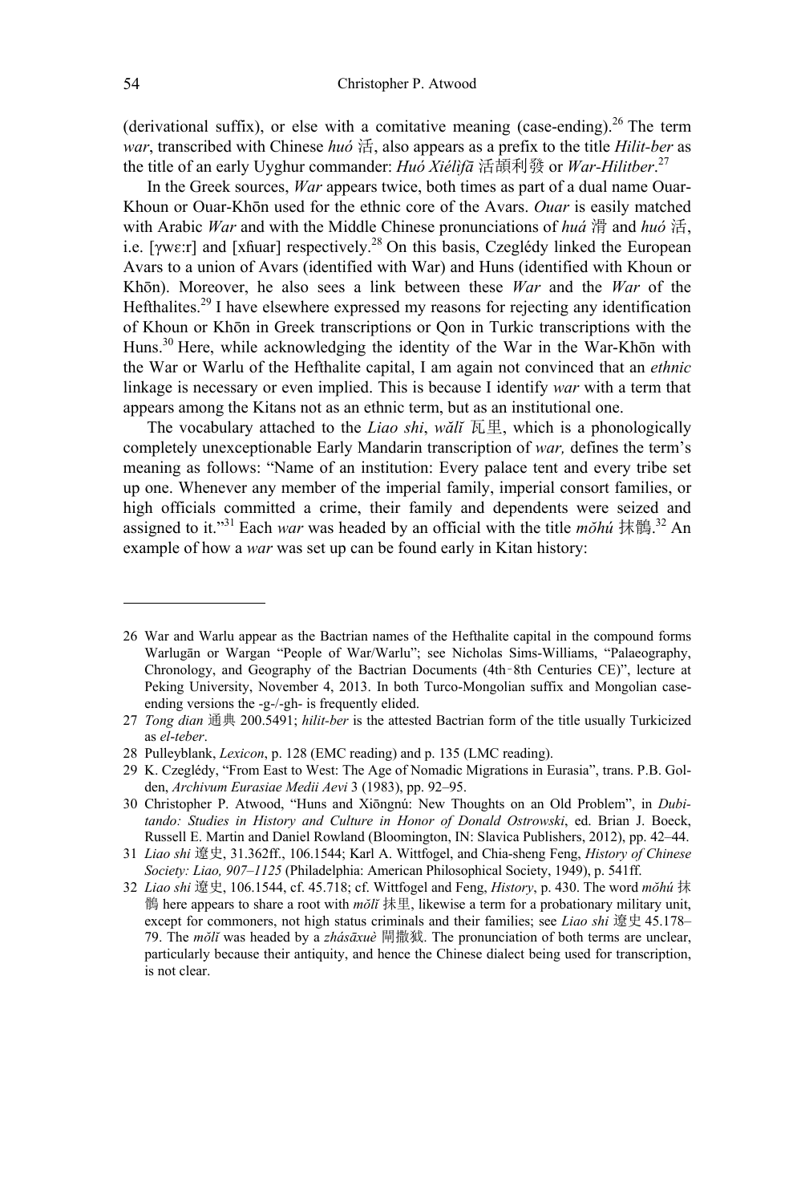(derivational suffix), or else with a comitative meaning (case-ending).[26] The term *war*, transcribed with Chinese *huó* 活, also appears as a prefix to the title *Hilit-ber* as the title of an early Uyghur commander: *Huó Xiélìfā* 活頡利發 or *War-Hilitber*.[27]

In the Greek sources, *War* appears twice, both times as part of a dual name Ouar-Khoun or Ouar-Khōn used for the ethnic core of the Avars. *Ouar* is easily matched with Arabic *War* and with the Middle Chinese pronunciations of *huá* 滑 and *huó* 活, i.e. [ɣwɛːr] and [xɦuar] respectively.[28] On this basis, Czeglédy linked the European Avars to a union of Avars (identified with War) and Huns (identified with Khoun or Khōn). Moreover, he also sees a link between these *War* and the *War* of the Hefthalites.[29] I have elsewhere expressed my reasons for rejecting any identification of Khoun or Khōn in Greek transcriptions or Qon in Turkic transcriptions with the Huns.[30] Here, while acknowledging the identity of the War in the War-Khōn with the War or Warlu of the Hefthalite capital, I am again not convinced that an *ethnic* linkage is necessary or even implied. This is because I identify *war* with a term that appears among the Kitans not as an ethnic term, but as an institutional one.

The vocabulary attached to the *Liao shi*, *wǎlǐ* 瓦里, which is a phonologically completely unexceptionable Early Mandarin transcription of *war,* defines the term's meaning as follows: "Name of an institution: Every palace tent and every tribe set up one. Whenever any member of the imperial family, imperial consort families, or high officials committed a crime, their family and dependents were seized and assigned to it."[31] Each *war* was headed by an official with the title *mǒhú* 抹鶻.[32] An example of how a *war* was set up can be found early in Kitan history:

---

26 War and Warlu appear as the Bactrian names of the Hefthalite capital in the compound forms Warlugān or Wargan "People of War/Warlu"; see Nicholas Sims-Williams, "Palaeography, Chronology, and Geography of the Bactrian Documents (4th–8th Centuries CE)", lecture at Peking University, November 4, 2013. In both Turco-Mongolian suffix and Mongolian case-ending versions the -g-/-gh- is frequently elided.

27 *Tong dian* 通典 200.5491; *hilit-ber* is the attested Bactrian form of the title usually Turkicized as *el-teber*.

28 Pulleyblank, *Lexicon*, p. 128 (EMC reading) and p. 135 (LMC reading).

29 K. Czeglédy, "From East to West: The Age of Nomadic Migrations in Eurasia", trans. P.B. Golden, *Archivum Eurasiae Medii Aevi* 3 (1983), pp. 92–95.

30 Christopher P. Atwood, "Huns and Xiōngnú: New Thoughts on an Old Problem", in *Dubitando: Studies in History and Culture in Honor of Donald Ostrowski*, ed. Brian J. Boeck, Russell E. Martin and Daniel Rowland (Bloomington, IN: Slavica Publishers, 2012), pp. 42–44.

31 *Liao shi* 遼史, 31.362ff., 106.1544; Karl A. Wittfogel, and Chia-sheng Feng, *History of Chinese Society: Liao, 907–1125* (Philadelphia: American Philosophical Society, 1949), p. 541ff.

32 *Liao shi* 遼史, 106.1544, cf. 45.718; cf. Wittfogel and Feng, *History*, p. 430. The word *mǒhú* 抹鶻 here appears to share a root with *mǒlǐ* 抹里, likewise a term for a probationary military unit, except for commoners, not high status criminals and their families; see *Liao shi* 遼史 45.178–79. The *mǒlǐ* was headed by a *zhásāxuè* 閘撒狘. The pronunciation of both terms are unclear, particularly because their antiquity, and hence the Chinese dialect being used for transcription, is not clear.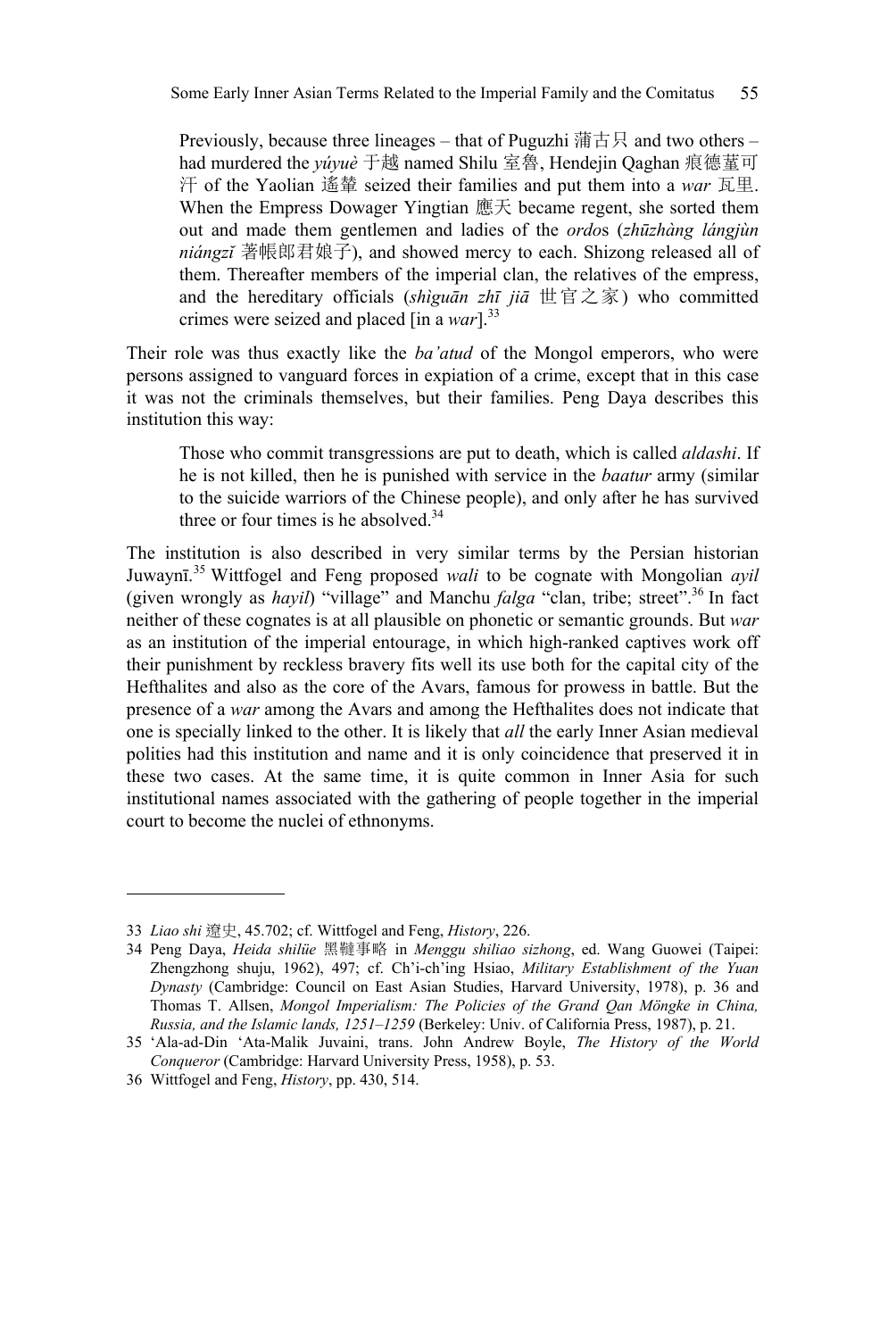> Previously, because three lineages – that of Puguzhi 蒲古只 and two others – had murdered the *yúyuè* 于越 named Shilu 室魯, Hendejin Qaghan 痕德菫可汗 of the Yaolian 遙輦 seized their families and put them into a *war* 瓦里. When the Empress Dowager Yingtian 應天 became regent, she sorted them out and made them gentlemen and ladies of the *ordo*s (*zhūzhàng lángjùn niángzǐ* 著帳郎君娘子), and showed mercy to each. Shizong released all of them. Thereafter members of the imperial clan, the relatives of the empress, and the hereditary officials (*shìguān zhī jiā* 世官之家) who committed crimes were seized and placed [in a *war*].[33]

Their role was thus exactly like the *ba'atud* of the Mongol emperors, who were persons assigned to vanguard forces in expiation of a crime, except that in this case it was not the criminals themselves, but their families. Peng Daya describes this institution this way:

> Those who commit transgressions are put to death, which is called *aldashi*. If he is not killed, then he is punished with service in the *baatur* army (similar to the suicide warriors of the Chinese people), and only after he has survived three or four times is he absolved.[34]

The institution is also described in very similar terms by the Persian historian Juwaynī.[35] Wittfogel and Feng proposed *wali* to be cognate with Mongolian *ayil* (given wrongly as *hayil*) "village" and Manchu *falga* "clan, tribe; street".[36] In fact neither of these cognates is at all plausible on phonetic or semantic grounds. But *war* as an institution of the imperial entourage, in which high-ranked captives work off their punishment by reckless bravery fits well its use both for the capital city of the Hefthalites and also as the core of the Avars, famous for prowess in battle. But the presence of a *war* among the Avars and among the Hefthalites does not indicate that one is specially linked to the other. It is likely that *all* the early Inner Asian medieval polities had this institution and name and it is only coincidence that preserved it in these two cases. At the same time, it is quite common in Inner Asia for such institutional names associated with the gathering of people together in the imperial court to become the nuclei of ethnonyms.

---

33 *Liao shi* 遼史, 45.702; cf. Wittfogel and Feng, *History*, 226.

34 Peng Daya, *Heida shilüe* 黑韃事略 in *Menggu shiliao sizhong*, ed. Wang Guowei (Taipei: Zhengzhong shuju, 1962), 497; cf. Ch'i-ch'ing Hsiao, *Military Establishment of the Yuan Dynasty* (Cambridge: Council on East Asian Studies, Harvard University, 1978), p. 36 and Thomas T. Allsen, *Mongol Imperialism: The Policies of the Grand Qan Möngke in China, Russia, and the Islamic lands, 1251–1259* (Berkeley: Univ. of California Press, 1987), p. 21.

35 'Ala-ad-Din 'Ata-Malik Juvaini, trans. John Andrew Boyle, *The History of the World Conqueror* (Cambridge: Harvard University Press, 1958), p. 53.

36 Wittfogel and Feng, *History*, pp. 430, 514.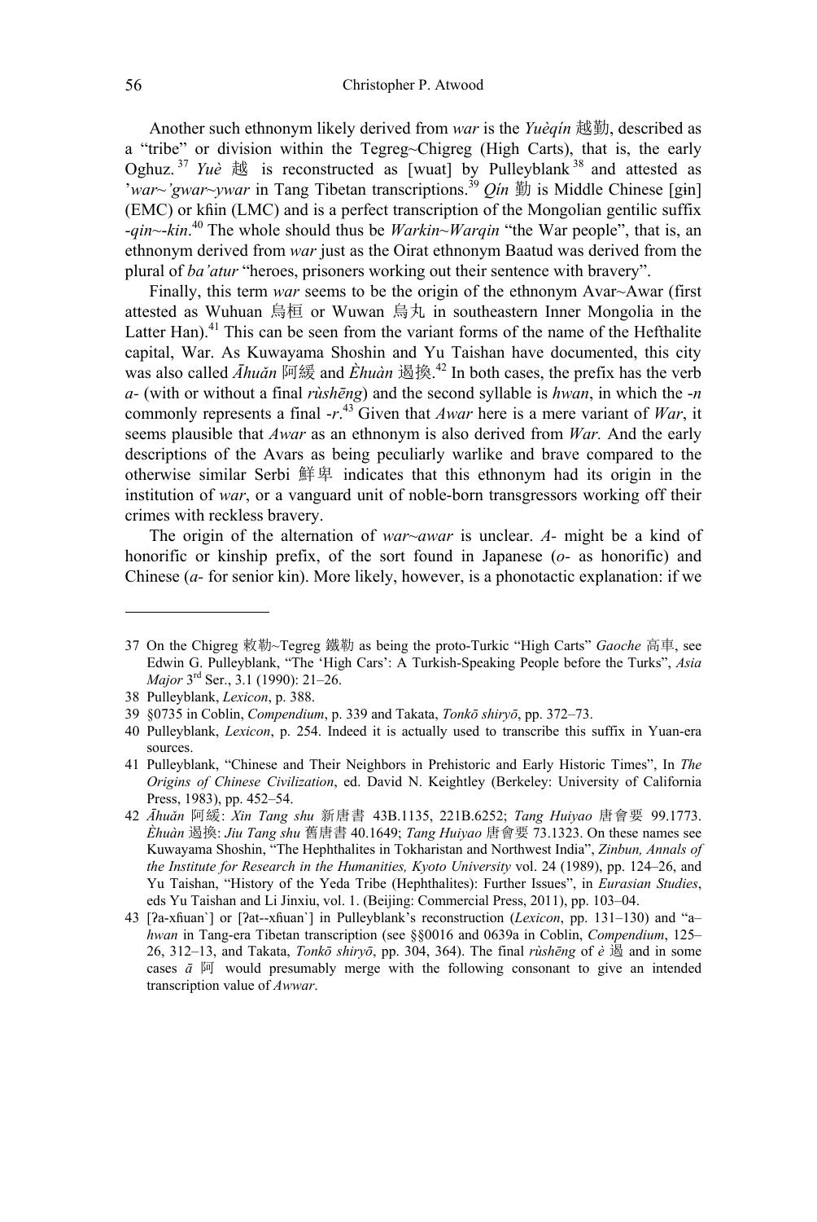Another such ethnonym likely derived from *war* is the *Yuèqín* 越勤, described as a "tribe" or division within the Tegreg~Chigreg (High Carts), that is, the early Oghuz.[37] *Yuè* 越 is reconstructed as [wuat] by Pulleyblank[38] and attested as '*war*~'*gwar*~*ywar* in Tang Tibetan transcriptions.[39] *Qín* 勤 is Middle Chinese [gɨn] (EMC) or kɦin (LMC) and is a perfect transcription of the Mongolian gentilic suffix *-qin*~*-kin*.[40] The whole should thus be *Warkin*~*Warqin* "the War people", that is, an ethnonym derived from *war* just as the Oirat ethnonym Baatud was derived from the plural of *ba'atur* "heroes, prisoners working out their sentence with bravery".

Finally, this term *war* seems to be the origin of the ethnonym Avar~Awar (first attested as Wuhuan 烏桓 or Wuwan 烏丸 in southeastern Inner Mongolia in the Latter Han).[41] This can be seen from the variant forms of the name of the Hefthalite capital, War. As Kuwayama Shoshin and Yu Taishan have documented, this city was also called *Āhuǎn* 阿緩 and *Èhuàn* 遏換.[42] In both cases, the prefix has the verb *a-* (with or without a final *rùshēng*) and the second syllable is *hwan*, in which the *-n* commonly represents a final *-r*.[43] Given that *Awar* here is a mere variant of *War*, it seems plausible that *Awar* as an ethnonym is also derived from *War.* And the early descriptions of the Avars as being peculiarly warlike and brave compared to the otherwise similar Serbi 鮮卑 indicates that this ethnonym had its origin in the institution of *war*, or a vanguard unit of noble-born transgressors working off their crimes with reckless bravery.

The origin of the alternation of *war*~*awar* is unclear. *A-* might be a kind of honorific or kinship prefix, of the sort found in Japanese (*o-* as honorific) and Chinese (*a-* for senior kin). More likely, however, is a phonotactic explanation: if we

---

37 On the Chigreg 敕勒~Tegreg 鐵勒 as being the proto-Turkic "High Carts" *Gaoche* 高車, see Edwin G. Pulleyblank, "The 'High Cars': A Turkish-Speaking People before the Turks", *Asia Major* 3rd Ser., 3.1 (1990): 21–26.

38 Pulleyblank, *Lexicon*, p. 388.

39 §0735 in Coblin, *Compendium*, p. 339 and Takata, *Tonkō shiryō*, pp. 372–73.

40 Pulleyblank, *Lexicon*, p. 254. Indeed it is actually used to transcribe this suffix in Yuan-era sources.

41 Pulleyblank, "Chinese and Their Neighbors in Prehistoric and Early Historic Times", In *The Origins of Chinese Civilization*, ed. David N. Keightley (Berkeley: University of California Press, 1983), pp. 452–54.

42 *Āhuǎn* 阿緩: *Xin Tang shu* 新唐書 43B.1135, 221B.6252; *Tang Huiyao* 唐會要 99.1773. *Èhuàn* 遏換: *Jiu Tang shu* 舊唐書 40.1649; *Tang Huiyao* 唐會要 73.1323. On these names see Kuwayama Shoshin, "The Hephthalites in Tokharistan and Northwest India", *Zinbun, Annals of the Institute for Research in the Humanities, Kyoto University* vol. 24 (1989), pp. 124–26, and Yu Taishan, "History of the Yeda Tribe (Hephthalites): Further Issues", in *Eurasian Studies*, eds Yu Taishan and Li Jinxiu, vol. 1. (Beijing: Commercial Press, 2011), pp. 103–04.

43 [ʔa-xɦuan`] or [ʔat--xɦuan`] in Pulleyblank's reconstruction (*Lexicon*, pp. 131–130) and "a–*hwan* in Tang-era Tibetan transcription (see §§0016 and 0639a in Coblin, *Compendium*, 125–26, 312–13, and Takata, *Tonkō shiryō*, pp. 304, 364). The final *rùshēng* of *è* 遏 and in some cases *ā* 阿 would presumably merge with the following consonant to give an intended transcription value of *Awwar*.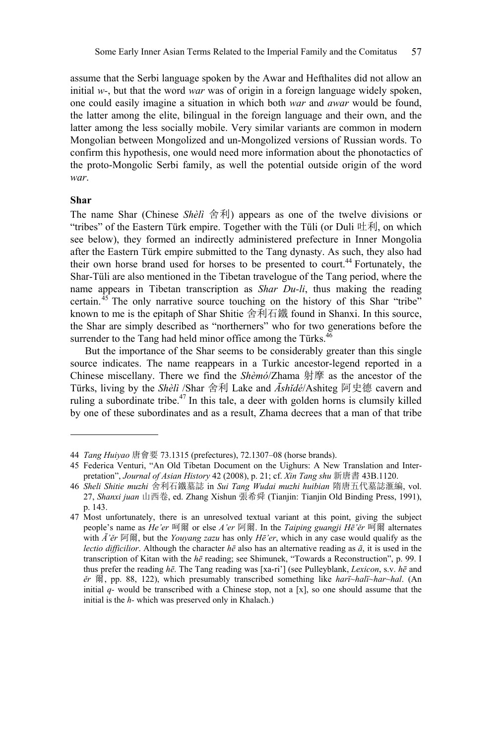assume that the Serbi language spoken by the Awar and Hefthalites did not allow an initial *w*-, but that the word *war* was of origin in a foreign language widely spoken, one could easily imagine a situation in which both *war* and *awar* would be found, the latter among the elite, bilingual in the foreign language and their own, and the latter among the less socially mobile. Very similar variants are common in modern Mongolian between Mongolized and un-Mongolized versions of Russian words. To confirm this hypothesis, one would need more information about the phonotactics of the proto-Mongolic Serbi family, as well the potential outside origin of the word *war*.

**Shar**

The name Shar (Chinese *Shèlì* 舍利) appears as one of the twelve divisions or "tribes" of the Eastern Türk empire. Together with the Tüli (or Duli 吐利, on which see below), they formed an indirectly administered prefecture in Inner Mongolia after the Eastern Türk empire submitted to the Tang dynasty. As such, they also had their own horse brand used for horses to be presented to court.[44] Fortunately, the Shar-Tüli are also mentioned in the Tibetan travelogue of the Tang period, where the name appears in Tibetan transcription as *Shar Du-li*, thus making the reading certain.[45] The only narrative source touching on the history of this Shar "tribe" known to me is the epitaph of Shar Shitie 舍利石鐵 found in Shanxi. In this source, the Shar are simply described as "northerners" who for two generations before the surrender to the Tang had held minor office among the Türks.[46]

But the importance of the Shar seems to be considerably greater than this single source indicates. The name reappears in a Turkic ancestor-legend reported in a Chinese miscellany. There we find the *Shèmó*/Zhama 射摩 as the ancestor of the Türks, living by the *Shèlì* /Shar 舍利 Lake and *Āshǐdé*/Ashiteg 阿史德 cavern and ruling a subordinate tribe.[47] In this tale, a deer with golden horns is clumsily killed by one of these subordinates and as a result, Zhama decrees that a man of that tribe

---

44 *Tang Huiyao* 唐會要 73.1315 (prefectures), 72.1307–08 (horse brands).

45 Federica Venturi, "An Old Tibetan Document on the Uighurs: A New Translation and Interpretation", *Journal of Asian History* 42 (2008), p. 21; cf. *Xin Tang shu* 新唐書 43B.1120.

46 *Sheli Shitie muzhi* 舍利石鐵墓誌 in *Sui Tang Wudai muzhi huibian* 隋唐五代墓誌滙編, vol. 27, *Shanxi juan* 山西卷, ed. Zhang Xishun 張希舜 (Tianjin: Tianjin Old Binding Press, 1991), p. 143.

47 Most unfortunately, there is an unresolved textual variant at this point, giving the subject people's name as *He'er* 呵爾 or else *A'er* 阿爾. In the *Taiping guangji Hē'ěr* 呵爾 alternates with *Ā'ěr* 阿爾, but the *Youyang zazu* has only *Hē'er*, which in any case would qualify as the *lectio difficilior*. Although the character *hē* also has an alternative reading as *ā*, it is used in the transcription of Kitan with the *hē* reading; see Shimunek, "Towards a Reconstruction", p. 99. I thus prefer the reading *hē*. The Tang reading was [xa-ri'] (see Pulleyblank, *Lexicon*, s.v. *hē* and *ěr* 爾, pp. 88, 122), which presumably transcribed something like *harï~halï~har~hal*. (An initial *q*- would be transcribed with a Chinese stop, not a [x], so one should assume that the initial is the *h*- which was preserved only in Khalach.)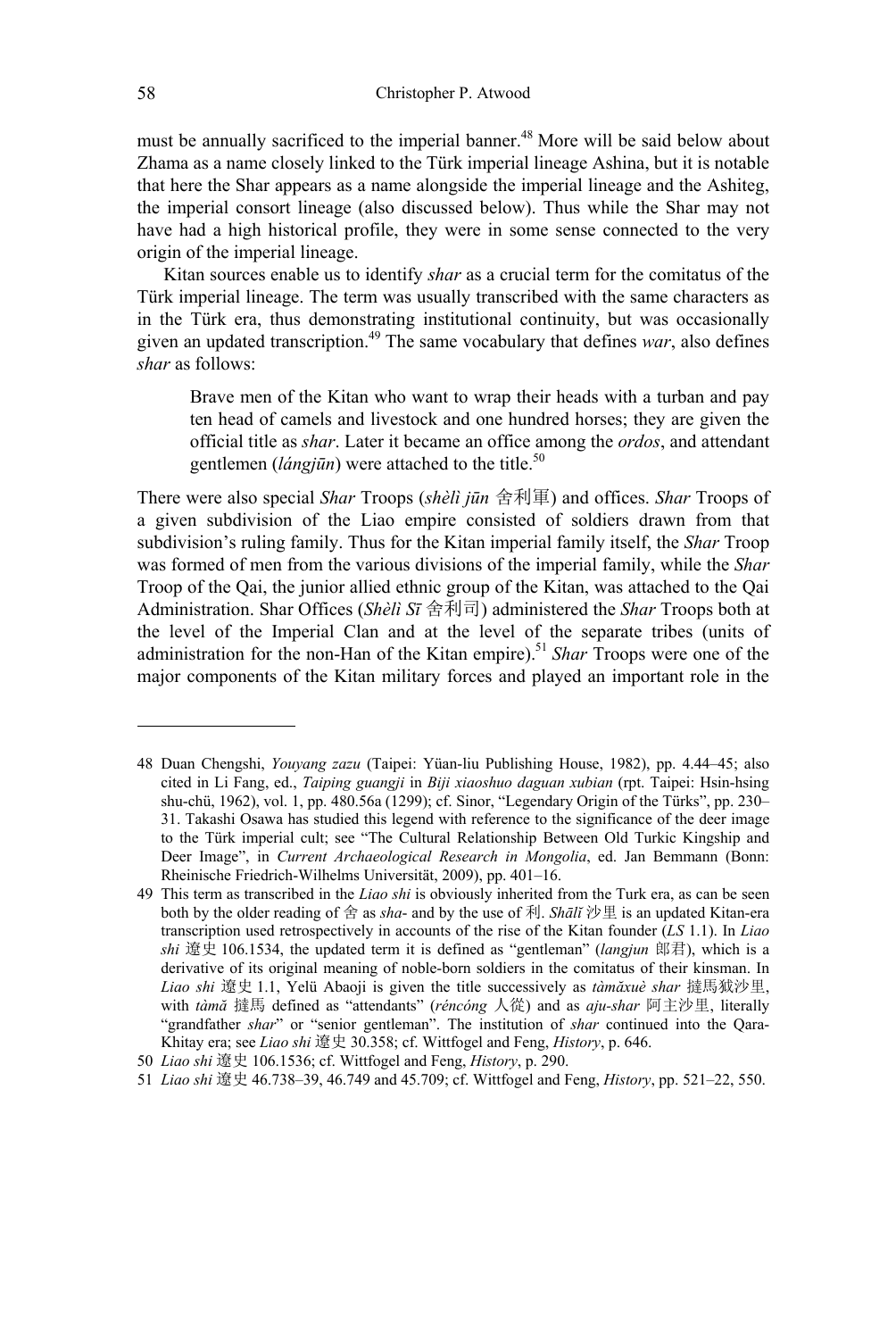must be annually sacrificed to the imperial banner.[48] More will be said below about Zhama as a name closely linked to the Türk imperial lineage Ashina, but it is notable that here the Shar appears as a name alongside the imperial lineage and the Ashiteg, the imperial consort lineage (also discussed below). Thus while the Shar may not have had a high historical profile, they were in some sense connected to the very origin of the imperial lineage.

Kitan sources enable us to identify *shar* as a crucial term for the comitatus of the Türk imperial lineage. The term was usually transcribed with the same characters as in the Türk era, thus demonstrating institutional continuity, but was occasionally given an updated transcription.[49] The same vocabulary that defines *war*, also defines *shar* as follows:

> Brave men of the Kitan who want to wrap their heads with a turban and pay ten head of camels and livestock and one hundred horses; they are given the official title as *shar*. Later it became an office among the *ordos*, and attendant gentlemen (*lángjūn*) were attached to the title.[50]

There were also special *Shar* Troops (*shèlì jūn* 舍利軍) and offices. *Shar* Troops of a given subdivision of the Liao empire consisted of soldiers drawn from that subdivision's ruling family. Thus for the Kitan imperial family itself, the *Shar* Troop was formed of men from the various divisions of the imperial family, while the *Shar* Troop of the Qai, the junior allied ethnic group of the Kitan, was attached to the Qai Administration. Shar Offices (*Shèlì Sī* 舍利司) administered the *Shar* Troops both at the level of the Imperial Clan and at the level of the separate tribes (units of administration for the non-Han of the Kitan empire).[51] *Shar* Troops were one of the major components of the Kitan military forces and played an important role in the

---

48 Duan Chengshi, *Youyang zazu* (Taipei: Yüan-liu Publishing House, 1982), pp. 4.44–45; also cited in Li Fang, ed., *Taiping guangji* in *Biji xiaoshuo daguan xubian* (rpt. Taipei: Hsin-hsing shu-chü, 1962), vol. 1, pp. 480.56a (1299); cf. Sinor, "Legendary Origin of the Türks", pp. 230–31. Takashi Osawa has studied this legend with reference to the significance of the deer image to the Türk imperial cult; see "The Cultural Relationship Between Old Turkic Kingship and Deer Image", in *Current Archaeological Research in Mongolia*, ed. Jan Bemmann (Bonn: Rheinische Friedrich-Wilhelms Universität, 2009), pp. 401–16.

49 This term as transcribed in the *Liao shi* is obviously inherited from the Turk era, as can be seen both by the older reading of 舍 as *sha*- and by the use of 利. *Shālǐ* 沙里 is an updated Kitan-era transcription used retrospectively in accounts of the rise of the Kitan founder (*LS* 1.1). In *Liao shi* 遼史 106.1534, the updated term it is defined as "gentleman" (*langjun* 郎君), which is a derivative of its original meaning of noble-born soldiers in the comitatus of their kinsman. In *Liao shi* 遼史 1.1, Yelü Abaoji is given the title successively as *tàmǎxuè shar* 撻馬狘沙里, with *tàmǎ* 撻馬 defined as "attendants" (*réncóng* 人從) and as *aju-shar* 阿主沙里, literally "grandfather *shar*" or "senior gentleman". The institution of *shar* continued into the Qara-Khitay era; see *Liao shi* 遼史 30.358; cf. Wittfogel and Feng, *History*, p. 646.

50 *Liao shi* 遼史 106.1536; cf. Wittfogel and Feng, *History*, p. 290.

51 *Liao shi* 遼史 46.738–39, 46.749 and 45.709; cf. Wittfogel and Feng, *History*, pp. 521–22, 550.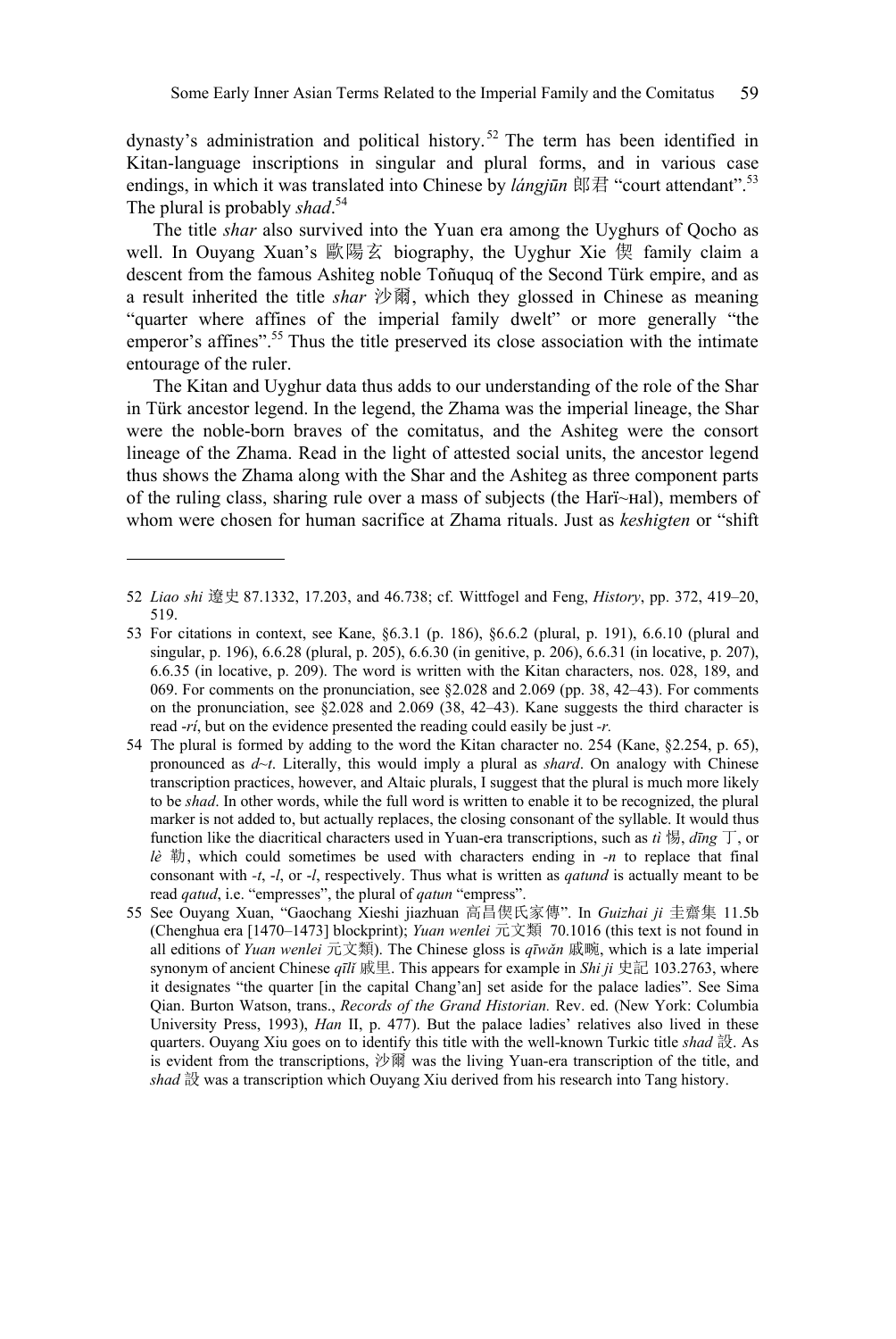dynasty's administration and political history.[52] The term has been identified in Kitan-language inscriptions in singular and plural forms, and in various case endings, in which it was translated into Chinese by *lángjūn* 郎君 "court attendant".[53] The plural is probably *shad*.[54]

The title *shar* also survived into the Yuan era among the Uyghurs of Qocho as well. In Ouyang Xuan's 歐陽玄 biography, the Uyghur Xie 偰 family claim a descent from the famous Ashiteg noble Toñuquq of the Second Türk empire, and as a result inherited the title *shar* 沙爾, which they glossed in Chinese as meaning "quarter where affines of the imperial family dwelt" or more generally "the emperor's affines".[55] Thus the title preserved its close association with the intimate entourage of the ruler.

The Kitan and Uyghur data thus adds to our understanding of the role of the Shar in Türk ancestor legend. In the legend, the Zhama was the imperial lineage, the Shar were the noble-born braves of the comitatus, and the Ashiteg were the consort lineage of the Zhama. Read in the light of attested social units, the ancestor legend thus shows the Zhama along with the Shar and the Ashiteg as three component parts of the ruling class, sharing rule over a mass of subjects (the Harï~ʜal), members of whom were chosen for human sacrifice at Zhama rituals. Just as *keshigten* or "shift

---

52 *Liao shi* 遼史 87.1332, 17.203, and 46.738; cf. Wittfogel and Feng, *History*, pp. 372, 419–20, 519.

53 For citations in context, see Kane, §6.3.1 (p. 186), §6.6.2 (plural, p. 191), 6.6.10 (plural and singular, p. 196), 6.6.28 (plural, p. 205), 6.6.30 (in genitive, p. 206), 6.6.31 (in locative, p. 207), 6.6.35 (in locative, p. 209). The word is written with the Kitan characters, nos. 028, 189, and 069. For comments on the pronunciation, see §2.028 and 2.069 (pp. 38, 42–43). For comments on the pronunciation, see §2.028 and 2.069 (38, 42–43). Kane suggests the third character is read *-rí*, but on the evidence presented the reading could easily be just *-r*.

54 The plural is formed by adding to the word the Kitan character no. 254 (Kane, §2.254, p. 65), pronounced as *d~t*. Literally, this would imply a plural as *shard*. On analogy with Chinese transcription practices, however, and Altaic plurals, I suggest that the plural is much more likely to be *shad*. In other words, while the full word is written to enable it to be recognized, the plural marker is not added to, but actually replaces, the closing consonant of the syllable. It would thus function like the diacritical characters used in Yuan-era transcriptions, such as *tì* 惕, *dīng* 丁, or *lè* 勒, which could sometimes be used with characters ending in *-n* to replace that final consonant with *-t*, *-l*, or *-l*, respectively. Thus what is written as *qatund* is actually meant to be read *qatud*, i.e. "empresses", the plural of *qatun* "empress".

55 See Ouyang Xuan, "Gaochang Xieshi jiazhuan 高昌偰氏家傳". In *Guizhai ji* 圭齋集 11.5b (Chenghua era [1470–1473] blockprint); *Yuan wenlei* 元文類 70.1016 (this text is not found in all editions of *Yuan wenlei* 元文類). The Chinese gloss is *qīwǎn* 戚畹, which is a late imperial synonym of ancient Chinese *qīlǐ* 戚里. This appears for example in *Shi ji* 史記 103.2763, where it designates "the quarter [in the capital Chang'an] set aside for the palace ladies". See Sima Qian. Burton Watson, trans., *Records of the Grand Historian.* Rev. ed. (New York: Columbia University Press, 1993), *Han* II, p. 477). But the palace ladies' relatives also lived in these quarters. Ouyang Xiu goes on to identify this title with the well-known Turkic title *shad* 設. As is evident from the transcriptions, 沙爾 was the living Yuan-era transcription of the title, and *shad* 設 was a transcription which Ouyang Xiu derived from his research into Tang history.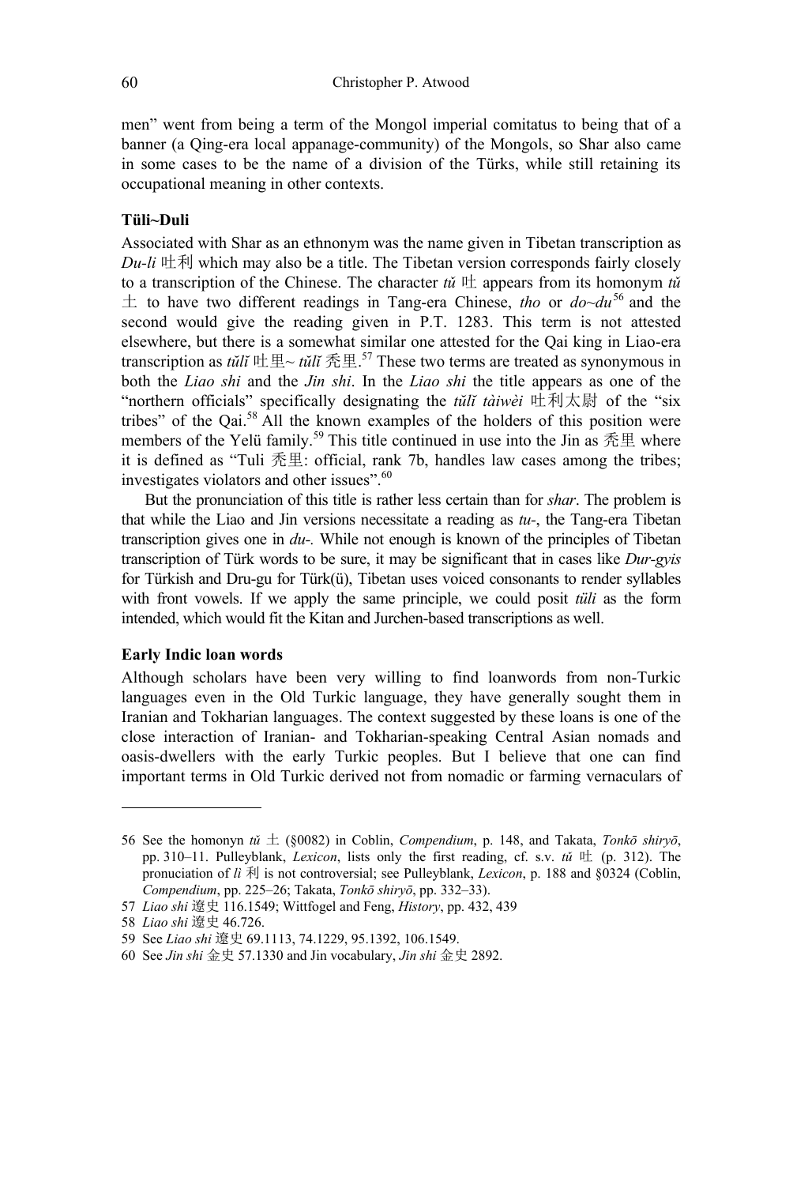men" went from being a term of the Mongol imperial comitatus to being that of a banner (a Qing-era local appanage-community) of the Mongols, so Shar also came in some cases to be the name of a division of the Türks, while still retaining its occupational meaning in other contexts.

**Tüli~Duli**

Associated with Shar as an ethnonym was the name given in Tibetan transcription as *Du-li* 吐利 which may also be a title. The Tibetan version corresponds fairly closely to a transcription of the Chinese. The character *tǔ* 吐 appears from its homonym *tǔ* 土 to have two different readings in Tang-era Chinese, *tho* or *do~du*[56] and the second would give the reading given in P.T. 1283. This term is not attested elsewhere, but there is a somewhat similar one attested for the Qai king in Liao-era transcription as *tǔlǐ* 吐里~ *tūlǐ* 秃里.[57] These two terms are treated as synonymous in both the *Liao shi* and the *Jin shi*. In the *Liao shi* the title appears as one of the "northern officials" specifically designating the *tǔlǐ tàiwèi* 吐利太尉 of the "six tribes" of the Qai.[58] All the known examples of the holders of this position were members of the Yelü family.[59] This title continued in use into the Jin as 秃里 where it is defined as "Tuli 秃里: official, rank 7b, handles law cases among the tribes; investigates violators and other issues".[60]

But the pronunciation of this title is rather less certain than for *shar*. The problem is that while the Liao and Jin versions necessitate a reading as *tu-*, the Tang-era Tibetan transcription gives one in *du-*. While not enough is known of the principles of Tibetan transcription of Türk words to be sure, it may be significant that in cases like *Dur-gyis* for Türkish and Dru-gu for Türk(ü), Tibetan uses voiced consonants to render syllables with front vowels. If we apply the same principle, we could posit *tüli* as the form intended, which would fit the Kitan and Jurchen-based transcriptions as well.

**Early Indic loan words**

Although scholars have been very willing to find loanwords from non-Turkic languages even in the Old Turkic language, they have generally sought them in Iranian and Tokharian languages. The context suggested by these loans is one of the close interaction of Iranian- and Tokharian-speaking Central Asian nomads and oasis-dwellers with the early Turkic peoples. But I believe that one can find important terms in Old Turkic derived not from nomadic or farming vernaculars of

---

56 See the homonyn *tǔ* 土 (§0082) in Coblin, *Compendium*, p. 148, and Takata, *Tonkō shiryō*, pp. 310–11. Pulleyblank, *Lexicon*, lists only the first reading, cf. s.v. *tǔ* 吐 (p. 312). The pronuciation of *lì* 利 is not controversial; see Pulleyblank, *Lexicon*, p. 188 and §0324 (Coblin, *Compendium*, pp. 225–26; Takata, *Tonkō shiryō*, pp. 332–33).

57 *Liao shi* 遼史 116.1549; Wittfogel and Feng, *History*, pp. 432, 439

58 *Liao shi* 遼史 46.726.

59 See *Liao shi* 遼史 69.1113, 74.1229, 95.1392, 106.1549.

60 See *Jin shi* 金史 57.1330 and Jin vocabulary, *Jin shi* 金史 2892.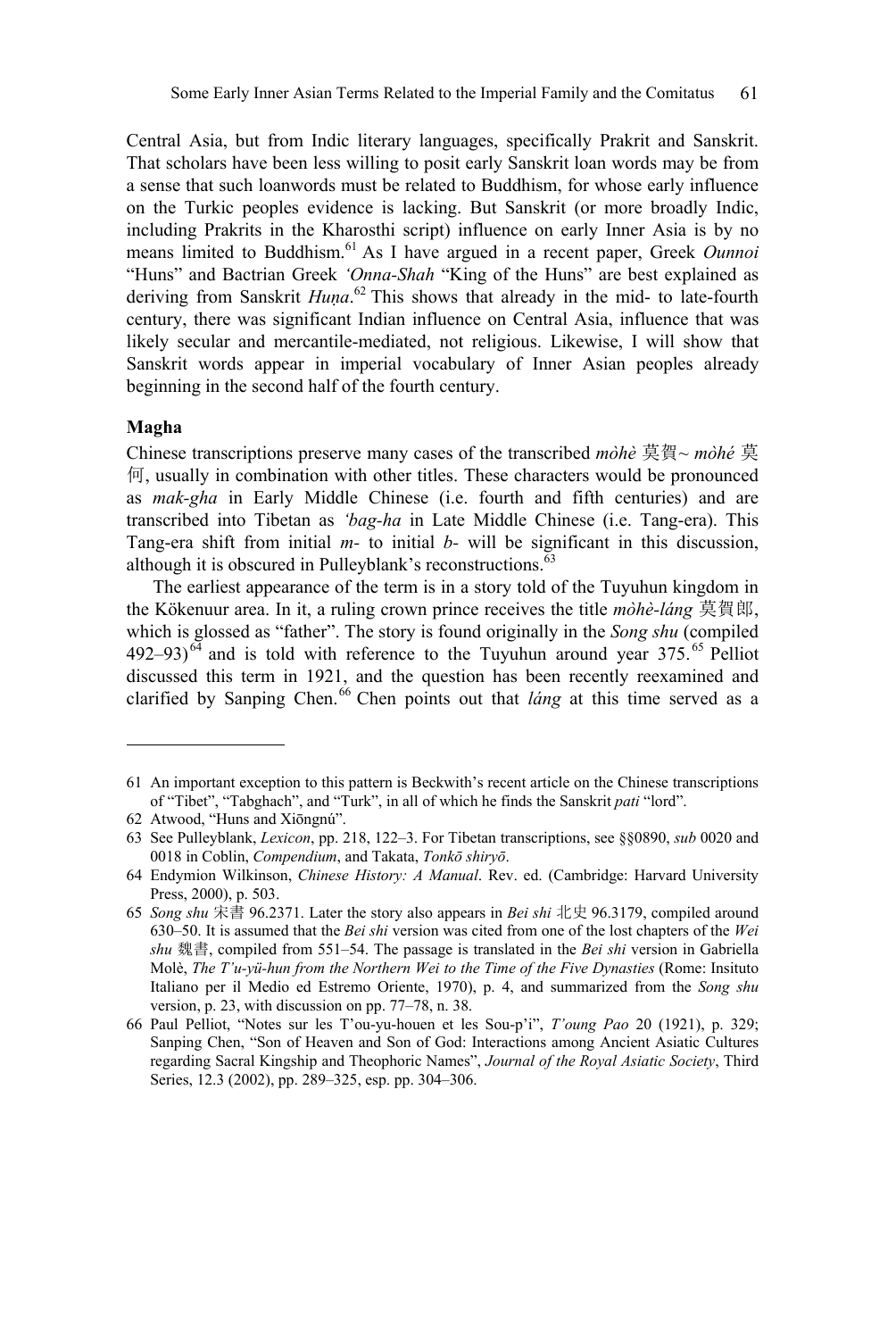Central Asia, but from Indic literary languages, specifically Prakrit and Sanskrit. That scholars have been less willing to posit early Sanskrit loan words may be from a sense that such loanwords must be related to Buddhism, for whose early influence on the Turkic peoples evidence is lacking. But Sanskrit (or more broadly Indic, including Prakrits in the Kharosthi script) influence on early Inner Asia is by no means limited to Buddhism.[61] As I have argued in a recent paper, Greek *Ounnoi* "Huns" and Bactrian Greek *'Onna-Shah* "King of the Huns" are best explained as deriving from Sanskrit *Huṇa*.[62] This shows that already in the mid- to late-fourth century, there was significant Indian influence on Central Asia, influence that was likely secular and mercantile-mediated, not religious. Likewise, I will show that Sanskrit words appear in imperial vocabulary of Inner Asian peoples already beginning in the second half of the fourth century.

**Magha**

Chinese transcriptions preserve many cases of the transcribed *mòhè* 莫賀～ *mòhé* 莫何, usually in combination with other titles. These characters would be pronounced as *mak-gha* in Early Middle Chinese (i.e. fourth and fifth centuries) and are transcribed into Tibetan as *'bag-ha* in Late Middle Chinese (i.e. Tang-era). This Tang-era shift from initial *m-* to initial *b-* will be significant in this discussion, although it is obscured in Pulleyblank's reconstructions.[63]

The earliest appearance of the term is in a story told of the Tuyuhun kingdom in the Kökenuur area. In it, a ruling crown prince receives the title *mòhè-láng* 莫賀郎, which is glossed as "father". The story is found originally in the *Song shu* (compiled 492–93)[64] and is told with reference to the Tuyuhun around year 375.[65] Pelliot discussed this term in 1921, and the question has been recently reexamined and clarified by Sanping Chen.[66] Chen points out that *láng* at this time served as a

---

61 An important exception to this pattern is Beckwith's recent article on the Chinese transcriptions of "Tibet", "Tabghach", and "Turk", in all of which he finds the Sanskrit *pati* "lord".

62 Atwood, "Huns and Xiōngnú".

63 See Pulleyblank, *Lexicon*, pp. 218, 122–3. For Tibetan transcriptions, see §§0890, *sub* 0020 and 0018 in Coblin, *Compendium*, and Takata, *Tonkō shiryō*.

64 Endymion Wilkinson, *Chinese History: A Manual*. Rev. ed. (Cambridge: Harvard University Press, 2000), p. 503.

65 *Song shu* 宋書 96.2371. Later the story also appears in *Bei shi* 北史 96.3179, compiled around 630–50. It is assumed that the *Bei shi* version was cited from one of the lost chapters of the *Wei shu* 魏書, compiled from 551–54. The passage is translated in the *Bei shi* version in Gabriella Molè, *The T'u-yü-hun from the Northern Wei to the Time of the Five Dynasties* (Rome: Insituto Italiano per il Medio ed Estremo Oriente, 1970), p. 4, and summarized from the *Song shu* version, p. 23, with discussion on pp. 77–78, n. 38.

66 Paul Pelliot, "Notes sur les T'ou-yu-houen et les Sou-p'i", *T'oung Pao* 20 (1921), p. 329; Sanping Chen, "Son of Heaven and Son of God: Interactions among Ancient Asiatic Cultures regarding Sacral Kingship and Theophoric Names", *Journal of the Royal Asiatic Society*, Third Series, 12.3 (2002), pp. 289–325, esp. pp. 304–306.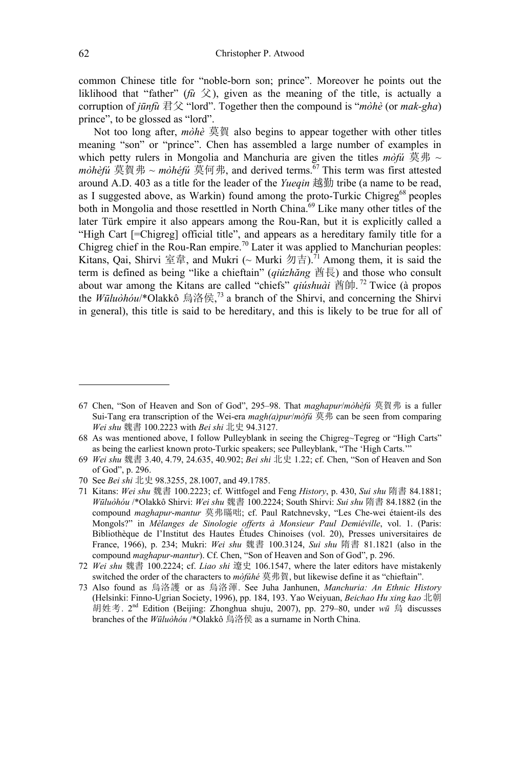common Chinese title for "noble-born son; prince". Moreover he points out the liklihood that "father" (*fù* 父), given as the meaning of the title, is actually a corruption of *jūnfù* 君父 "lord". Together then the compound is "*mòhè* (or *mak-gha*) prince", to be glossed as "lord".

Not too long after, *mòhè* 莫賀 also begins to appear together with other titles meaning "son" or "prince". Chen has assembled a large number of examples in which petty rulers in Mongolia and Manchuria are given the titles *mòfú* 莫弗 ~ *mòhèfú* 莫賀弗 ~ *mòhéfú* 莫何弗, and derived terms.[67] This term was first attested around A.D. 403 as a title for the leader of the *Yueqin* 越勤 tribe (a name to be read, as I suggested above, as Warkin) found among the proto-Turkic Chigreg[68] peoples both in Mongolia and those resettled in North China.[69] Like many other titles of the later Türk empire it also appears among the Rou-Ran, but it is explicitly called a "High Cart [=Chigreg] official title", and appears as a hereditary family title for a Chigreg chief in the Rou-Ran empire.[70] Later it was applied to Manchurian peoples: Kitans, Qai, Shirvi 室韋, and Mukri (~ Murki 勿吉).[71] Among them, it is said the term is defined as being "like a chieftain" (*qiúzhǎng* 酋長) and those who consult about war among the Kitans are called "chiefs" *qiúshuài* 酋帥.[72] Twice (à propos the *Wūluòhóu*/*Olakkô 烏洛侯,[73] a branch of the Shirvi, and concerning the Shirvi in general), this title is said to be hereditary, and this is likely to be true for all of

---

67 Chen, "Son of Heaven and Son of God", 295–98. That *maghapur*/*mòhèfú* 莫賀弗 is a fuller Sui-Tang era transcription of the Wei-era *magh(a)pur*/*mòfú* 莫弗 can be seen from comparing *Wei shu* 魏書 100.2223 with *Bei shi* 北史 94.3127.

68 As was mentioned above, I follow Pulleyblank in seeing the Chigreg~Tegreg or "High Carts" as being the earliest known proto-Turkic speakers; see Pulleyblank, "The 'High Carts.'"

69 *Wei shu* 魏書 3.40, 4.79, 24.635, 40.902; *Bei shi* 北史 1.22; cf. Chen, "Son of Heaven and Son of God", p. 296.

70 See *Bei shi* 北史 98.3255, 28.1007, and 49.1785.

71 Kitans: *Wei shu* 魏書 100.2223; cf. Wittfogel and Feng *History*, p. 430, *Sui shu* 隋書 84.1881; *Wūluòhóu* /*Olakkô Shirvi: *Wei shu* 魏書 100.2224; South Shirvi: *Sui shu* 隋書 84.1882 (in the compound *maghapur-mantur* 莫弗瞞咄; cf. Paul Ratchnevsky, "Les Che-wei étaient-ils des Mongols?" in *Mélanges de Sinologie offerts à Monsieur Paul Demiéville*, vol. 1. (Paris: Bibliothèque de l'Institut des Hautes Études Chinoises (vol. 20), Presses universitaires de France, 1966), p. 234; Mukri: *Wei shu* 魏書 100.3124, *Sui shu* 隋書 81.1821 (also in the compound *maghapur-mantur*). Cf. Chen, "Son of Heaven and Son of God", p. 296.

72 *Wei shu* 魏書 100.2224; cf. *Liao shi* 遼史 106.1547, where the later editors have mistakenly switched the order of the characters to *mòfúhé* 莫弗賀, but likewise define it as "chieftain".

73 Also found as 烏洛護 or as 烏洛渾. See Juha Janhunen, *Manchuria: An Ethnic History* (Helsinki: Finno-Ugrian Society, 1996), pp. 184, 193. Yao Weiyuan, *Beichao Hu xing kao* 北朝胡姓考. 2nd Edition (Beijing: Zhonghua shuju, 2007), pp. 279–80, under *wū* 烏 discusses branches of the *Wūluòhóu* /*Olakkô 烏洛侯 as a surname in North China.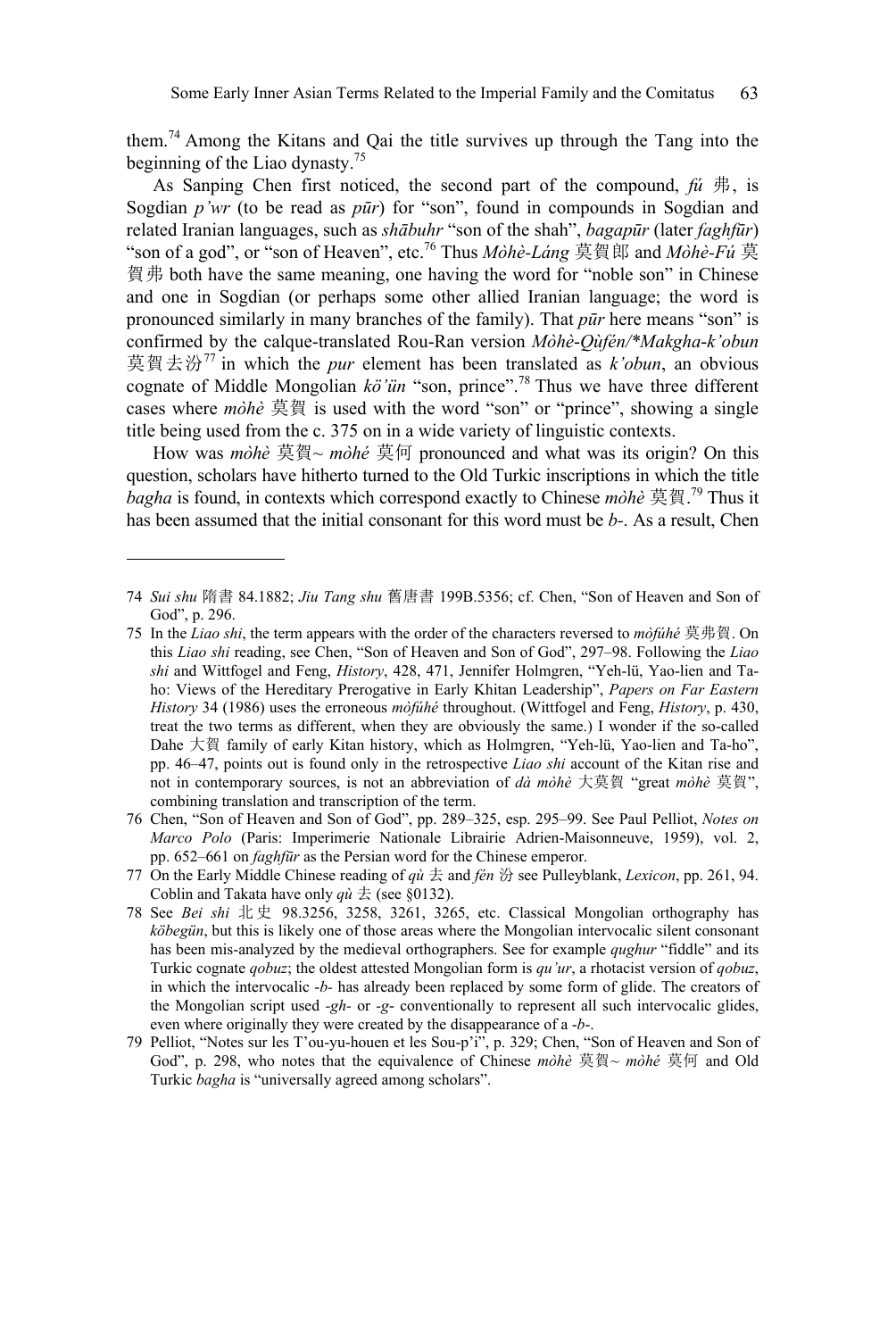them.[74] Among the Kitans and Qai the title survives up through the Tang into the beginning of the Liao dynasty.[75]

As Sanping Chen first noticed, the second part of the compound, *fú* 弗, is Sogdian *p'wr* (to be read as *pūr*) for "son", found in compounds in Sogdian and related Iranian languages, such as *shābuhr* "son of the shah", *bagapūr* (later *faghfūr*) "son of a god", or "son of Heaven", etc.[76] Thus *Mòhè-Láng* 莫賀郎 and *Mòhè-Fú* 莫賀弗 both have the same meaning, one having the word for "noble son" in Chinese and one in Sogdian (or perhaps some other allied Iranian language; the word is pronounced similarly in many branches of the family). That *pūr* here means "son" is confirmed by the calque-translated Rou-Ran version *Mòhè-Qùfén/\*Makgha-k'obun* 莫賀去汾[77] in which the *pur* element has been translated as *k'obun*, an obvious cognate of Middle Mongolian *kö'ün* "son, prince".[78] Thus we have three different cases where *mòhè* 莫賀 is used with the word "son" or "prince", showing a single title being used from the c. 375 on in a wide variety of linguistic contexts.

How was *mòhè* 莫賀~ *mòhé* 莫何 pronounced and what was its origin? On this question, scholars have hitherto turned to the Old Turkic inscriptions in which the title *bagha* is found, in contexts which correspond exactly to Chinese *mòhè* 莫賀.[79] Thus it has been assumed that the initial consonant for this word must be *b-*. As a result, Chen

---

74 *Sui shu* 隋書 84.1882; *Jiu Tang shu* 舊唐書 199B.5356; cf. Chen, "Son of Heaven and Son of God", p. 296.

75 In the *Liao shi*, the term appears with the order of the characters reversed to *mòfúhé* 莫弗賀. On this *Liao shi* reading, see Chen, "Son of Heaven and Son of God", 297–98. Following the *Liao shi* and Wittfogel and Feng, *History*, 428, 471, Jennifer Holmgren, "Yeh-lü, Yao-lien and Ta-ho: Views of the Hereditary Prerogative in Early Khitan Leadership", *Papers on Far Eastern History* 34 (1986) uses the erroneous *mòfúhé* throughout. (Wittfogel and Feng, *History*, p. 430, treat the two terms as different, when they are obviously the same.) I wonder if the so-called Dahe 大賀 family of early Kitan history, which as Holmgren, "Yeh-lü, Yao-lien and Ta-ho", pp. 46–47, points out is found only in the retrospective *Liao shi* account of the Kitan rise and not in contemporary sources, is not an abbreviation of *dà mòhè* 大莫賀 "great *mòhè* 莫賀", combining translation and transcription of the term.

76 Chen, "Son of Heaven and Son of God", pp. 289–325, esp. 295–99. See Paul Pelliot, *Notes on Marco Polo* (Paris: Imperimerie Nationale Librairie Adrien-Maisonneuve, 1959), vol. 2, pp. 652–661 on *faghfūr* as the Persian word for the Chinese emperor.

77 On the Early Middle Chinese reading of *qù* 去 and *fén* 汾 see Pulleyblank, *Lexicon*, pp. 261, 94. Coblin and Takata have only *qù* 去 (see §0132).

78 See *Bei shi* 北史 98.3256, 3258, 3261, 3265, etc. Classical Mongolian orthography has *köbegün*, but this is likely one of those areas where the Mongolian intervocalic silent consonant has been mis-analyzed by the medieval orthographers. See for example *qughur* "fiddle" and its Turkic cognate *qobuz*; the oldest attested Mongolian form is *qu'ur*, a rhotacist version of *qobuz*, in which the intervocalic *-b-* has already been replaced by some form of glide. The creators of the Mongolian script used *-gh-* or *-g-* conventionally to represent all such intervocalic glides, even where originally they were created by the disappearance of a *-b-*.

79 Pelliot, "Notes sur les T'ou-yu-houen et les Sou-p'i", p. 329; Chen, "Son of Heaven and Son of God", p. 298, who notes that the equivalence of Chinese *mòhè* 莫賀~ *mòhé* 莫何 and Old Turkic *bagha* is "universally agreed among scholars".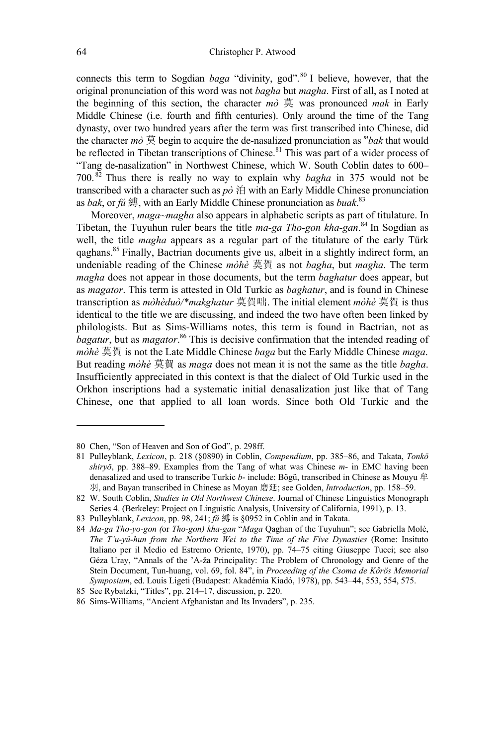connects this term to Sogdian *baga* "divinity, god".[80] I believe, however, that the original pronunciation of this word was not *bagha* but *magha*. First of all, as I noted at the beginning of this section, the character *mò* 莫 was pronounced *mak* in Early Middle Chinese (i.e. fourth and fifth centuries). Only around the time of the Tang dynasty, over two hundred years after the term was first transcribed into Chinese, did the character *mò* 莫 begin to acquire the de-nasalized pronunciation as *ᵐbak* that would be reflected in Tibetan transcriptions of Chinese.[81] This was part of a wider process of "Tang de-nasalization" in Northwest Chinese, which W. South Coblin dates to 600–700.[82] Thus there is really no way to explain why *bagha* in 375 would not be transcribed with a character such as *pò* 泊 with an Early Middle Chinese pronunciation as *bak*, or *fú* 縛, with an Early Middle Chinese pronunciation as *buak*.[83]

Moreover, *maga~magha* also appears in alphabetic scripts as part of titulature. In Tibetan, the Tuyuhun ruler bears the title *ma-ga Tho-gon kha-gan*.[84] In Sogdian as well, the title *magha* appears as a regular part of the titulature of the early Türk qaghans.[85] Finally, Bactrian documents give us, albeit in a slightly indirect form, an undeniable reading of the Chinese *mòhè* 莫賀 as not *bagha*, but *magha*. The term *magha* does not appear in those documents, but the term *baghatur* does appear, but as *magator*. This term is attested in Old Turkic as *baghatur*, and is found in Chinese transcription as *mòhèduò/*makghatur* 莫賀咄. The initial element *mòhè* 莫賀 is thus identical to the title we are discussing, and indeed the two have often been linked by philologists. But as Sims-Williams notes, this term is found in Bactrian, not as *bagatur*, but as *magator*.[86] This is decisive confirmation that the intended reading of *mòhè* 莫賀 is not the Late Middle Chinese *baga* but the Early Middle Chinese *maga*. But reading *mòhè* 莫賀 as *maga* does not mean it is not the same as the title *bagha*. Insufficiently appreciated in this context is that the dialect of Old Turkic used in the Orkhon inscriptions had a systematic initial denasalization just like that of Tang Chinese, one that applied to all loan words. Since both Old Turkic and the

---

80 Chen, "Son of Heaven and Son of God", p. 298ff.

81 Pulleyblank, *Lexicon*, p. 218 (§0890) in Coblin, *Compendium*, pp. 385–86, and Takata, *Tonkō shiryō*, pp. 388–89. Examples from the Tang of what was Chinese *m-* in EMC having been denasalized and used to transcribe Turkic *b-* include: Bögü, transcribed in Chinese as Mouyu 牟羽, and Bayan transcribed in Chinese as Moyan 磨延; see Golden, *Introduction*, pp. 158–59.

82 W. South Coblin, *Studies in Old Northwest Chinese*. Journal of Chinese Linguistics Monograph Series 4. (Berkeley: Project on Linguistic Analysis, University of California, 1991), p. 13.

83 Pulleyblank, *Lexicon*, pp. 98, 241; *fú* 縛 is §0952 in Coblin and in Takata.

84 *Ma-ga Tho-yo-gon (*or *Tho-gon) kha-gan* "*Maga* Qaghan of the Tuyuhun"; see Gabriella Molè, *The T'u-yü-hun from the Northern Wei to the Time of the Five Dynasties* (Rome: Insituto Italiano per il Medio ed Estremo Oriente, 1970), pp. 74–75 citing Giuseppe Tucci; see also Géza Uray, "Annals of the 'A-ža Principality: The Problem of Chronology and Genre of the Stein Document, Tun-huang, vol. 69, fol. 84", in *Proceeding of the Csoma de Kőrös Memorial Symposium*, ed. Louis Ligeti (Budapest: Akadémia Kiadó, 1978), pp. 543–44, 553, 554, 575.

85 See Rybatzki, "Titles", pp. 214–17, discussion, p. 220.

86 Sims-Williams, "Ancient Afghanistan and Its Invaders", p. 235.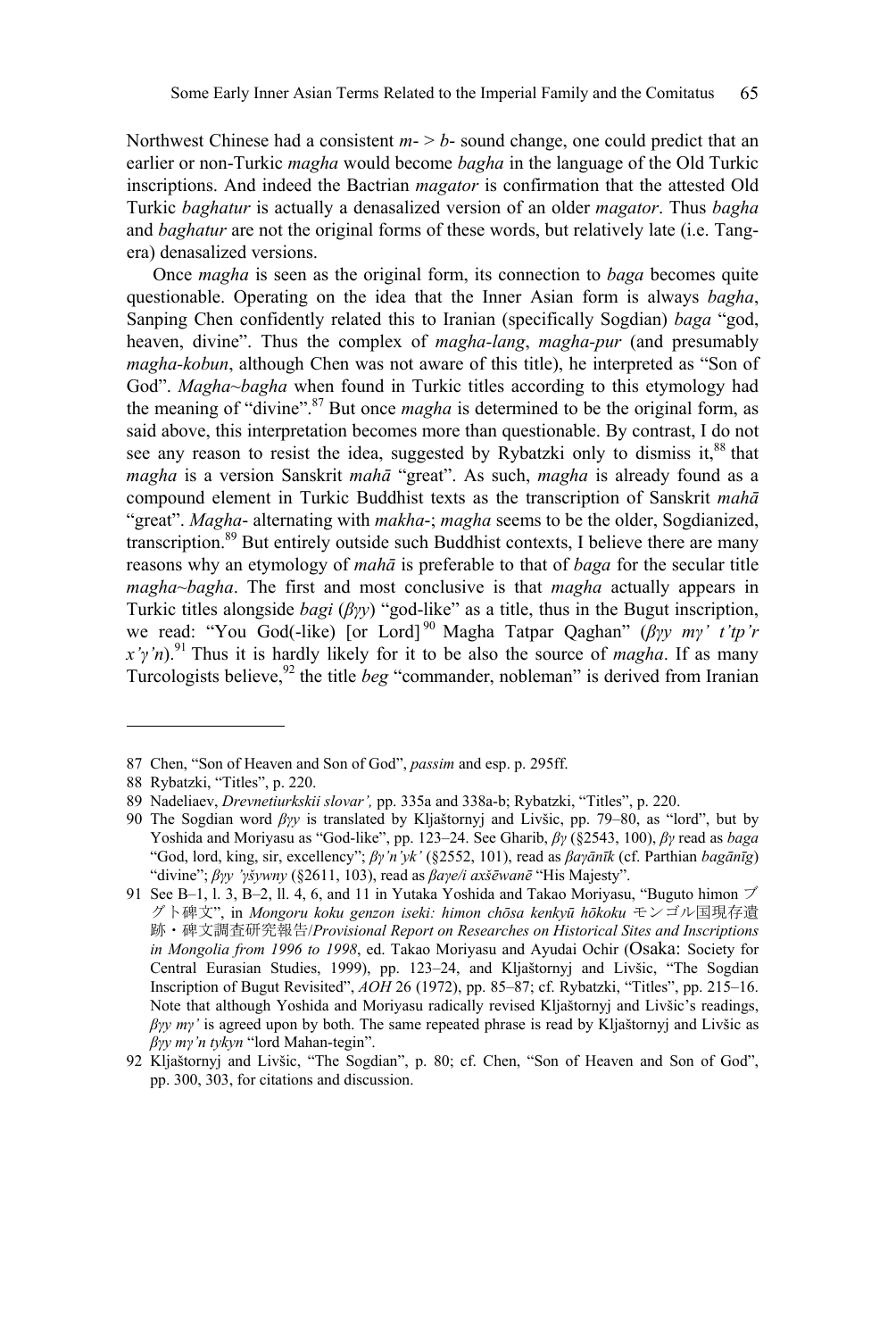Northwest Chinese had a consistent *m-* > *b-* sound change, one could predict that an earlier or non-Turkic *magha* would become *bagha* in the language of the Old Turkic inscriptions. And indeed the Bactrian *magator* is confirmation that the attested Old Turkic *baghatur* is actually a denasalized version of an older *magator*. Thus *bagha* and *baghatur* are not the original forms of these words, but relatively late (i.e. Tang-era) denasalized versions.

Once *magha* is seen as the original form, its connection to *baga* becomes quite questionable. Operating on the idea that the Inner Asian form is always *bagha*, Sanping Chen confidently related this to Iranian (specifically Sogdian) *baga* "god, heaven, divine". Thus the complex of *magha-lang*, *magha-pur* (and presumably *magha-kobun*, although Chen was not aware of this title), he interpreted as "Son of God". *Magha~bagha* when found in Turkic titles according to this etymology had the meaning of "divine".[87] But once *magha* is determined to be the original form, as said above, this interpretation becomes more than questionable. By contrast, I do not see any reason to resist the idea, suggested by Rybatzki only to dismiss it,[88] that *magha* is a version Sanskrit *mahā* "great". As such, *magha* is already found as a compound element in Turkic Buddhist texts as the transcription of Sanskrit *mahā* "great". *Magha-* alternating with *makha-*; *magha* seems to be the older, Sogdianized, transcription.[89] But entirely outside such Buddhist contexts, I believe there are many reasons why an etymology of *mahā* is preferable to that of *baga* for the secular title *magha~bagha*. The first and most conclusive is that *magha* actually appears in Turkic titles alongside *bagi* (*βγy*) "god-like" as a title, thus in the Bugut inscription, we read: "You God(-like) [or Lord][90] Magha Tatpar Qaghan" (*βγy mγ' t'tp'r x'γ'n*).[91] Thus it is hardly likely for it to be also the source of *magha*. If as many Turcologists believe,[92] the title *beg* "commander, nobleman" is derived from Iranian

---

87 Chen, "Son of Heaven and Son of God", *passim* and esp. p. 295ff.

88 Rybatzki, "Titles", p. 220.

89 Nadeliaev, *Drevnetiurkskii slovar'*, pp. 335a and 338a-b; Rybatzki, "Titles", p. 220.

90 The Sogdian word *βγy* is translated by Kljaštornyj and Livšic, pp. 79–80, as "lord", but by Yoshida and Moriyasu as "God-like", pp. 123–24. See Gharib, *βγ* (§2543, 100), *βγ* read as *baga* "God, lord, king, sir, excellency"; *βγ'n'yk'* (§2552, 101), read as *βaγānīk* (cf. Parthian *bagānīg*) "divine"; *βγy 'γšywny* (§2611, 103), read as *βaγe/i axšēwanē* "His Majesty".

91 See B–1, l. 3, B–2, ll. 4, 6, and 11 in Yutaka Yoshida and Takao Moriyasu, "Buguto himon ブグト碑文", in *Mongoru koku genzon iseki: himon chōsa kenkyū hōkoku* モンゴル国現存遺跡・碑文調査研究報告/*Provisional Report on Researches on Historical Sites and Inscriptions in Mongolia from 1996 to 1998*, ed. Takao Moriyasu and Ayudai Ochir (Osaka: Society for Central Eurasian Studies, 1999), pp. 123–24, and Kljaštornyj and Livšic, "The Sogdian Inscription of Bugut Revisited", *AOH* 26 (1972), pp. 85–87; cf. Rybatzki, "Titles", pp. 215–16. Note that although Yoshida and Moriyasu radically revised Kljaštornyj and Livšic's readings, *βγy mγ'* is agreed upon by both. The same repeated phrase is read by Kljaštornyj and Livšic as *βγy mγ'n tykyn* "lord Mahan-tegin".

92 Kljaštornyj and Livšic, "The Sogdian", p. 80; cf. Chen, "Son of Heaven and Son of God", pp. 300, 303, for citations and discussion.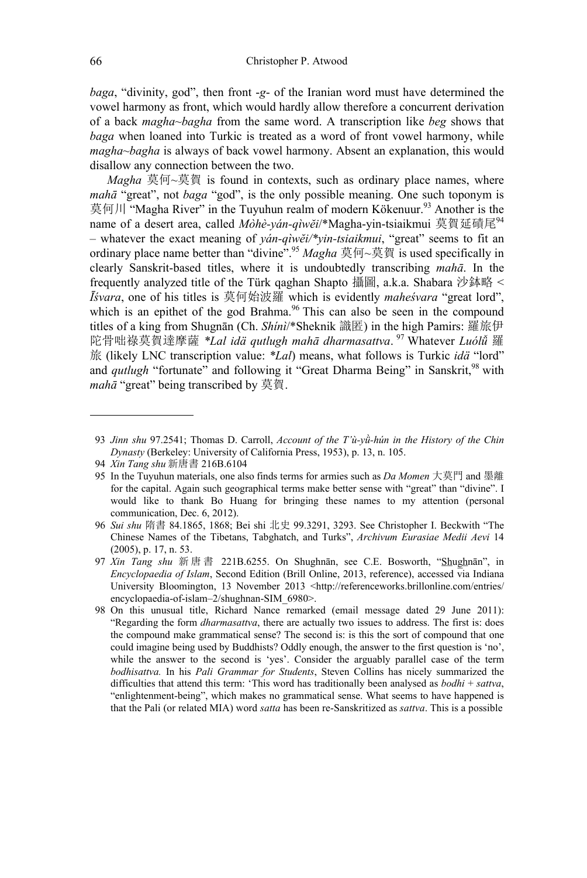*baga*, "divinity, god", then front *-g-* of the Iranian word must have determined the vowel harmony as front, which would hardly allow therefore a concurrent derivation of a back *magha~bagha* from the same word. A transcription like *beg* shows that *baga* when loaned into Turkic is treated as a word of front vowel harmony, while *magha~bagha* is always of back vowel harmony. Absent an explanation, this would disallow any connection between the two.

*Magha* 莫何~莫賀 is found in contexts, such as ordinary place names, where *mahā* "great", not *baga* "god", is the only possible meaning. One such toponym is 莫何川 "Magha River" in the Tuyuhun realm of modern Kökenuur.[93] Another is the name of a desert area, called *Mòhè-yán-qìwěi*/*Magha-yin-tsiaikmui 莫賀延磧尾[94] – whatever the exact meaning of *yán-qìwěi/*yin-tsiaikmui*, "great" seems to fit an ordinary place name better than "divine".[95] *Magha* 莫何~莫賀 is used specifically in clearly Sanskrit-based titles, where it is undoubtedly transcribing *mahā*. In the frequently analyzed title of the Türk qaghan Shapto 攝圖, a.k.a. Shabara 沙鉢略 < *Īśvara*, one of his titles is 莫何始波羅 which is evidently *maheśvara* "great lord", which is an epithet of the god Brahma.[96] This can also be seen in the compound titles of a king from Shugnān (Ch. *Shínì*/*Sheknik 識匿) in the high Pamirs: 羅旅伊陀骨咄祿莫賀達摩薩 *\*Lal idä qutlugh mahā dharmasattva*.[97] Whatever *Luólǚ* 羅旅 (likely LNC transcription value: *\*Lal*) means, what follows is Turkic *idä* "lord" and *qutlugh* "fortunate" and following it "Great Dharma Being" in Sanskrit,[98] with *mahā* "great" being transcribed by 莫賀.

---

93 *Jinn shu* 97.2541; Thomas D. Carroll, *Account of the T'ù-yǜ-hún in the History of the Chin Dynasty* (Berkeley: University of California Press, 1953), p. 13, n. 105.

94 *Xin Tang shu* 新唐書 216B.6104

95 In the Tuyuhun materials, one also finds terms for armies such as *Da Momen* 大莫門 and 墨離 for the capital. Again such geographical terms make better sense with "great" than "divine". I would like to thank Bo Huang for bringing these names to my attention (personal communication, Dec. 6, 2012).

96 *Sui shu* 隋書 84.1865, 1868; Bei shi 北史 99.3291, 3293. See Christopher I. Beckwith "The Chinese Names of the Tibetans, Tabghatch, and Turks", *Archivum Eurasiae Medii Aevi* 14 (2005), p. 17, n. 53.

97 *Xin Tang shu* 新唐書 221B.6255. On Shughnān, see C.E. Bosworth, "Shughnān", in *Encyclopaedia of Islam*, Second Edition (Brill Online, 2013, reference), accessed via Indiana University Bloomington, 13 November 2013 <http://referenceworks.brillonline.com/entries/encyclopaedia-of-islam–2/shughnan-SIM_6980>.

98 On this unusual title, Richard Nance remarked (email message dated 29 June 2011): "Regarding the form *dharmasattva*, there are actually two issues to address. The first is: does the compound make grammatical sense? The second is: is this the sort of compound that one could imagine being used by Buddhists? Oddly enough, the answer to the first question is 'no', while the answer to the second is 'yes'. Consider the arguably parallel case of the term *bodhisattva.* In his *Pali Grammar for Students*, Steven Collins has nicely summarized the difficulties that attend this term: 'This word has traditionally been analysed as *bodhi* + *sattva*, "enlightenment-being", which makes no grammatical sense. What seems to have happened is that the Pali (or related MIA) word *satta* has been re-Sanskritized as *sattva*. This is a possible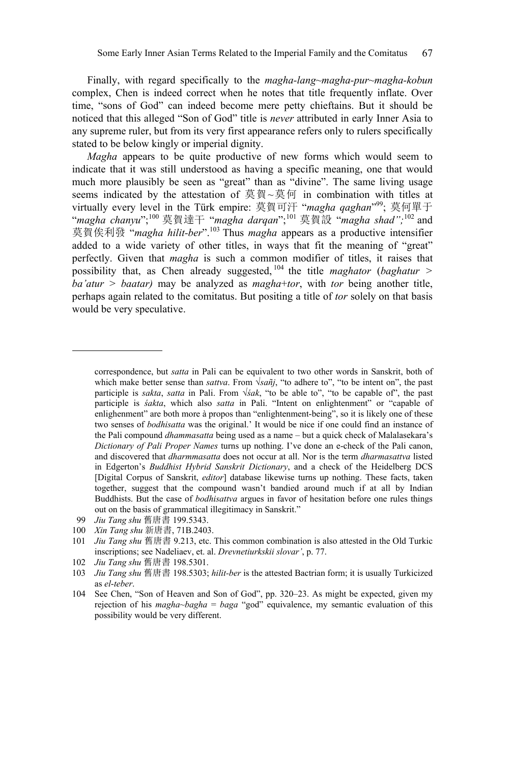Finally, with regard specifically to the *magha-lang~magha-pur~magha-kobun* complex, Chen is indeed correct when he notes that title frequently inflate. Over time, "sons of God" can indeed become mere petty chieftains. But it should be noticed that this alleged "Son of God" title is *never* attributed in early Inner Asia to any supreme ruler, but from its very first appearance refers only to rulers specifically stated to be below kingly or imperial dignity.

*Magha* appears to be quite productive of new forms which would seem to indicate that it was still understood as having a specific meaning, one that would much more plausibly be seen as "great" than as "divine". The same living usage seems indicated by the attestation of 莫賀~莫何 in combination with titles at virtually every level in the Türk empire: 莫賀可汗 "*magha qaghan*"[99]; 莫何單于 "*magha chanyu*";[100] 莫賀達干 "*magha darqan*";[101] 莫賀設 "*magha shad";*[102] and 莫賀俟利發 "*magha hilit-ber*".[103] Thus *magha* appears as a productive intensifier added to a wide variety of other titles, in ways that fit the meaning of "great" perfectly. Given that *magha* is such a common modifier of titles, it raises that possibility that, as Chen already suggested,[104] the title *maghator* (*baghatur > ba'atur > baatar)* may be analyzed as *magha*+*tor*, with *tor* being another title, perhaps again related to the comitatus. But positing a title of *tor* solely on that basis would be very speculative.

---

correspondence, but *satta* in Pali can be equivalent to two other words in Sanskrit, both of which make better sense than *sattva*. From √*sañj*, "to adhere to", "to be intent on", the past participle is *sakta*, *satta* in Pali. From √*śak*, "to be able to", "to be capable of", the past participle is *śakta*, which also *satta* in Pali. "Intent on enlightenment" or "capable of enlighenment" are both more à propos than "enlightenment-being", so it is likely one of these two senses of *bodhisatta* was the original.' It would be nice if one could find an instance of the Pali compound *dhammasatta* being used as a name – but a quick check of Malalasekara's *Dictionary of Pali Proper Names* turns up nothing. I've done an e-check of the Pali canon, and discovered that *dharmmasatta* does not occur at all. Nor is the term *dharmasattva* listed in Edgerton's *Buddhist Hybrid Sanskrit Dictionary*, and a check of the Heidelberg DCS [Digital Corpus of Sanskrit, *editor*] database likewise turns up nothing. These facts, taken together, suggest that the compound wasn't bandied around much if at all by Indian Buddhists. But the case of *bodhisattva* argues in favor of hesitation before one rules things out on the basis of grammatical illegitimacy in Sanskrit."

99 *Jiu Tang shu* 舊唐書 199.5343.

100 *Xin Tang shu* 新唐書, 71B.2403.

101 *Jiu Tang shu* 舊唐書 9.213, etc. This common combination is also attested in the Old Turkic inscriptions; see Nadeliaev, et. al. *Drevnetiurkskii slovar'*, p. 77.

102 *Jiu Tang shu* 舊唐書 198.5301.

103 *Jiu Tang shu* 舊唐書 198.5303; *hilit-ber* is the attested Bactrian form; it is usually Turkicized as *el-teber*.

104 See Chen, "Son of Heaven and Son of God", pp. 320–23. As might be expected, given my rejection of his *magha~bagha = baga* "god" equivalence, my semantic evaluation of this possibility would be very different.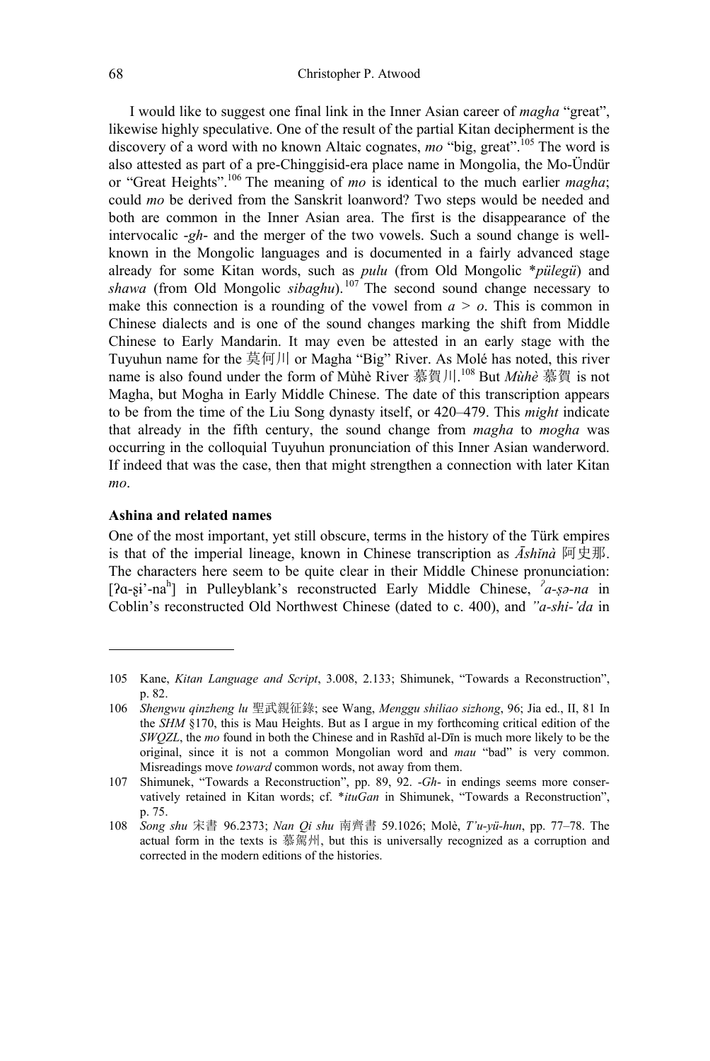I would like to suggest one final link in the Inner Asian career of *magha* "great", likewise highly speculative. One of the result of the partial Kitan decipherment is the discovery of a word with no known Altaic cognates, *mo* "big, great".[105] The word is also attested as part of a pre-Chinggisid-era place name in Mongolia, the Mo-Ündür or "Great Heights".[106] The meaning of *mo* is identical to the much earlier *magha*; could *mo* be derived from the Sanskrit loanword? Two steps would be needed and both are common in the Inner Asian area. The first is the disappearance of the intervocalic *-gh-* and the merger of the two vowels. Such a sound change is well-known in the Mongolic languages and is documented in a fairly advanced stage already for some Kitan words, such as *pulu* (from Old Mongolic *\*pülegü*) and *shawa* (from Old Mongolic *sibaghu*).[107] The second sound change necessary to make this connection is a rounding of the vowel from *a* > *o*. This is common in Chinese dialects and is one of the sound changes marking the shift from Middle Chinese to Early Mandarin. It may even be attested in an early stage with the Tuyuhun name for the 莫何川 or Magha "Big" River. As Molé has noted, this river name is also found under the form of Mùhè River 慕賀川.[108] But *Mùhè* 慕賀 is not Magha, but Mogha in Early Middle Chinese. The date of this transcription appears to be from the time of the Liu Song dynasty itself, or 420–479. This *might* indicate that already in the fifth century, the sound change from *magha* to *mogha* was occurring in the colloquial Tuyuhun pronunciation of this Inner Asian wanderword. If indeed that was the case, then that might strengthen a connection with later Kitan *mo*.

### Ashina and related names

One of the most important, yet still obscure, terms in the history of the Türk empires is that of the imperial lineage, known in Chinese transcription as *Āshǐnà* 阿史那. The characters here seem to be quite clear in their Middle Chinese pronunciation: [ʔɑ-ʂɨ'-nah] in Pulleyblank's reconstructed Early Middle Chinese, *ˀa-ṣə-na* in Coblin's reconstructed Old Northwest Chinese (dated to c. 400), and *"a-shi-'da* in

---

105 Kane, *Kitan Language and Script*, 3.008, 2.133; Shimunek, "Towards a Reconstruction", p. 82.

106 *Shengwu qinzheng lu* 聖武親征錄; see Wang, *Menggu shiliao sizhong*, 96; Jia ed., II, 81 In the *SHM* §170, this is Mau Heights. But as I argue in my forthcoming critical edition of the *SWQZL*, the *mo* found in both the Chinese and in Rashīd al-Dīn is much more likely to be the original, since it is not a common Mongolian word and *mau* "bad" is very common. Misreadings move *toward* common words, not away from them.

107 Shimunek, "Towards a Reconstruction", pp. 89, 92. *-Gh-* in endings seems more conservatively retained in Kitan words; cf. *\*ituGan* in Shimunek, "Towards a Reconstruction", p. 75.

108 *Song shu* 宋書 96.2373; *Nan Qi shu* 南齊書 59.1026; Molè, *T'u-yü-hun*, pp. 77–78. The actual form in the texts is 慕駕州, but this is universally recognized as a corruption and corrected in the modern editions of the histories.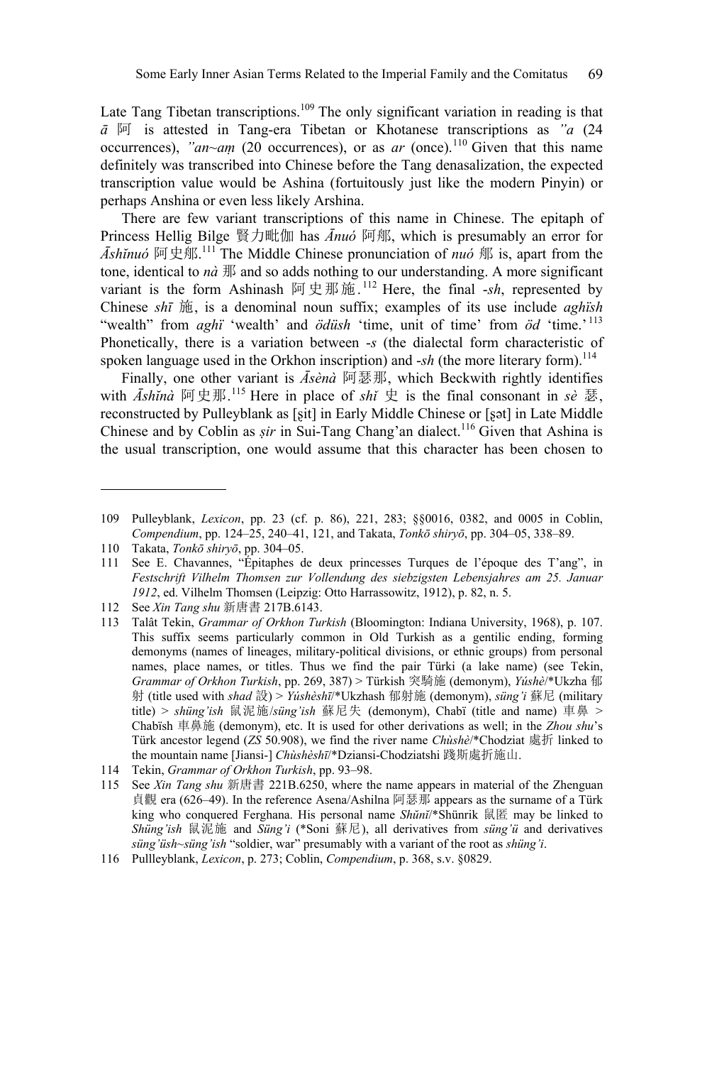Late Tang Tibetan transcriptions.[109] The only significant variation in reading is that *ā* 阿 is attested in Tang-era Tibetan or Khotanese transcriptions as *"a* (24 occurrences), *"an~aṃ* (20 occurrences), or as *ar* (once).[110] Given that this name definitely was transcribed into Chinese before the Tang denasalization, the expected transcription value would be Ashina (fortuitously just like the modern Pinyin) or perhaps Anshina or even less likely Arshina.

There are few variant transcriptions of this name in Chinese. The epitaph of Princess Hellig Bilge 賢力毗伽 has *Ānuó* 阿郍, which is presumably an error for *Āshǐnuó* 阿史郍.[111] The Middle Chinese pronunciation of *nuó* 郍 is, apart from the tone, identical to *nà* 那 and so adds nothing to our understanding. A more significant variant is the form Ashinash 阿史那施.[112] Here, the final *-sh*, represented by Chinese *shī* 施, is a denominal noun suffix; examples of its use include *aghïsh* "wealth" from *aghï* 'wealth' and *ödüsh* 'time, unit of time' from *öd* 'time.'[113] Phonetically, there is a variation between *-s* (the dialectal form characteristic of spoken language used in the Orkhon inscription) and *-sh* (the more literary form).[114]

Finally, one other variant is *Āsènà* 阿瑟那, which Beckwith rightly identifies with *Āshǐnà* 阿史那.[115] Here in place of *shǐ* 史 is the final consonant in *sè* 瑟, reconstructed by Pulleyblank as [ʂit] in Early Middle Chinese or [ʂət] in Late Middle Chinese and by Coblin as *ṣir* in Sui-Tang Chang'an dialect.[116] Given that Ashina is the usual transcription, one would assume that this character has been chosen to

---

109 Pulleyblank, *Lexicon*, pp. 23 (cf. p. 86), 221, 283; §§0016, 0382, and 0005 in Coblin, *Compendium*, pp. 124–25, 240–41, 121, and Takata, *Tonkō shiryō*, pp. 304–05, 338–89.

110 Takata, *Tonkō shiryō*, pp. 304–05.

111 See E. Chavannes, "Épitaphes de deux princesses Turques de l'époque des T'ang", in *Festschrift Vilhelm Thomsen zur Vollendung des siebzigsten Lebensjahres am 25. Januar 1912*, ed. Vilhelm Thomsen (Leipzig: Otto Harrassowitz, 1912), p. 82, n. 5.

112 See *Xin Tang shu* 新唐書 217B.6143.

113 Talât Tekin, *Grammar of Orkhon Turkish* (Bloomington: Indiana University, 1968), p. 107. This suffix seems particularly common in Old Turkish as a gentilic ending, forming demonyms (names of lineages, military-political divisions, or ethnic groups) from personal names, place names, or titles. Thus we find the pair Türki (a lake name) (see Tekin, *Grammar of Orkhon Turkish*, pp. 269, 387) > Türkish 突騎施 (demonym), *Yúshè*/*Ukzha 郁射 (title used with *shad* 設) > *Yúshèshī*/*Ukzhash 郁射施 (demonym), *süng'i* 蘇尼 (military title) > *shüng'ish* 鼠泥施/*süng'ish* 蘇尼失 (demonym), Chabï (title and name) 車鼻 > Chabïsh 車鼻施 (demonym), etc. It is used for other derivations as well; in the *Zhou shu*'s Türk ancestor legend (*ZS* 50.908), we find the river name *Chùshè*/*Chodziat 處折 linked to the mountain name [Jiansi-] *Chùshèshī*/*Dziansi-Chodziatshi 踐斯處折施山.

114 Tekin, *Grammar of Orkhon Turkish*, pp. 93–98.

115 See *Xin Tang shu* 新唐書 221B.6250, where the name appears in material of the Zhenguan 貞觀 era (626–49). In the reference Asena/Ashilna 阿瑟那 appears as the surname of a Türk king who conquered Ferghana. His personal name *Shǔnī*/*Shünrik 鼠匿 may be linked to *Shüng'ish* 鼠泥施 and *Süng'i* (*Soni 蘇尼), all derivatives from *süng'ü* and derivatives *süng'üsh~süng'ish* "soldier, war" presumably with a variant of the root as *shüng'i*.

116 Pullleyblank, *Lexicon*, p. 273; Coblin, *Compendium*, p. 368, s.v. §0829.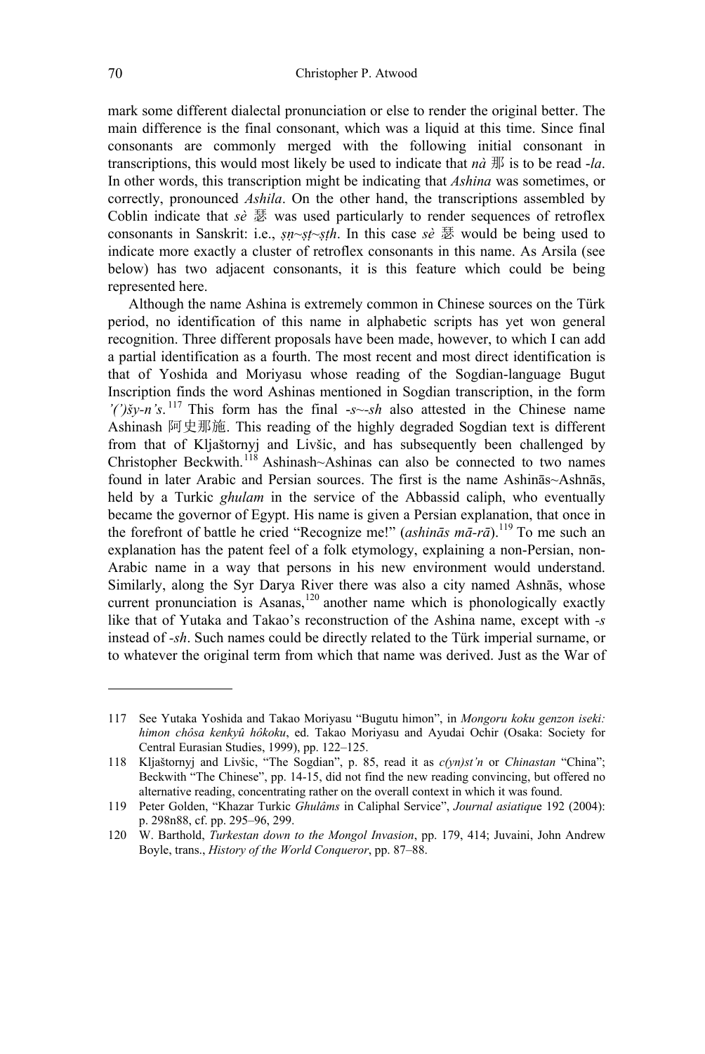mark some different dialectal pronunciation or else to render the original better. The main difference is the final consonant, which was a liquid at this time. Since final consonants are commonly merged with the following initial consonant in transcriptions, this would most likely be used to indicate that *nà* 那 is to be read -*la*. In other words, this transcription might be indicating that *Ashina* was sometimes, or correctly, pronounced *Ashila*. On the other hand, the transcriptions assembled by Coblin indicate that *sè* 瑟 was used particularly to render sequences of retroflex consonants in Sanskrit: i.e., *ṣṇ~ṣṭ~ṣṭh*. In this case *sè* 瑟 would be being used to indicate more exactly a cluster of retroflex consonants in this name. As Arsila (see below) has two adjacent consonants, it is this feature which could be being represented here.

Although the name Ashina is extremely common in Chinese sources on the Türk period, no identification of this name in alphabetic scripts has yet won general recognition. Three different proposals have been made, however, to which I can add a partial identification as a fourth. The most recent and most direct identification is that of Yoshida and Moriyasu whose reading of the Sogdian-language Bugut Inscription finds the word Ashinas mentioned in Sogdian transcription, in the form *'(')šy-n's*.[117] This form has the final *-s~-sh* also attested in the Chinese name Ashinash 阿史那施. This reading of the highly degraded Sogdian text is different from that of Kljaštornyj and Livšic, and has subsequently been challenged by Christopher Beckwith.[118] Ashinash~Ashinas can also be connected to two names found in later Arabic and Persian sources. The first is the name Ashinās~Ashnās, held by a Turkic *ghulam* in the service of the Abbassid caliph, who eventually became the governor of Egypt. His name is given a Persian explanation, that once in the forefront of battle he cried "Recognize me!" (*ashināš mā-rā*).[119] To me such an explanation has the patent feel of a folk etymology, explaining a non-Persian, non-Arabic name in a way that persons in his new environment would understand. Similarly, along the Syr Darya River there was also a city named Ashnās, whose current pronunciation is Asanas,[120] another name which is phonologically exactly like that of Yutaka and Takao's reconstruction of the Ashina name, except with *-s* instead of *-sh*. Such names could be directly related to the Türk imperial surname, or to whatever the original term from which that name was derived. Just as the War of

---

117 See Yutaka Yoshida and Takao Moriyasu "Bugutu himon", in *Mongoru koku genzon iseki: himon chôsa kenkyû hôkoku*, ed. Takao Moriyasu and Ayudai Ochir (Osaka: Society for Central Eurasian Studies, 1999), pp. 122–125.

118 Kljaštornyj and Livšic, "The Sogdian", p. 85, read it as *c(yn)st'n* or *Chinastan* "China"; Beckwith "The Chinese", pp. 14-15, did not find the new reading convincing, but offered no alternative reading, concentrating rather on the overall context in which it was found.

119 Peter Golden, "Khazar Turkic *Ghulâms* in Caliphal Service", *Journal asiatique* 192 (2004): p. 298n88, cf. pp. 295–96, 299.

120 W. Barthold, *Turkestan down to the Mongol Invasion*, pp. 179, 414; Juvaini, John Andrew Boyle, trans., *History of the World Conqueror*, pp. 87–88.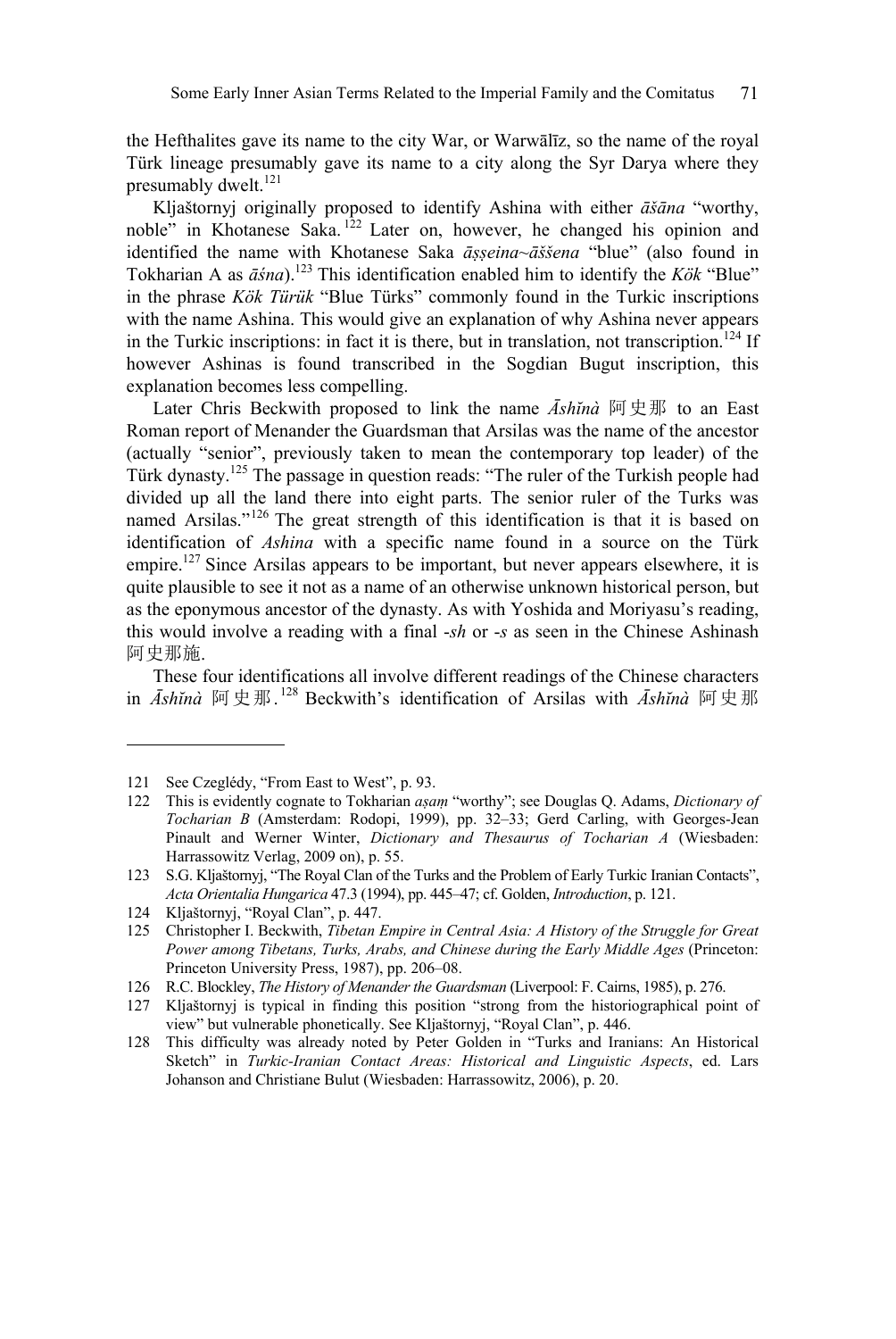the Hefthalites gave its name to the city War, or Warwālīz, so the name of the royal Türk lineage presumably gave its name to a city along the Syr Darya where they presumably dwelt.[121]

Kljaštornyj originally proposed to identify Ashina with either *āšāna* "worthy, noble" in Khotanese Saka.[122] Later on, however, he changed his opinion and identified the name with Khotanese Saka *āṣṣeina~āššena* "blue" (also found in Tokharian A as *āśna*).[123] This identification enabled him to identify the *Kök* "Blue" in the phrase *Kök Türük* "Blue Türks" commonly found in the Turkic inscriptions with the name Ashina. This would give an explanation of why Ashina never appears in the Turkic inscriptions: in fact it is there, but in translation, not transcription.[124] If however Ashinas is found transcribed in the Sogdian Bugut inscription, this explanation becomes less compelling.

Later Chris Beckwith proposed to link the name *Āshǐnà* 阿史那 to an East Roman report of Menander the Guardsman that Arsilas was the name of the ancestor (actually "senior", previously taken to mean the contemporary top leader) of the Türk dynasty.[125] The passage in question reads: "The ruler of the Turkish people had divided up all the land there into eight parts. The senior ruler of the Turks was named Arsilas."[126] The great strength of this identification is that it is based on identification of *Ashina* with a specific name found in a source on the Türk empire.[127] Since Arsilas appears to be important, but never appears elsewhere, it is quite plausible to see it not as a name of an otherwise unknown historical person, but as the eponymous ancestor of the dynasty. As with Yoshida and Moriyasu's reading, this would involve a reading with a final *-sh* or *-s* as seen in the Chinese Ashinash 阿史那施.

These four identifications all involve different readings of the Chinese characters in *Āshǐnà* 阿史那.[128] Beckwith's identification of Arsilas with *Āshǐnà* 阿史那

---

121 See Czeglédy, "From East to West", p. 93.

122 This is evidently cognate to Tokharian *aṣaṃ* "worthy"; see Douglas Q. Adams, *Dictionary of Tocharian B* (Amsterdam: Rodopi, 1999), pp. 32–33; Gerd Carling, with Georges-Jean Pinault and Werner Winter, *Dictionary and Thesaurus of Tocharian A* (Wiesbaden: Harrassowitz Verlag, 2009 on), p. 55.

123 S.G. Kljaštornyj, "The Royal Clan of the Turks and the Problem of Early Turkic Iranian Contacts", *Acta Orientalia Hungarica* 47.3 (1994), pp. 445–47; cf. Golden, *Introduction*, p. 121.

124 Kljaštornyj, "Royal Clan", p. 447.

125 Christopher I. Beckwith, *Tibetan Empire in Central Asia: A History of the Struggle for Great Power among Tibetans, Turks, Arabs, and Chinese during the Early Middle Ages* (Princeton: Princeton University Press, 1987), pp. 206–08.

126 R.C. Blockley, *The History of Menander the Guardsman* (Liverpool: F. Cairns, 1985), p. 276.

127 Kljaštornyj is typical in finding this position "strong from the historiographical point of view" but vulnerable phonetically. See Kljaštornyj, "Royal Clan", p. 446.

128 This difficulty was already noted by Peter Golden in "Turks and Iranians: An Historical Sketch" in *Turkic-Iranian Contact Areas: Historical and Linguistic Aspects*, ed. Lars Johanson and Christiane Bulut (Wiesbaden: Harrassowitz, 2006), p. 20.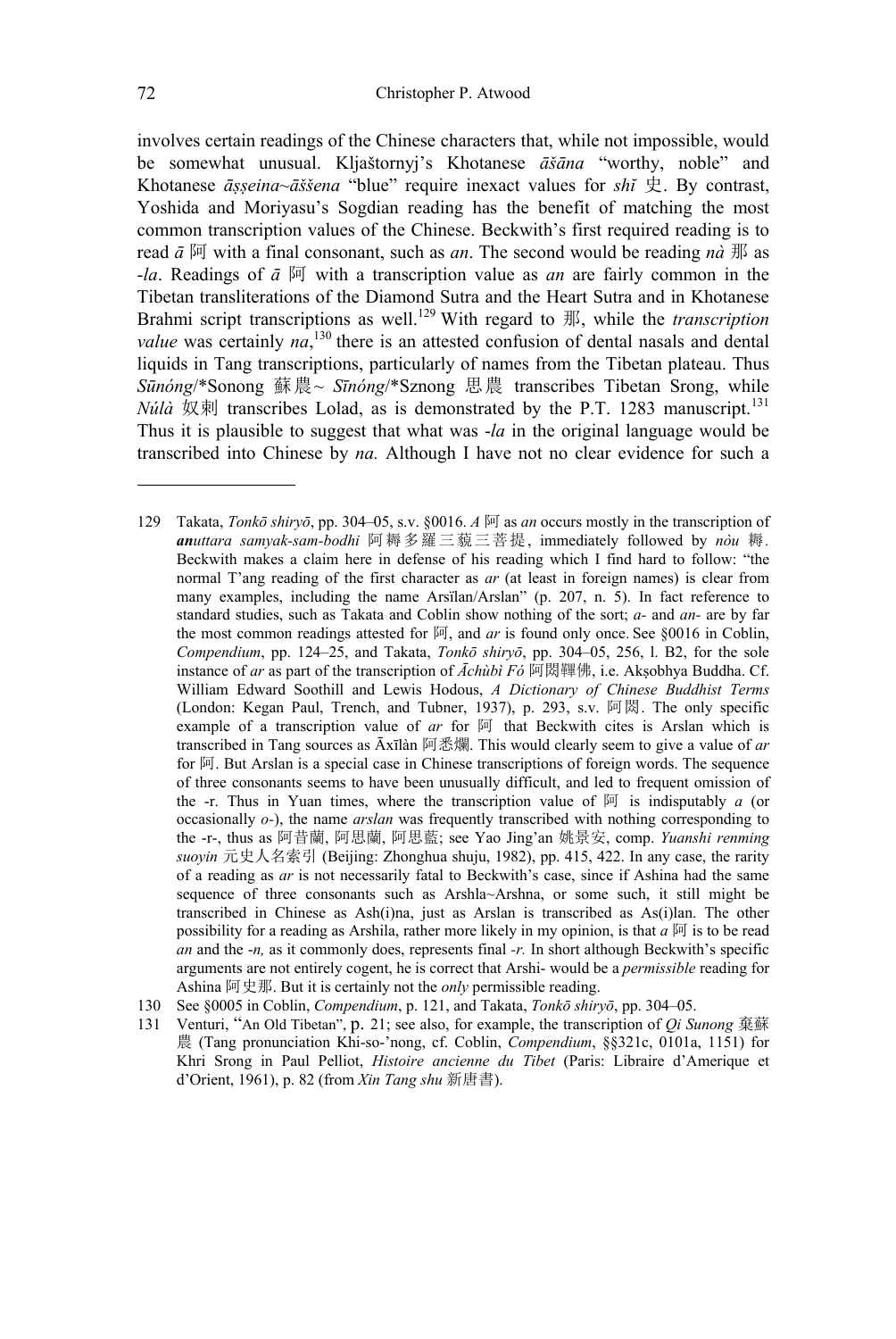involves certain readings of the Chinese characters that, while not impossible, would be somewhat unusual. Kljaštornyj's Khotanese *āšāna* "worthy, noble" and Khotanese *āṣṣeina~āššena* "blue" require inexact values for *shǐ* 史. By contrast, Yoshida and Moriyasu's Sogdian reading has the benefit of matching the most common transcription values of the Chinese. Beckwith's first required reading is to read *ā* 阿 with a final consonant, such as *an*. The second would be reading *nà* 那 as *-la*. Readings of *ā* 阿 with a transcription value as *an* are fairly common in the Tibetan transliterations of the Diamond Sutra and the Heart Sutra and in Khotanese Brahmi script transcriptions as well.[129] With regard to 那, while the *transcription value* was certainly *na*,[130] there is an attested confusion of dental nasals and dental liquids in Tang transcriptions, particularly of names from the Tibetan plateau. Thus *Sūnóng*/\*Sonong 蘇農~ *Sīnóng*/\*Sznong 思農 transcribes Tibetan Srong, while *Núlà* 奴剌 transcribes Lolad, as is demonstrated by the P.T. 1283 manuscript.[131] Thus it is plausible to suggest that what was *-la* in the original language would be transcribed into Chinese by *na.* Although I have not no clear evidence for such a

---

129 Takata, *Tonkō shiryō*, pp. 304–05, s.v. §0016. *A* 阿 as *an* occurs mostly in the transcription of ***an****uttara samyak-sam-bodhi* 阿耨多羅三藐三菩提, immediately followed by *nòu* 耨. Beckwith makes a claim here in defense of his reading which I find hard to follow: "the normal T'ang reading of the first character as *ar* (at least in foreign names) is clear from many examples, including the name Arsïlan/Arslan" (p. 207, n. 5). In fact reference to standard studies, such as Takata and Coblin show nothing of the sort; *a-* and *an-* are by far the most common readings attested for 阿, and *ar* is found only once. See §0016 in Coblin, *Compendium*, pp. 124–25, and Takata, *Tonkō shiryō*, pp. 304–05, 256, l. B2, for the sole instance of *ar* as part of the transcription of *Āchùbì Fó* 阿閦鞞佛, i.e. Akṣobhya Buddha. Cf. William Edward Soothill and Lewis Hodous, *A Dictionary of Chinese Buddhist Terms* (London: Kegan Paul, Trench, and Tubner, 1937), p. 293, s.v. 阿閦. The only specific example of a transcription value of *ar* for 阿 that Beckwith cites is Arslan which is transcribed in Tang sources as Āxīlàn 阿悉爛. This would clearly seem to give a value of *ar* for 阿. But Arslan is a special case in Chinese transcriptions of foreign words. The sequence of three consonants seems to have been unusually difficult, and led to frequent omission of the -r. Thus in Yuan times, where the transcription value of 阿 is indisputably *a* (or occasionally *o-*), the name *arslan* was frequently transcribed with nothing corresponding to the -r-, thus as 阿昔蘭, 阿思蘭, 阿思藍; see Yao Jing'an 姚景安, comp. *Yuanshi renming suoyin* 元史人名索引 (Beijing: Zhonghua shuju, 1982), pp. 415, 422. In any case, the rarity of a reading as *ar* is not necessarily fatal to Beckwith's case, since if Ashina had the same sequence of three consonants such as Arshla~Arshna, or some such, it still might be transcribed in Chinese as Ash(i)na, just as Arslan is transcribed as As(i)lan. The other possibility for a reading as Arshila, rather more likely in my opinion, is that *a* 阿 is to be read *an* and the *-n,* as it commonly does, represents final *-r.* In short although Beckwith's specific arguments are not entirely cogent, he is correct that Arshi- would be a *permissible* reading for Ashina 阿史那. But it is certainly not the *only* permissible reading.

130 See §0005 in Coblin, *Compendium*, p. 121, and Takata, *Tonkō shiryō*, pp. 304–05.

131 Venturi, "An Old Tibetan", p. 21; see also, for example, the transcription of *Qi Sunong* 棄蘇農 (Tang pronunciation Khi-so-'nong, cf. Coblin, *Compendium*, §§321c, 0101a, 1151) for Khri Srong in Paul Pelliot, *Histoire ancienne du Tibet* (Paris: Libraire d'Amerique et d'Orient, 1961), p. 82 (from *Xin Tang shu* 新唐書).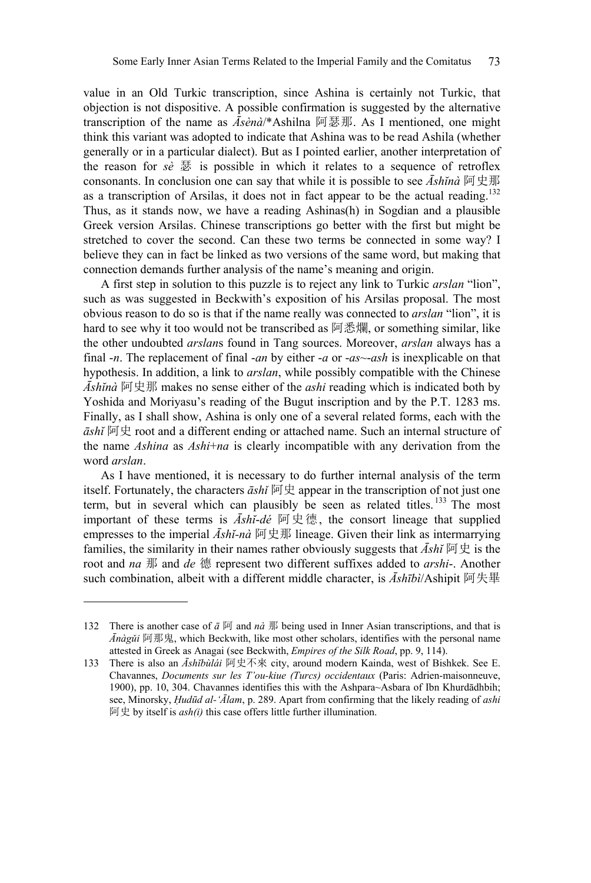value in an Old Turkic transcription, since Ashina is certainly not Turkic, that objection is not dispositive. A possible confirmation is suggested by the alternative transcription of the name as *Āsènà*/*Ashilna 阿瑟那. As I mentioned, one might think this variant was adopted to indicate that Ashina was to be read Ashila (whether generally or in a particular dialect). But as I pointed earlier, another interpretation of the reason for *sè* 瑟 is possible in which it relates to a sequence of retroflex consonants. In conclusion one can say that while it is possible to see *Āshǐnà* 阿史那 as a transcription of Arsilas, it does not in fact appear to be the actual reading.[132] Thus, as it stands now, we have a reading Ashinas(h) in Sogdian and a plausible Greek version Arsilas. Chinese transcriptions go better with the first but might be stretched to cover the second. Can these two terms be connected in some way? I believe they can in fact be linked as two versions of the same word, but making that connection demands further analysis of the name's meaning and origin.

A first step in solution to this puzzle is to reject any link to Turkic *arslan* "lion", such as was suggested in Beckwith's exposition of his Arsilas proposal. The most obvious reason to do so is that if the name really was connected to *arslan* "lion", it is hard to see why it too would not be transcribed as 阿悉爛, or something similar, like the other undoubted *arslan*s found in Tang sources. Moreover, *arslan* always has a final *-n*. The replacement of final *-an* by either *-a* or *-as~-ash* is inexplicable on that hypothesis. In addition, a link to *arslan*, while possibly compatible with the Chinese *Āshǐnà* 阿史那 makes no sense either of the *ashi* reading which is indicated both by Yoshida and Moriyasu's reading of the Bugut inscription and by the P.T. 1283 ms. Finally, as I shall show, Ashina is only one of a several related forms, each with the *āshǐ* 阿史 root and a different ending or attached name. Such an internal structure of the name *Ashina* as *Ashi*+*na* is clearly incompatible with any derivation from the word *arslan*.

As I have mentioned, it is necessary to do further internal analysis of the term itself. Fortunately, the characters *āshǐ* 阿史 appear in the transcription of not just one term, but in several which can plausibly be seen as related titles.[133] The most important of these terms is *Āshǐ-dé* 阿史德, the consort lineage that supplied empresses to the imperial *Āshǐ-nà* 阿史那 lineage. Given their link as intermarrying families, the similarity in their names rather obviously suggests that *Āshǐ* 阿史 is the root and *na* 那 and *de* 德 represent two different suffixes added to *arshi*-. Another such combination, albeit with a different middle character, is *Āshībì*/Ashipit 阿失畢

---

132 There is another case of *ā* 阿 and *nà* 那 being used in Inner Asian transcriptions, and that is *Ānàgǔi* 阿那瑰, which Beckwith, like most other scholars, identifies with the personal name attested in Greek as Anagai (see Beckwith, *Empires of the Silk Road*, pp. 9, 114).

133 There is also an *Āshībùlái* 阿史不來 city, around modern Kainda, west of Bishkek. See E. Chavannes, *Documents sur les T'ou-kiue (Turcs) occidentaux* (Paris: Adrien-maisonneuve, 1900), pp. 10, 304. Chavannes identifies this with the Ashpara~Asbara of Ibn Khurdādhbih; see, Minorsky, *Ḥudūd al-'Ālam*, p. 289. Apart from confirming that the likely reading of *ashi* 阿史 by itself is *ash(i)* this case offers little further illumination.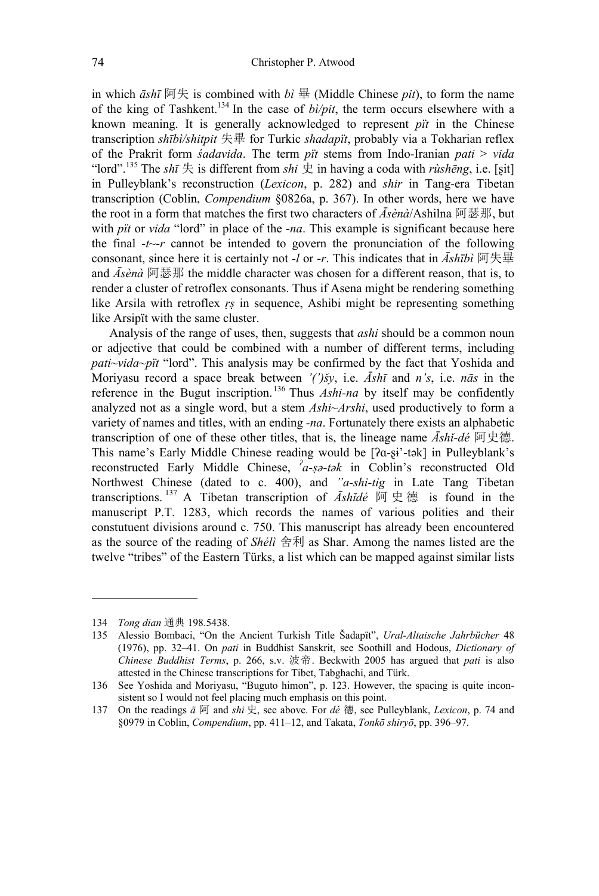in which *āshī* 阿失 is combined with *bì* 畢 (Middle Chinese *pit*), to form the name of the king of Tashkent.[134] In the case of *bì/pit*, the term occurs elsewhere with a known meaning. It is generally acknowledged to represent *pït* in the Chinese transcription *shībì/shitpit* 失畢 for Turkic *shadapït*, probably via a Tokharian reflex of the Prakrit form *śadavida*. The term *pït* stems from Indo-Iranian *pati* > *vida* "lord".[135] The *shī* 失 is different from *shi* 史 in having a coda with *rùshēng*, i.e. [ʂit] in Pulleyblank's reconstruction (*Lexicon*, p. 282) and *shir* in Tang-era Tibetan transcription (Coblin, *Compendium* §0826a, p. 367). In other words, here we have the root in a form that matches the first two characters of *Āsènà*/Ashilna 阿瑟那, but with *pït* or *vida* "lord" in place of the *-na*. This example is significant because here the final *-t*~*-r* cannot be intended to govern the pronunciation of the following consonant, since here it is certainly not *-l* or *-r*. This indicates that in *Āshībì* 阿失畢 and *Āsènà* 阿瑟那 the middle character was chosen for a different reason, that is, to render a cluster of retroflex consonants. Thus if Asena might be rendering something like Arsila with retroflex *ṛṣ* in sequence, Ashibi might be representing something like Arsipït with the same cluster.

Analysis of the range of uses, then, suggests that *ashi* should be a common noun or adjective that could be combined with a number of different terms, including *pati*~*vida*~*pït* "lord". This analysis may be confirmed by the fact that Yoshida and Moriyasu record a space break between *'(')šy*, i.e. *Āshī* and *n's*, i.e. *nās* in the reference in the Bugut inscription.[136] Thus *Ashi-na* by itself may be confidently analyzed not as a single word, but a stem *Ashi*~*Arshi*, used productively to form a variety of names and titles, with an ending *-na*. Fortunately there exists an alphabetic transcription of one of these other titles, that is, the lineage name *Āshǐ-dé* 阿史德. This name's Early Middle Chinese reading would be [ʔɑ-ʂiˈ-tək] in Pulleyblank's reconstructed Early Middle Chinese, *ˀa-ṣə-tək* in Coblin's reconstructed Old Northwest Chinese (dated to c. 400), and *"a-shi-tig* in Late Tang Tibetan transcriptions.[137] A Tibetan transcription of *Āshǐdé* 阿史德 is found in the manuscript P.T. 1283, which records the names of various polities and their constutuent divisions around c. 750. This manuscript has already been encountered as the source of the reading of *Shélì* 舍利 as Shar. Among the names listed are the twelve "tribes" of the Eastern Türks, a list which can be mapped against similar lists

---

134 *Tong dian* 通典 198.5438.

135 Alessio Bombaci, "On the Ancient Turkish Title Šadapït", *Ural-Altaische Jahrbücher* 48 (1976), pp. 32–41. On *pati* in Buddhist Sanskrit, see Soothill and Hodous, *Dictionary of Chinese Buddhist Terms*, p. 266, s.v. 波帝. Beckwith 2005 has argued that *pati* is also attested in the Chinese transcriptions for Tibet, Tabghach, and Türk.

136 See Yoshida and Moriyasu, "Buguto himon", p. 123. However, the spacing is quite inconsistent so I would not feel placing much emphasis on this point.

137 On the readings *ā* 阿 and *shi* 史, see above. For *dé* 德, see Pulleyblank, *Lexicon*, p. 74 and §0979 in Coblin, *Compendium*, pp. 411–12, and Takata, *Tonkō shiryō*, pp. 396–97.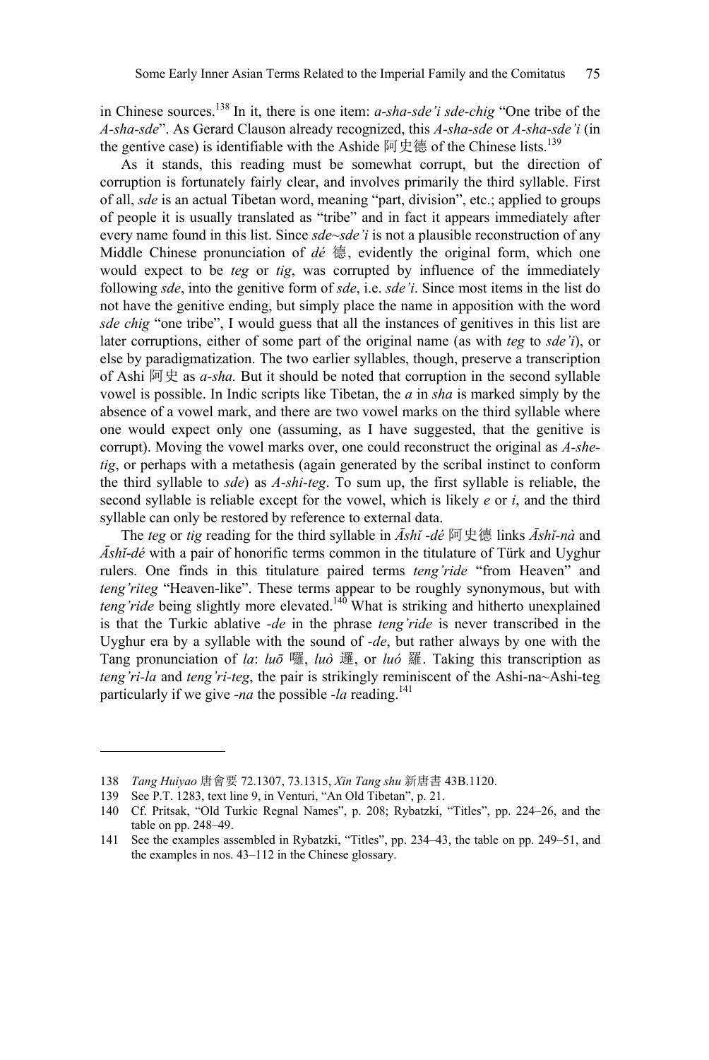in Chinese sources.[138] In it, there is one item: *a-sha-sde'i sde-chig* "One tribe of the *A-sha-sde*". As Gerard Clauson already recognized, this *A-sha-sde* or *A-sha-sde'i* (in the gentive case) is identifiable with the Ashide 阿史德 of the Chinese lists.[139]

As it stands, this reading must be somewhat corrupt, but the direction of corruption is fortunately fairly clear, and involves primarily the third syllable. First of all, *sde* is an actual Tibetan word, meaning "part, division", etc.; applied to groups of people it is usually translated as "tribe" and in fact it appears immediately after every name found in this list. Since *sde~sde'i* is not a plausible reconstruction of any Middle Chinese pronunciation of *dé* 德, evidently the original form, which one would expect to be *teg* or *tig*, was corrupted by influence of the immediately following *sde*, into the genitive form of *sde*, i.e. *sde'i*. Since most items in the list do not have the genitive ending, but simply place the name in apposition with the word *sde chig* "one tribe", I would guess that all the instances of genitives in this list are later corruptions, either of some part of the original name (as with *teg* to *sde'i*), or else by paradigmatization. The two earlier syllables, though, preserve a transcription of Ashi 阿史 as *a-sha.* But it should be noted that corruption in the second syllable vowel is possible. In Indic scripts like Tibetan, the *a* in *sha* is marked simply by the absence of a vowel mark, and there are two vowel marks on the third syllable where one would expect only one (assuming, as I have suggested, that the genitive is corrupt). Moving the vowel marks over, one could reconstruct the original as *A-she-tig*, or perhaps with a metathesis (again generated by the scribal instinct to conform the third syllable to *sde*) as *A-shi-teg*. To sum up, the first syllable is reliable, the second syllable is reliable except for the vowel, which is likely *e* or *i*, and the third syllable can only be restored by reference to external data.

The *teg* or *tig* reading for the third syllable in *Āshǐ -dé* 阿史德 links *Āshǐ-nà* and *Āshǐ-dé* with a pair of honorific terms common in the titulature of Türk and Uyghur rulers. One finds in this titulature paired terms *teng'ride* "from Heaven" and *teng'riteg* "Heaven-like". These terms appear to be roughly synonymous, but with *teng'ride* being slightly more elevated.[140] What is striking and hitherto unexplained is that the Turkic ablative *-de* in the phrase *teng'ride* is never transcribed in the Uyghur era by a syllable with the sound of *-de*, but rather always by one with the Tang pronunciation of *la*: *luō* 囉, *luò* 邏, or *luó* 羅. Taking this transcription as *teng'ri-la* and *teng'ri-teg*, the pair is strikingly reminiscent of the Ashi-na~Ashi-teg particularly if we give *-na* the possible *-la* reading.[141]

---

138 *Tang Huiyao* 唐會要 72.1307, 73.1315, *Xin Tang shu* 新唐書 43B.1120.

139 See P.T. 1283, text line 9, in Venturi, "An Old Tibetan", p. 21.

140 Cf. Pritsak, "Old Turkic Regnal Names", p. 208; Rybatzki, "Titles", pp. 224–26, and the table on pp. 248–49.

141 See the examples assembled in Rybatzki, "Titles", pp. 234–43, the table on pp. 249–51, and the examples in nos. 43–112 in the Chinese glossary.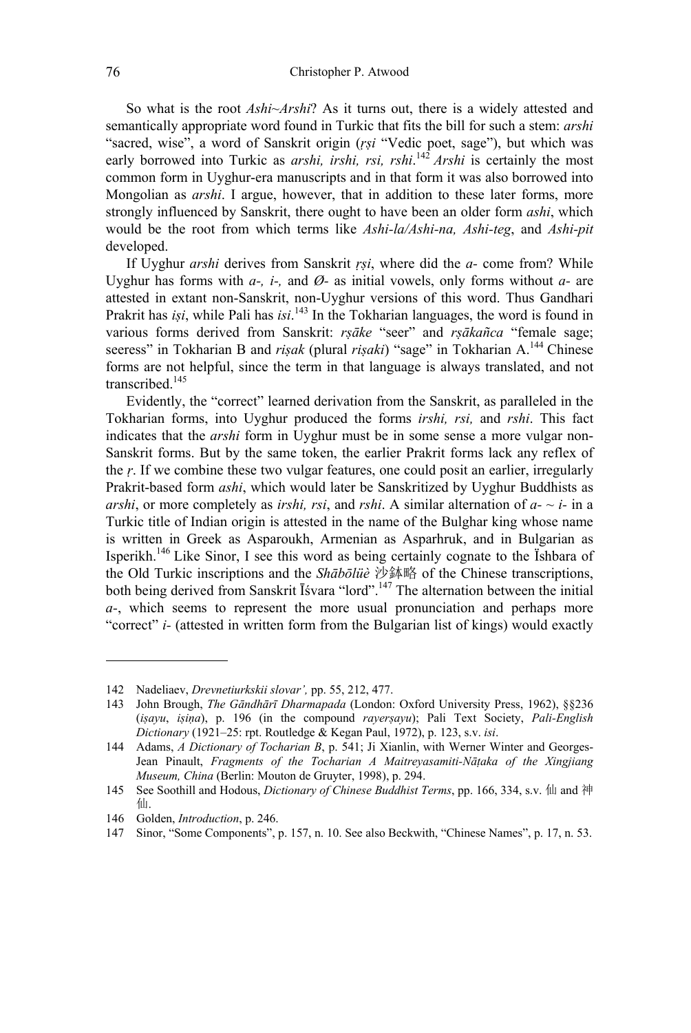So what is the root *Ashi~Arshi*? As it turns out, there is a widely attested and semantically appropriate word found in Turkic that fits the bill for such a stem: *arshi* "sacred, wise", a word of Sanskrit origin (*ṛṣi* "Vedic poet, sage"), but which was early borrowed into Turkic as *arshi, irshi, rsi, rshi*.[142] *Arshi* is certainly the most common form in Uyghur-era manuscripts and in that form it was also borrowed into Mongolian as *arshi*. I argue, however, that in addition to these later forms, more strongly influenced by Sanskrit, there ought to have been an older form *ashi*, which would be the root from which terms like *Ashi-la/Ashi-na, Ashi-teg*, and *Ashi-pit* developed.

If Uyghur *arshi* derives from Sanskrit *ṛṣi*, where did the *a-* come from? While Uyghur has forms with *a-, i-,* and *Ø-* as initial vowels, only forms without *a-* are attested in extant non-Sanskrit, non-Uyghur versions of this word. Thus Gandhari Prakrit has *iṣi*, while Pali has *isi*.[143] In the Tokharian languages, the word is found in various forms derived from Sanskrit: *rṣāke* "seer" and *rṣākañca* "female sage; seeress" in Tokharian B and *riṣak* (plural *riṣaki*) "sage" in Tokharian A.[144] Chinese forms are not helpful, since the term in that language is always translated, and not transcribed.[145]

Evidently, the "correct" learned derivation from the Sanskrit, as paralleled in the Tokharian forms, into Uyghur produced the forms *irshi, rsi,* and *rshi*. This fact indicates that the *arshi* form in Uyghur must be in some sense a more vulgar non-Sanskrit forms. But by the same token, the earlier Prakrit forms lack any reflex of the *ṛ*. If we combine these two vulgar features, one could posit an earlier, irregularly Prakrit-based form *ashi*, which would later be Sanskritized by Uyghur Buddhists as *arshi*, or more completely as *irshi, rsi*, and *rshi*. A similar alternation of *a- ~ i-* in a Turkic title of Indian origin is attested in the name of the Bulghar king whose name is written in Greek as Asparoukh, Armenian as Asparhruk, and in Bulgarian as Isperikh.[146] Like Sinor, I see this word as being certainly cognate to the Ïshbara of the Old Turkic inscriptions and the *Shābōlüè* 沙鉢略 of the Chinese transcriptions, both being derived from Sanskrit Īśvara "lord".[147] The alternation between the initial *a-*, which seems to represent the more usual pronunciation and perhaps more "correct" *i-* (attested in written form from the Bulgarian list of kings) would exactly

---

142 Nadeliaev, *Drevnetiurkskii slovar'*, pp. 55, 212, 477.

143 John Brough, *The Gāndhārī Dharmapada* (London: Oxford University Press, 1962), §§236 (*iṣayu*, *iṣiṇa*), p. 196 (in the compound *rayerṣayu*); Pali Text Society, *Pali-English Dictionary* (1921–25: rpt. Routledge & Kegan Paul, 1972), p. 123, s.v. *isi*.

144 Adams, *A Dictionary of Tocharian B*, p. 541; Ji Xianlin, with Werner Winter and Georges-Jean Pinault, *Fragments of the Tocharian A Maitreyasamiti-Nāṭaka of the Xingjiang Museum, China* (Berlin: Mouton de Gruyter, 1998), p. 294.

145 See Soothill and Hodous, *Dictionary of Chinese Buddhist Terms*, pp. 166, 334, s.v. 仙 and 神仙.

146 Golden, *Introduction*, p. 246.

147 Sinor, "Some Components", p. 157, n. 10. See also Beckwith, "Chinese Names", p. 17, n. 53.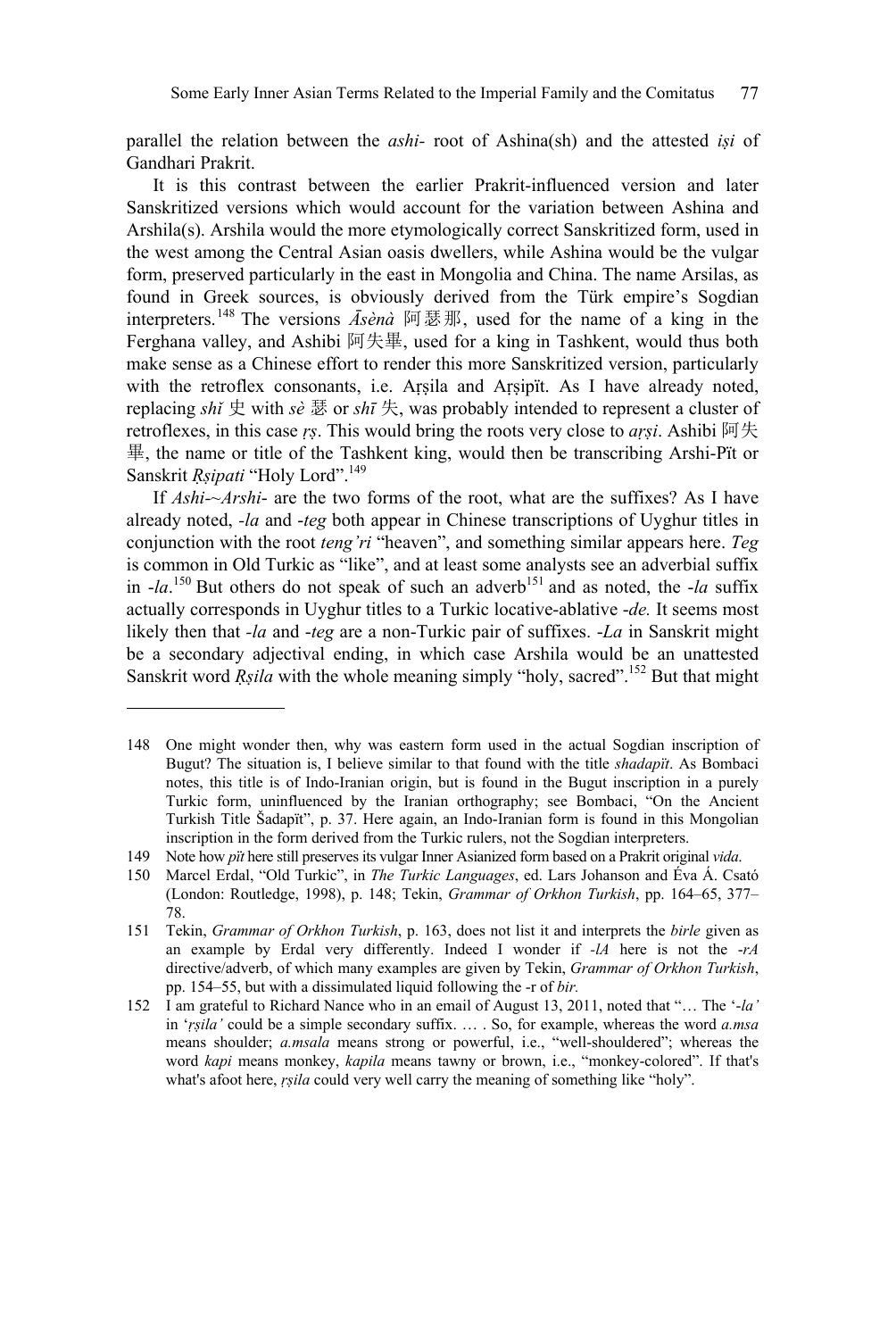parallel the relation between the *ashi-* root of Ashina(sh) and the attested *iṣi* of Gandhari Prakrit.

It is this contrast between the earlier Prakrit-influenced version and later Sanskritized versions which would account for the variation between Ashina and Arshila(s). Arshila would the more etymologically correct Sanskritized form, used in the west among the Central Asian oasis dwellers, while Ashina would be the vulgar form, preserved particularly in the east in Mongolia and China. The name Arsilas, as found in Greek sources, is obviously derived from the Türk empire's Sogdian interpreters.[148] The versions *Āsènà* 阿瑟那, used for the name of a king in the Ferghana valley, and Ashibi 阿失畢, used for a king in Tashkent, would thus both make sense as a Chinese effort to render this more Sanskritized version, particularly with the retroflex consonants, i.e. Aṛṣila and Aṛṣipït. As I have already noted, replacing *shǐ* 史 with *sè* 瑟 or *shī* 失, was probably intended to represent a cluster of retroflexes, in this case *ṛṣ*. This would bring the roots very close to *arṣi*. Ashibi 阿失畢, the name or title of the Tashkent king, would then be transcribing Arshi-Pït or Sanskrit *Ṛṣipati* "Holy Lord".[149]

If *Ashi-*~*Arshi-* are the two forms of the root, what are the suffixes? As I have already noted, *-la* and *-teg* both appear in Chinese transcriptions of Uyghur titles in conjunction with the root *teng'ri* "heaven", and something similar appears here. *Teg* is common in Old Turkic as "like", and at least some analysts see an adverbial suffix in *-la*.[150] But others do not speak of such an adverb[151] and as noted, the *-la* suffix actually corresponds in Uyghur titles to a Turkic locative-ablative *-de.* It seems most likely then that *-la* and *-teg* are a non-Turkic pair of suffixes. *-La* in Sanskrit might be a secondary adjectival ending, in which case Arshila would be an unattested Sanskrit word *Ṛṣila* with the whole meaning simply "holy, sacred".[152] But that might

---

148 One might wonder then, why was eastern form used in the actual Sogdian inscription of Bugut? The situation is, I believe similar to that found with the title *shadapït*. As Bombaci notes, this title is of Indo-Iranian origin, but is found in the Bugut inscription in a purely Turkic form, uninfluenced by the Iranian orthography; see Bombaci, "On the Ancient Turkish Title Šadapït", p. 37. Here again, an Indo-Iranian form is found in this Mongolian inscription in the form derived from the Turkic rulers, not the Sogdian interpreters.

149 Note how *pït* here still preserves its vulgar Inner Asianized form based on a Prakrit original *vida*.

150 Marcel Erdal, "Old Turkic", in *The Turkic Languages*, ed. Lars Johanson and Éva Á. Csató (London: Routledge, 1998), p. 148; Tekin, *Grammar of Orkhon Turkish*, pp. 164–65, 377–78.

151 Tekin, *Grammar of Orkhon Turkish*, p. 163, does not list it and interprets the *birle* given as an example by Erdal very differently. Indeed I wonder if *-lA* here is not the *-rA* directive/adverb, of which many examples are given by Tekin, *Grammar of Orkhon Turkish*, pp. 154–55, but with a dissimulated liquid following the -r of *bir.*

152 I am grateful to Richard Nance who in an email of August 13, 2011, noted that "… The '*-la'* in '*ṛṣila'* could be a simple secondary suffix. … . So, for example, whereas the word *a.msa* means shoulder; *a.msala* means strong or powerful, i.e., "well-shouldered"; whereas the word *kapi* means monkey, *kapila* means tawny or brown, i.e., "monkey-colored". If that's what's afoot here, *ṛṣila* could very well carry the meaning of something like "holy".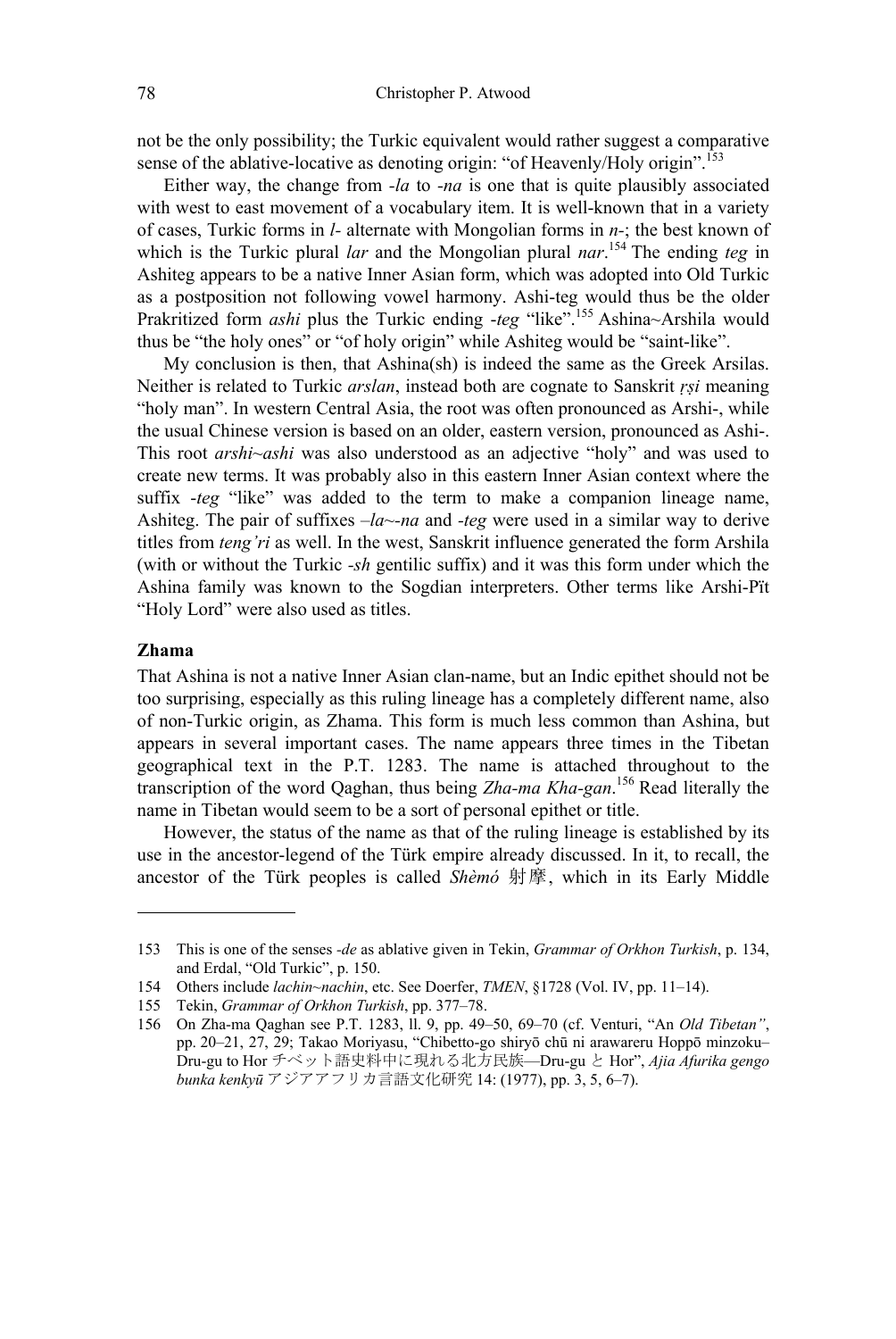not be the only possibility; the Turkic equivalent would rather suggest a comparative sense of the ablative-locative as denoting origin: "of Heavenly/Holy origin".[153]

Either way, the change from *-la* to *-na* is one that is quite plausibly associated with west to east movement of a vocabulary item. It is well-known that in a variety of cases, Turkic forms in *l-* alternate with Mongolian forms in *n-*; the best known of which is the Turkic plural *lar* and the Mongolian plural *nar*.[154] The ending *teg* in Ashiteg appears to be a native Inner Asian form, which was adopted into Old Turkic as a postposition not following vowel harmony. Ashi-teg would thus be the older Prakritized form *ashi* plus the Turkic ending *-teg* "like".[155] Ashina~Arshila would thus be "the holy ones" or "of holy origin" while Ashiteg would be "saint-like".

My conclusion is then, that Ashina(sh) is indeed the same as the Greek Arsilas. Neither is related to Turkic *arslan*, instead both are cognate to Sanskrit *ṛṣi* meaning "holy man". In western Central Asia, the root was often pronounced as Arshi-, while the usual Chinese version is based on an older, eastern version, pronounced as Ashi-. This root *arshi~ashi* was also understood as an adjective "holy" and was used to create new terms. It was probably also in this eastern Inner Asian context where the suffix *-teg* "like" was added to the term to make a companion lineage name, Ashiteg. The pair of suffixes *–la~-na* and *-teg* were used in a similar way to derive titles from *teng'ri* as well. In the west, Sanskrit influence generated the form Arshila (with or without the Turkic *-sh* gentilic suffix) and it was this form under which the Ashina family was known to the Sogdian interpreters. Other terms like Arshi-Pït "Holy Lord" were also used as titles.

## Zhama

That Ashina is not a native Inner Asian clan-name, but an Indic epithet should not be too surprising, especially as this ruling lineage has a completely different name, also of non-Turkic origin, as Zhama. This form is much less common than Ashina, but appears in several important cases. The name appears three times in the Tibetan geographical text in the P.T. 1283. The name is attached throughout to the transcription of the word Qaghan, thus being *Zha-ma Kha-gan*.[156] Read literally the name in Tibetan would seem to be a sort of personal epithet or title.

However, the status of the name as that of the ruling lineage is established by its use in the ancestor-legend of the Türk empire already discussed. In it, to recall, the ancestor of the Türk peoples is called *Shèmó* 射摩, which in its Early Middle

---

153 This is one of the senses *-de* as ablative given in Tekin, *Grammar of Orkhon Turkish*, p. 134, and Erdal, "Old Turkic", p. 150.

154 Others include *lachin~nachin*, etc. See Doerfer, *TMEN*, §1728 (Vol. IV, pp. 11–14).

155 Tekin, *Grammar of Orkhon Turkish*, pp. 377–78.

156 On Zha-ma Qaghan see P.T. 1283, ll. 9, pp. 49–50, 69–70 (cf. Venturi, "An *Old Tibetan"*, pp. 20–21, 27, 29; Takao Moriyasu, "Chibetto-go shiryō chū ni arawareru Hoppō minzoku–Dru-gu to Hor チベット語史料中に現れる北方民族—Dru-gu と Hor", *Ajia Afurika gengo bunka kenkyū* アジアアフリカ言語文化研究 14: (1977), pp. 3, 5, 6–7).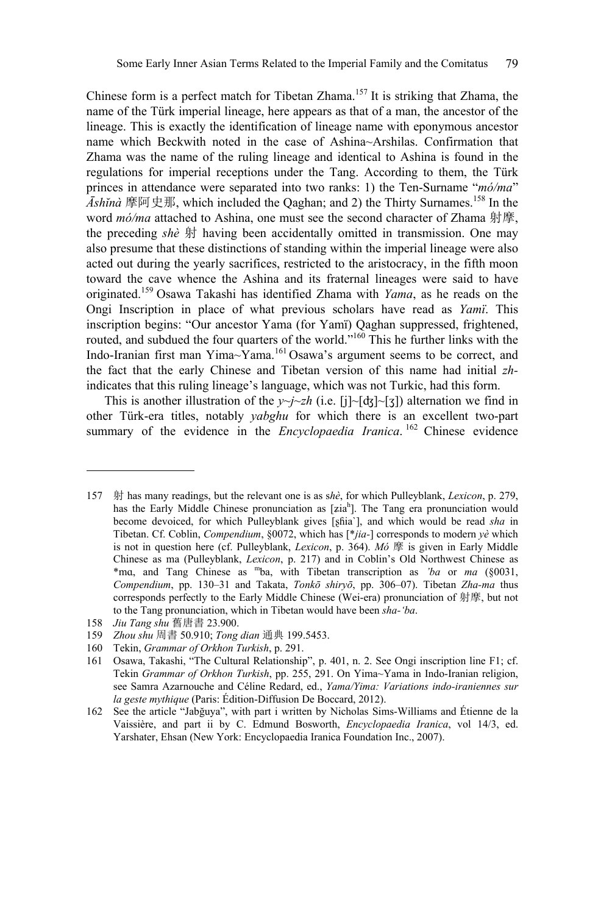Chinese form is a perfect match for Tibetan Zhama.[157] It is striking that Zhama, the name of the Türk imperial lineage, here appears as that of a man, the ancestor of the lineage. This is exactly the identification of lineage name with eponymous ancestor name which Beckwith noted in the case of Ashina~Arshilas. Confirmation that Zhama was the name of the ruling lineage and identical to Ashina is found in the regulations for imperial receptions under the Tang. According to them, the Türk princes in attendance were separated into two ranks: 1) the Ten-Surname "*mó/ma*" *Āshĭnà* 摩阿史那, which included the Qaghan; and 2) the Thirty Surnames.[158] In the word *mó/ma* attached to Ashina, one must see the second character of Zhama 射摩, the preceding *shè* 射 having been accidentally omitted in transmission. One may also presume that these distinctions of standing within the imperial lineage were also acted out during the yearly sacrifices, restricted to the aristocracy, in the fifth moon toward the cave whence the Ashina and its fraternal lineages were said to have originated.[159] Osawa Takashi has identified Zhama with *Yama*, as he reads on the Ongi Inscription in place of what previous scholars have read as *Yamï*. This inscription begins: "Our ancestor Yama (for Yamï) Qaghan suppressed, frightened, routed, and subdued the four quarters of the world."[160] This he further links with the Indo-Iranian first man Yima~Yama.[161] Osawa's argument seems to be correct, and the fact that the early Chinese and Tibetan version of this name had initial *zh-* indicates that this ruling lineage's language, which was not Turkic, had this form.

This is another illustration of the *y~j~zh* (i.e. [j]~[ʤ]~[ʒ]) alternation we find in other Türk-era titles, notably *yabghu* for which there is an excellent two-part summary of the evidence in the *Encyclopaedia Iranica*.[162] Chinese evidence

---

157 射 has many readings, but the relevant one is as s*hè*, for which Pulleyblank, *Lexicon*, p. 279, has the Early Middle Chinese pronunciation as [ʑiaʰ]. The Tang era pronunciation would become devoiced, for which Pulleyblank gives [ʂɦia`], and which would be read *sha* in Tibetan. Cf. Coblin, *Compendium*, §0072, which has [*jia-] corresponds to modern *yè* which is not in question here (cf. Pulleyblank, *Lexicon*, p. 364). *Mó* 摩 is given in Early Middle Chinese as ma (Pulleyblank, *Lexicon*, p. 217) and in Coblin's Old Northwest Chinese as *mɑ, and Tang Chinese as ᵐba, with Tibetan transcription as *'ba* or *ma* (§0031, *Compendium*, pp. 130–31 and Takata, *Tonkō shiryō*, pp. 306–07). Tibetan *Zha-ma* thus corresponds perfectly to the Early Middle Chinese (Wei-era) pronunciation of 射摩, but not to the Tang pronunciation, which in Tibetan would have been *sha-'ba*.

158 *Jiu Tang shu* 舊唐書 23.900.

159 *Zhou shu* 周書 50.910; *Tong dian* 通典 199.5453.

160 Tekin, *Grammar of Orkhon Turkish*, p. 291.

161 Osawa, Takashi, "The Cultural Relationship", p. 401, n. 2. See Ongi inscription line F1; cf. Tekin *Grammar of Orkhon Turkish*, pp. 255, 291. On Yima~Yama in Indo-Iranian religion, see Samra Azarnouche and Céline Redard, ed., *Yama/Yima: Variations indo-iraniennes sur la geste mythique* (Paris: Édition-Diffusion De Boccard, 2012).

162 See the article "Jabġuya", with part i written by Nicholas Sims-Williams and Étienne de la Vaissière, and part ii by C. Edmund Bosworth, *Encyclopaedia Iranica*, vol 14/3, ed. Yarshater, Ehsan (New York: Encyclopaedia Iranica Foundation Inc., 2007).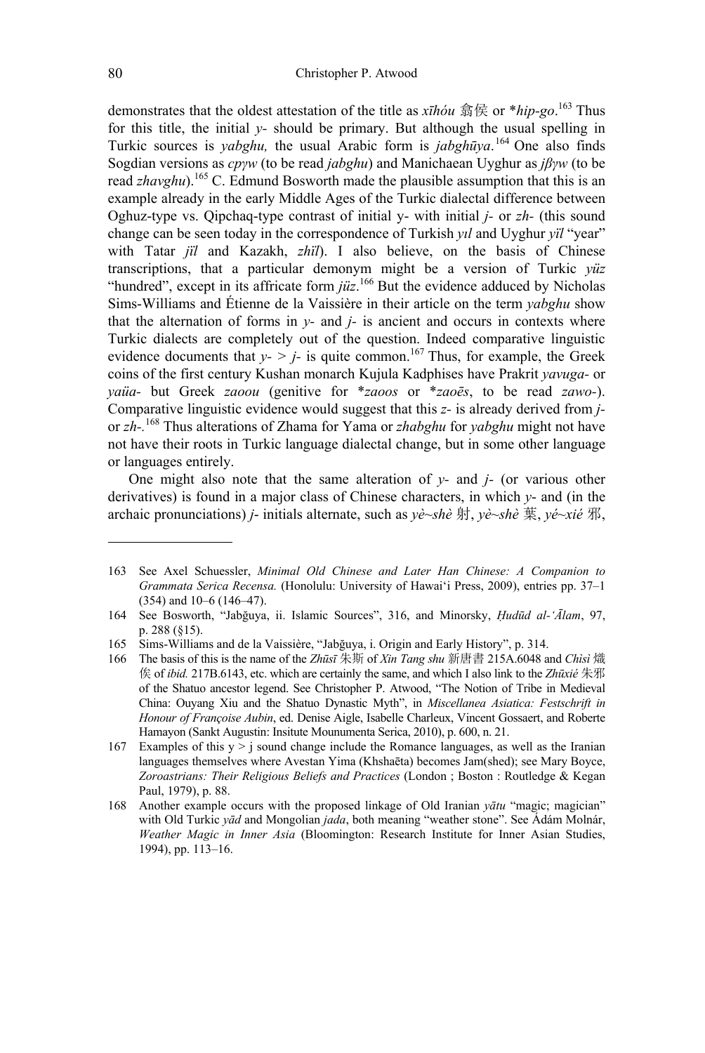demonstrates that the oldest attestation of the title as *xīhóu* 翕侯 or \**hip-go*.[163] Thus for this title, the initial *y-* should be primary. But although the usual spelling in Turkic sources is *yabghu,* the usual Arabic form is *jabghūya*.[164] One also finds Sogdian versions as *cpγw* (to be read *jabghu*) and Manichaean Uyghur as *jβγw* (to be read *zhavghu*).[165] C. Edmund Bosworth made the plausible assumption that this is an example already in the early Middle Ages of the Turkic dialectal difference between Oghuz-type vs. Qipchaq-type contrast of initial y- with initial *j-* or *zh-* (this sound change can be seen today in the correspondence of Turkish *yıl* and Uyghur *yïl* "year" with Tatar *jïl* and Kazakh, *zhïl*). I also believe, on the basis of Chinese transcriptions, that a particular demonym might be a version of Turkic *yüz* "hundred", except in its affricate form *jüz*.[166] But the evidence adduced by Nicholas Sims-Williams and Étienne de la Vaissière in their article on the term *yabghu* show that the alternation of forms in *y-* and *j-* is ancient and occurs in contexts where Turkic dialects are completely out of the question. Indeed comparative linguistic evidence documents that *y-* > *j-* is quite common.[167] Thus, for example, the Greek coins of the first century Kushan monarch Kujula Kadphises have Prakrit *yavuga-* or *yaüa-* but Greek *zaoou* (genitive for \**zaoos* or \**zaoēs*, to be read *zawo-*). Comparative linguistic evidence would suggest that this *z-* is already derived from *j-* or *zh-*.[168] Thus alterations of Zhama for Yama or *zhabghu* for *yabghu* might not have not have their roots in Turkic language dialectal change, but in some other language or languages entirely.

One might also note that the same alteration of *y-* and *j-* (or various other derivatives) is found in a major class of Chinese characters, in which *y-* and (in the archaic pronunciations) *j-* initials alternate, such as *yè~shè* 射, *yè~shè* 葉, *yé~xié* 邪,

---

163 See Axel Schuessler, *Minimal Old Chinese and Later Han Chinese: A Companion to Grammata Serica Recensa.* (Honolulu: University of Hawai'i Press, 2009), entries pp. 37–1 (354) and 10–6 (146–47).

164 See Bosworth, "Jabğuya, ii. Islamic Sources", 316, and Minorsky, *Ḥudūd al-'Ālam*, 97, p. 288 (§15).

165 Sims-Williams and de la Vaissière, "Jabğuya, i. Origin and Early History", p. 314.

166 The basis of this is the name of the *Zhūsī* 朱斯 of *Xīn Tang shu* 新唐書 215A.6048 and *Chìsì* 熾俟 of *ibid.* 217B.6143, etc. which are certainly the same, and which I also link to the *Zhūxié* 朱邪 of the Shatuo ancestor legend. See Christopher P. Atwood, "The Notion of Tribe in Medieval China: Ouyang Xiu and the Shatuo Dynastic Myth", in *Miscellanea Asiatica: Festschrift in Honour of Françoise Aubin*, ed. Denise Aigle, Isabelle Charleux, Vincent Gossaert, and Roberte Hamayon (Sankt Augustin: Insitute Mounumenta Serica, 2010), p. 600, n. 21.

167 Examples of this y > j sound change include the Romance languages, as well as the Iranian languages themselves where Avestan Yima (Khshaēta) becomes Jam(shed); see Mary Boyce, *Zoroastrians: Their Religious Beliefs and Practices* (London ; Boston : Routledge & Kegan Paul, 1979), p. 88.

168 Another example occurs with the proposed linkage of Old Iranian *yātu* "magic; magician" with Old Turkic *yād* and Mongolian *jada*, both meaning "weather stone". See Ádám Molnár, *Weather Magic in Inner Asia* (Bloomington: Research Institute for Inner Asian Studies, 1994), pp. 113–16.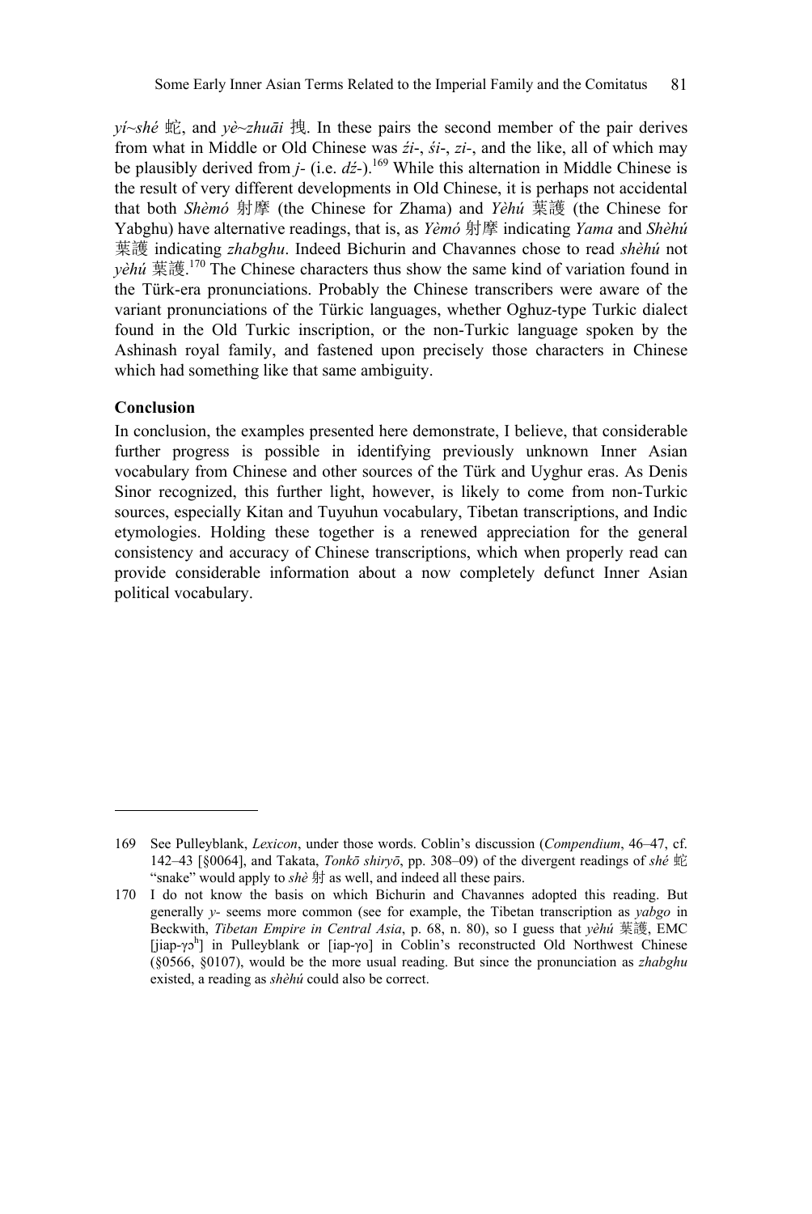*yí~shé* 蛇, and *yè~zhuāi* 拽. In these pairs the second member of the pair derives from what in Middle or Old Chinese was *ź*i-, *ś*i-, *zi*-, and the like, all of which may be plausibly derived from *j*- (i.e. *dź*-).[169] While this alternation in Middle Chinese is the result of very different developments in Old Chinese, it is perhaps not accidental that both *Shèmó* 射摩 (the Chinese for Zhama) and *Yèhú* 葉護 (the Chinese for Yabghu) have alternative readings, that is, as *Yèmó* 射摩 indicating *Yama* and *Shèhú* 葉護 indicating *zhabghu*. Indeed Bichurin and Chavannes chose to read *shèhú* not *yèhú* 葉護.[170] The Chinese characters thus show the same kind of variation found in the Türk-era pronunciations. Probably the Chinese transcribers were aware of the variant pronunciations of the Türkic languages, whether Oghuz-type Turkic dialect found in the Old Turkic inscription, or the non-Turkic language spoken by the Ashinash royal family, and fastened upon precisely those characters in Chinese which had something like that same ambiguity.

**Conclusion**

In conclusion, the examples presented here demonstrate, I believe, that considerable further progress is possible in identifying previously unknown Inner Asian vocabulary from Chinese and other sources of the Türk and Uyghur eras. As Denis Sinor recognized, this further light, however, is likely to come from non-Turkic sources, especially Kitan and Tuyuhun vocabulary, Tibetan transcriptions, and Indic etymologies. Holding these together is a renewed appreciation for the general consistency and accuracy of Chinese transcriptions, which when properly read can provide considerable information about a now completely defunct Inner Asian political vocabulary.

---

169 See Pulleyblank, *Lexicon*, under those words. Coblin's discussion (*Compendium*, 46–47, cf. 142–43 [§0064], and Takata, *Tonkō shiryō*, pp. 308–09) of the divergent readings of *shé* 蛇 "snake" would apply to *shè* 射 as well, and indeed all these pairs.

170 I do not know the basis on which Bichurin and Chavannes adopted this reading. But generally *y*- seems more common (see for example, the Tibetan transcription as *yabgo* in Beckwith, *Tibetan Empire in Central Asia*, p. 68, n. 80), so I guess that *yèhú* 葉護, EMC [jiap-ɣɔʰ] in Pulleyblank or [iap-ɣo] in Coblin's reconstructed Old Northwest Chinese (§0566, §0107), would be the more usual reading. But since the pronunciation as *zhabghu* existed, a reading as *shèhú* could also be correct.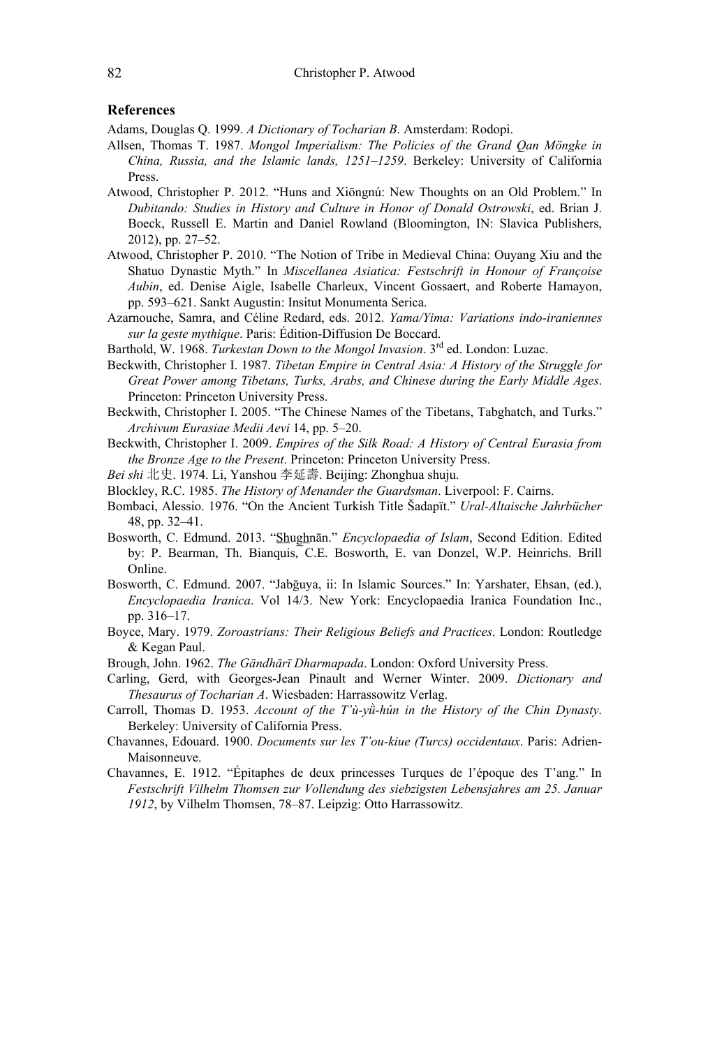## References

Adams, Douglas Q. 1999. *A Dictionary of Tocharian B*. Amsterdam: Rodopi.

Allsen, Thomas T. 1987. *Mongol Imperialism: The Policies of the Grand Qan Möngke in China, Russia, and the Islamic lands, 1251–1259*. Berkeley: University of California Press.

Atwood, Christopher P. 2012. "Huns and Xiōngnú: New Thoughts on an Old Problem." In *Dubitando: Studies in History and Culture in Honor of Donald Ostrowski*, ed. Brian J. Boeck, Russell E. Martin and Daniel Rowland (Bloomington, IN: Slavica Publishers, 2012), pp. 27–52.

Atwood, Christopher P. 2010. "The Notion of Tribe in Medieval China: Ouyang Xiu and the Shatuo Dynastic Myth." In *Miscellanea Asiatica: Festschrift in Honour of Françoise Aubin*, ed. Denise Aigle, Isabelle Charleux, Vincent Gossaert, and Roberte Hamayon, pp. 593–621. Sankt Augustin: Insitut Monumenta Serica.

Azarnouche, Samra, and Céline Redard, eds. 2012. *Yama/Yima: Variations indo-iraniennes sur la geste mythique*. Paris: Édition-Diffusion De Boccard.

Barthold, W. 1968. *Turkestan Down to the Mongol Invasion*. 3rd ed. London: Luzac.

Beckwith, Christopher I. 1987. *Tibetan Empire in Central Asia: A History of the Struggle for Great Power among Tibetans, Turks, Arabs, and Chinese during the Early Middle Ages*. Princeton: Princeton University Press.

Beckwith, Christopher I. 2005. "The Chinese Names of the Tibetans, Tabghatch, and Turks." *Archivum Eurasiae Medii Aevi* 14, pp. 5–20.

Beckwith, Christopher I. 2009. *Empires of the Silk Road: A History of Central Eurasia from the Bronze Age to the Present*. Princeton: Princeton University Press.

*Bei shi* 北史. 1974. Li, Yanshou 李延壽. Beijing: Zhonghua shuju.

Blockley, R.C. 1985. *The History of Menander the Guardsman*. Liverpool: F. Cairns.

Bombaci, Alessio. 1976. "On the Ancient Turkish Title Šadapït." *Ural-Altaische Jahrbücher* 48, pp. 32–41.

Bosworth, C. Edmund. 2013. "Shughnān." *Encyclopaedia of Islam*, Second Edition. Edited by: P. Bearman, Th. Bianquis, C.E. Bosworth, E. van Donzel, W.P. Heinrichs. Brill Online.

Bosworth, C. Edmund. 2007. "Jabḡuya, ii: In Islamic Sources." In: Yarshater, Ehsan, (ed.), *Encyclopaedia Iranica*. Vol 14/3. New York: Encyclopaedia Iranica Foundation Inc., pp. 316–17.

Boyce, Mary. 1979. *Zoroastrians: Their Religious Beliefs and Practices*. London: Routledge & Kegan Paul.

Brough, John. 1962. *The Gāndhārī Dharmapada*. London: Oxford University Press.

Carling, Gerd, with Georges-Jean Pinault and Werner Winter. 2009. *Dictionary and Thesaurus of Tocharian A*. Wiesbaden: Harrassowitz Verlag.

Carroll, Thomas D. 1953. *Account of the T'ù-yù̀-hún in the History of the Chin Dynasty*. Berkeley: University of California Press.

Chavannes, Edouard. 1900. *Documents sur les T'ou-kiue (Turcs) occidentaux*. Paris: Adrien-Maisonneuve.

Chavannes, E. 1912. "Épitaphes de deux princesses Turques de l'époque des T'ang." In *Festschrift Vilhelm Thomsen zur Vollendung des siebzigsten Lebensjahres am 25. Januar 1912*, by Vilhelm Thomsen, 78–87. Leipzig: Otto Harrassowitz.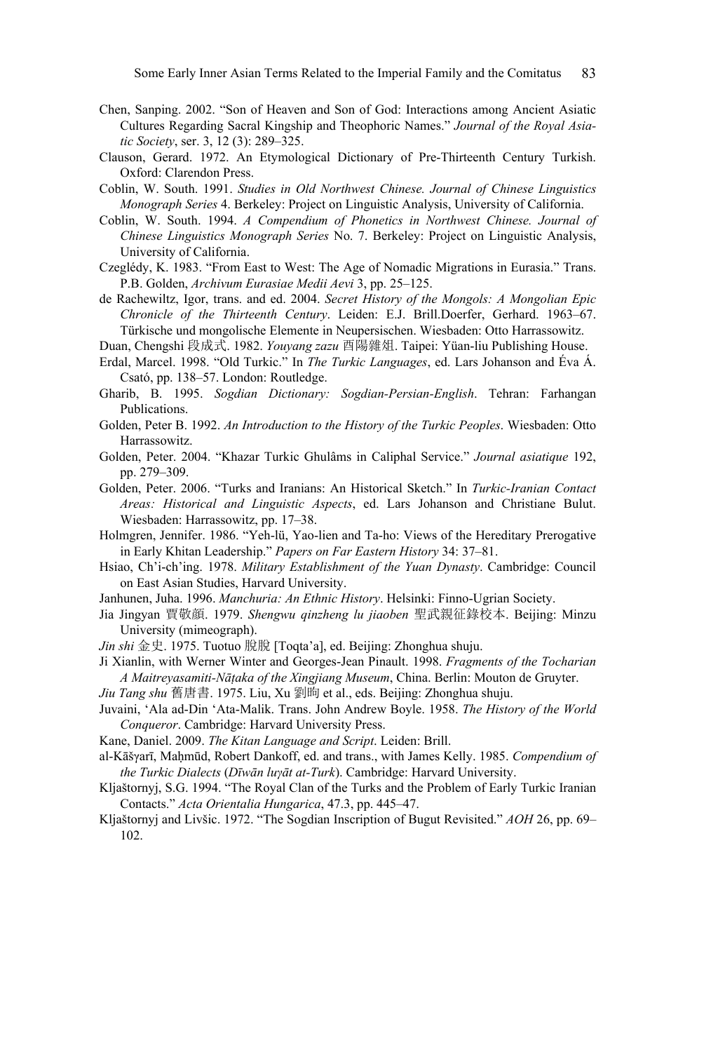Chen, Sanping. 2002. "Son of Heaven and Son of God: Interactions among Ancient Asiatic Cultures Regarding Sacral Kingship and Theophoric Names." *Journal of the Royal Asiatic Society*, ser. 3, 12 (3): 289–325.

Clauson, Gerard. 1972. An Etymological Dictionary of Pre-Thirteenth Century Turkish. Oxford: Clarendon Press.

Coblin, W. South. 1991. *Studies in Old Northwest Chinese. Journal of Chinese Linguistics Monograph Series* 4. Berkeley: Project on Linguistic Analysis, University of California.

Coblin, W. South. 1994. *A Compendium of Phonetics in Northwest Chinese. Journal of Chinese Linguistics Monograph Series* No. 7. Berkeley: Project on Linguistic Analysis, University of California.

Czeglédy, K. 1983. "From East to West: The Age of Nomadic Migrations in Eurasia." Trans. P.B. Golden, *Archivum Eurasiae Medii Aevi* 3, pp. 25–125.

de Rachewiltz, Igor, trans. and ed. 2004. *Secret History of the Mongols: A Mongolian Epic Chronicle of the Thirteenth Century*. Leiden: E.J. Brill.Doerfer, Gerhard. 1963–67. Türkische und mongolische Elemente in Neupersischen. Wiesbaden: Otto Harrassowitz.

Duan, Chengshi 段成式. 1982. *Youyang zazu* 酉陽雜俎. Taipei: Yüan-liu Publishing House.

Erdal, Marcel. 1998. "Old Turkic." In *The Turkic Languages*, ed. Lars Johanson and Éva Á. Csató, pp. 138–57. London: Routledge.

Gharib, B. 1995. *Sogdian Dictionary: Sogdian-Persian-English*. Tehran: Farhangan Publications.

Golden, Peter B. 1992. *An Introduction to the History of the Turkic Peoples*. Wiesbaden: Otto Harrassowitz.

Golden, Peter. 2004. "Khazar Turkic Ghulâms in Caliphal Service." *Journal asiatique* 192, pp. 279–309.

Golden, Peter. 2006. "Turks and Iranians: An Historical Sketch." In *Turkic-Iranian Contact Areas: Historical and Linguistic Aspects*, ed. Lars Johanson and Christiane Bulut. Wiesbaden: Harrassowitz, pp. 17–38.

Holmgren, Jennifer. 1986. "Yeh-lü, Yao-lien and Ta-ho: Views of the Hereditary Prerogative in Early Khitan Leadership." *Papers on Far Eastern History* 34: 37–81.

Hsiao, Ch'i-ch'ing. 1978. *Military Establishment of the Yuan Dynasty*. Cambridge: Council on East Asian Studies, Harvard University.

Janhunen, Juha. 1996. *Manchuria: An Ethnic History*. Helsinki: Finno-Ugrian Society.

Jia Jingyan 賈敬顏. 1979. *Shengwu qinzheng lu jiaoben* 聖武親征錄校本. Beijing: Minzu University (mimeograph).

*Jin shi* 金史. 1975. Tuotuo 脫脫 [Toqta'a], ed. Beijing: Zhonghua shuju.

Ji Xianlin, with Werner Winter and Georges-Jean Pinault. 1998. *Fragments of the Tocharian A Maitreyasamiti-Nāṭaka of the Xingjiang Museum*, China. Berlin: Mouton de Gruyter.

*Jiu Tang shu* 舊唐書. 1975. Liu, Xu 劉昫 et al., eds. Beijing: Zhonghua shuju.

Juvaini, 'Ala ad-Din 'Ata-Malik. Trans. John Andrew Boyle. 1958. *The History of the World Conqueror*. Cambridge: Harvard University Press.

Kane, Daniel. 2009. *The Kitan Language and Script*. Leiden: Brill.

al-Kāšγarī, Maḥmūd, Robert Dankoff, ed. and trans., with James Kelly. 1985. *Compendium of the Turkic Dialects* (*Dīwān luγāt at-Turk*). Cambridge: Harvard University.

Kljaštornyj, S.G. 1994. "The Royal Clan of the Turks and the Problem of Early Turkic Iranian Contacts." *Acta Orientalia Hungarica*, 47.3, pp. 445–47.

Kljaštornyj and Livšic. 1972. "The Sogdian Inscription of Bugut Revisited." *AOH* 26, pp. 69–102.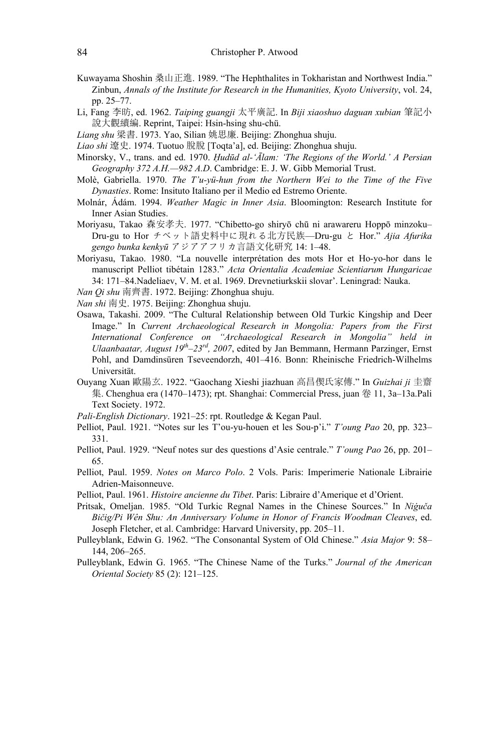Kuwayama Shoshin 桑山正進. 1989. “The Hephthalites in Tokharistan and Northwest India.” Zinbun, *Annals of the Institute for Research in the Humanities, Kyoto University*, vol. 24, pp. 25–77.

Li, Fang 李昉, ed. 1962. *Taiping guangji* 太平廣記. In *Biji xiaoshuo daguan xubian* 筆記小說大觀續編. Reprint, Taipei: Hsin-hsing shu-chü.

*Liang shu* 梁書. 1973. Yao, Silian 姚思廉. Beijing: Zhonghua shuju.

*Liao shi* 遼史. 1974. Tuotuo 脫脫 [Toqta'a], ed. Beijing: Zhonghua shuju.

Minorsky, V., trans. and ed. 1970. *Ḥudūd al-'Ālam: 'The Regions of the World.' A Persian Geography 372 A.H.—982 A.D*. Cambridge: E. J. W. Gibb Memorial Trust.

Molè, Gabriella. 1970. *The T'u-yü-hun from the Northern Wei to the Time of the Five Dynasties*. Rome: Insituto Italiano per il Medio ed Estremo Oriente.

Molnár, Ádám. 1994. *Weather Magic in Inner Asia*. Bloomington: Research Institute for Inner Asian Studies.

Moriyasu, Takao 森安孝夫. 1977. “Chibetto-go shiryō chū ni arawareru Hoppō minzoku–Dru-gu to Hor チベット語史料中に現れる北方民族—Dru-gu と Hor.” *Ajia Afurika gengo bunka kenkyū* アジアアフリカ言語文化研究 14: 1–48.

Moriyasu, Takao. 1980. “La nouvelle interprétation des mots Hor et Ho-yo-hor dans le manuscript Pelliot tibétain 1283.” *Acta Orientalia Academiae Scientiarum Hungaricae* 34: 171–84.Nadeliaev, V. M. et al. 1969. Drevnetiurkskii slovar'. Leningrad: Nauka.

*Nan Qi shu* 南齊書. 1972. Beijing: Zhonghua shuju.

*Nan shi* 南史. 1975. Beijing: Zhonghua shuju.

Osawa, Takashi. 2009. “The Cultural Relationship between Old Turkic Kingship and Deer Image.” In *Current Archaeological Research in Mongolia: Papers from the First International Conference on “Archaeological Research in Mongolia” held in Ulaanbaatar, August 19th–23rd, 2007*, edited by Jan Bemmann, Hermann Parzinger, Ernst Pohl, and Damdinsüren Tseveendorzh, 401–416. Bonn: Rheinische Friedrich-Wilhelms Universität.

Ouyang Xuan 歐陽玄. 1922. “Gaochang Xieshi jiazhuan 高昌偰氏家傳.” In *Guizhai ji* 圭齋集. Chenghua era (1470–1473); rpt. Shanghai: Commercial Press, juan 卷 11, 3a–13a.Pali Text Society. 1972.

*Pali-English Dictionary*. 1921–25: rpt. Routledge & Kegan Paul.

Pelliot, Paul. 1921. “Notes sur les T'ou-yu-houen et les Sou-p'i.” *T'oung Pao* 20, pp. 323–331.

Pelliot, Paul. 1929. “Neuf notes sur des questions d'Asie centrale.” *T'oung Pao* 26, pp. 201–65.

Pelliot, Paul. 1959. *Notes on Marco Polo*. 2 Vols. Paris: Imperimerie Nationale Librairie Adrien-Maisonneuve.

Pelliot, Paul. 1961. *Histoire ancienne du Tibet*. Paris: Libraire d'Amerique et d'Orient.

Pritsak, Omeljan. 1985. “Old Turkic Regnal Names in the Chinese Sources.” In *Niġuča Bičig/Pi Wên Shu: An Anniversary Volume in Honor of Francis Woodman Cleaves*, ed. Joseph Fletcher, et al. Cambridge: Harvard University, pp. 205–11.

Pulleyblank, Edwin G. 1962. “The Consonantal System of Old Chinese.” *Asia Major* 9: 58–144, 206–265.

Pulleyblank, Edwin G. 1965. “The Chinese Name of the Turks.” *Journal of the American Oriental Society* 85 (2): 121–125.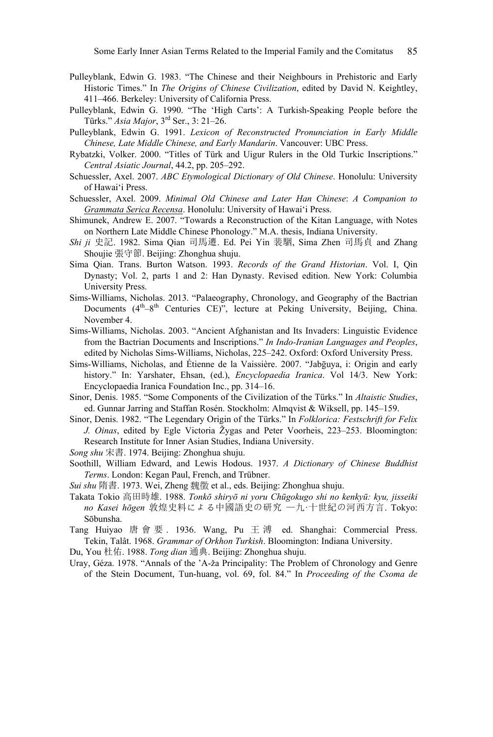Pulleyblank, Edwin G. 1983. "The Chinese and their Neighbours in Prehistoric and Early Historic Times." In *The Origins of Chinese Civilization*, edited by David N. Keightley, 411–466. Berkeley: University of California Press.

Pulleyblank, Edwin G. 1990. "The 'High Carts': A Turkish-Speaking People before the Türks." *Asia Major*, 3rd Ser., 3: 21–26.

Pulleyblank, Edwin G. 1991. *Lexicon of Reconstructed Pronunciation in Early Middle Chinese, Late Middle Chinese, and Early Mandarin*. Vancouver: UBC Press.

Rybatzki, Volker. 2000. "Titles of Türk and Uigur Rulers in the Old Turkic Inscriptions." *Central Asiatic Journal*, 44.2, pp. 205–292.

Schuessler, Axel. 2007. *ABC Etymological Dictionary of Old Chinese*. Honolulu: University of Hawai'i Press.

Schuessler, Axel. 2009. *Minimal Old Chinese and Later Han Chinese*: *A Companion to Grammata Serica Recensa*. Honolulu: University of Hawai'i Press.

Shimunek, Andrew E. 2007. "Towards a Reconstruction of the Kitan Language, with Notes on Northern Late Middle Chinese Phonology." M.A. thesis, Indiana University.

*Shi ji* 史記. 1982. Sima Qian 司馬遷. Ed. Pei Yin 裴駰, Sima Zhen 司馬貞 and Zhang Shoujie 張守節. Beijing: Zhonghua shuju.

Sima Qian. Trans. Burton Watson. 1993. *Records of the Grand Historian*. Vol. I, Qin Dynasty; Vol. 2, parts 1 and 2: Han Dynasty. Revised edition. New York: Columbia University Press.

Sims-Williams, Nicholas. 2013. "Palaeography, Chronology, and Geography of the Bactrian Documents (4th–8th Centuries CE)", lecture at Peking University, Beijing, China. November 4.

Sims-Williams, Nicholas. 2003. "Ancient Afghanistan and Its Invaders: Linguistic Evidence from the Bactrian Documents and Inscriptions." *In Indo-Iranian Languages and Peoples*, edited by Nicholas Sims-Williams, Nicholas, 225–242. Oxford: Oxford University Press.

Sims-Williams, Nicholas, and Étienne de la Vaissière. 2007. "Jabḡuya, i: Origin and early history." In: Yarshater, Ehsan, (ed.), *Encyclopaedia Iranica*. Vol 14/3. New York: Encyclopaedia Iranica Foundation Inc., pp. 314–16.

Sinor, Denis. 1985. "Some Components of the Civilization of the Türks." In *Altaistic Studies*, ed. Gunnar Jarring and Staffan Rosén. Stockholm: Almqvist & Wiksell, pp. 145–159.

Sinor, Denis. 1982. "The Legendary Origin of the Türks." In *Folklorica: Festschrift for Felix J. Oinas*, edited by Egle Victoria Žygas and Peter Voorheis, 223–253. Bloomington: Research Institute for Inner Asian Studies, Indiana University.

*Song shu* 宋書. 1974. Beijing: Zhonghua shuju.

Soothill, William Edward, and Lewis Hodous. 1937. *A Dictionary of Chinese Buddhist Terms*. London: Kegan Paul, French, and Trübner.

*Sui shu* 隋書. 1973. Wei, Zheng 魏徵 et al., eds. Beijing: Zhonghua shuju.

Takata Tokio 高田時雄. 1988. *Tonkō shiryō ni yoru Chūgokugo shi no kenkyū: kyu, jisseiki no Kasei hōgen* 敦煌史料による中國語史の研究 —九·十世紀の河西方言. Tokyo: Sōbunsha.

Tang Huiyao 唐會要. 1936. Wang, Pu 王溥 ed. Shanghai: Commercial Press.

Tekin, Talât. 1968. *Grammar of Orkhon Turkish*. Bloomington: Indiana University.

Du, You 杜佑. 1988. *Tong dian* 通典. Beijing: Zhonghua shuju.

Uray, Géza. 1978. "Annals of the 'A-ža Principality: The Problem of Chronology and Genre of the Stein Document, Tun-huang, vol. 69, fol. 84." In *Proceeding of the Csoma de*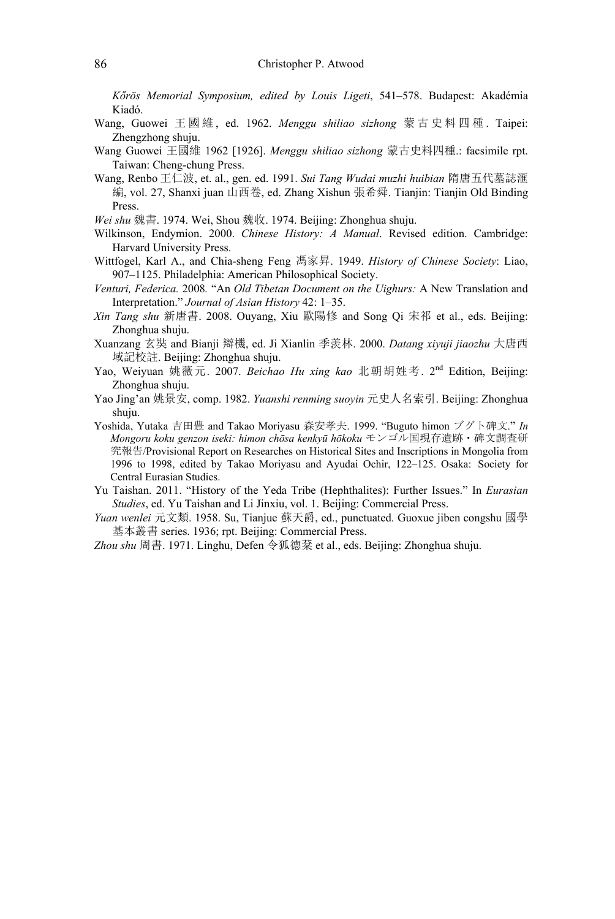*Kőrös Memorial Symposium, edited by Louis Ligeti*, 541–578. Budapest: Akadémia Kiadó.

Wang, Guowei 王國維, ed. 1962. *Menggu shiliao sizhong* 蒙古史料四種. Taipei: Zhengzhong shuju.

Wang Guowei 王國維 1962 [1926]. *Menggu shiliao sizhong* 蒙古史料四種.: facsimile rpt. Taiwan: Cheng-chung Press.

Wang, Renbo 王仁波, et. al., gen. ed. 1991. *Sui Tang Wudai muzhi huibian* 隋唐五代墓誌滙編, vol. 27, Shanxi juan 山西卷, ed. Zhang Xishun 張希舜. Tianjin: Tianjin Old Binding Press.

*Wei shu* 魏書. 1974. Wei, Shou 魏收. 1974. Beijing: Zhonghua shuju.

Wilkinson, Endymion. 2000. *Chinese History: A Manual*. Revised edition. Cambridge: Harvard University Press.

Wittfogel, Karl A., and Chia-sheng Feng 馮家昇. 1949. *History of Chinese Society*: Liao, 907–1125. Philadelphia: American Philosophical Society.

*Venturi, Federica.* 2008. "An *Old Tibetan Document on the Uighurs:* A New Translation and Interpretation." *Journal of Asian History* 42: 1–35.

*Xin Tang shu* 新唐書. 2008. Ouyang, Xiu 歐陽修 and Song Qi 宋祁 et al., eds. Beijing: Zhonghua shuju.

Xuanzang 玄奘 and Bianji 辯機, ed. Ji Xianlin 季羡林. 2000. *Datang xiyuji jiaozhu* 大唐西域記校註. Beijing: Zhonghua shuju.

Yao, Weiyuan 姚薇元. 2007. *Beichao Hu xing kao* 北朝胡姓考. 2nd Edition, Beijing: Zhonghua shuju.

Yao Jing'an 姚景安, comp. 1982. *Yuanshi renming suoyin* 元史人名索引. Beijing: Zhonghua shuju.

Yoshida, Yutaka 吉田豊 and Takao Moriyasu 森安孝夫. 1999. "Buguto himon ブグト碑文." *In Mongoru koku genzon iseki: himon chōsa kenkyū hōkoku* モンゴル国現存遺跡・碑文調査研究報告/Provisional Report on Researches on Historical Sites and Inscriptions in Mongolia from 1996 to 1998, edited by Takao Moriyasu and Ayudai Ochir, 122–125. Osaka: Society for Central Eurasian Studies.

Yu Taishan. 2011. "History of the Yeda Tribe (Hephthalites): Further Issues." In *Eurasian Studies*, ed. Yu Taishan and Li Jinxiu, vol. 1. Beijing: Commercial Press.

*Yuan wenlei* 元文類. 1958. Su, Tianjue 蘇天爵, ed., punctuated. Guoxue jiben congshu 國學基本叢書 series. 1936; rpt. Beijing: Commercial Press.

*Zhou shu* 周書. 1971. Linghu, Defen 令狐德棻 et al., eds. Beijing: Zhonghua shuju.